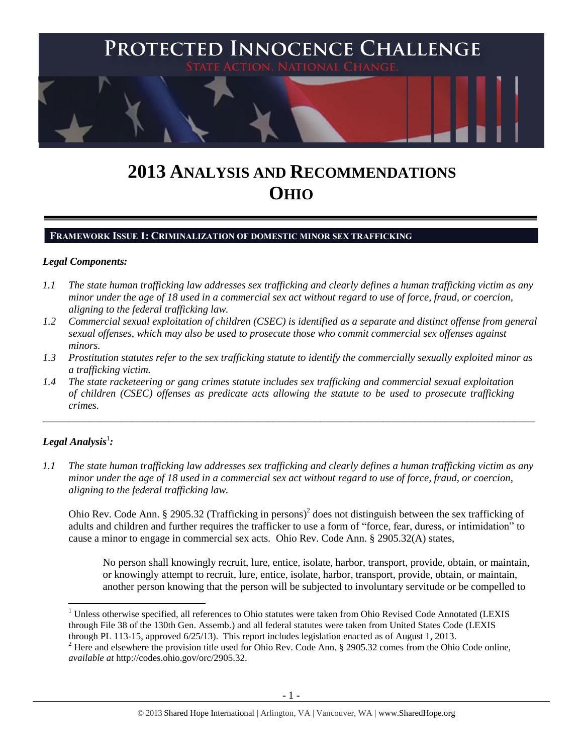# PROTECTED INNOCENCE CHALLENGE

STATE ACTION. NATIONAL CHANGE.

# 2013 ANALYSIS AND RECOMMENDATIONS OHIO

## FRAMEWORK ISSUE 1: CRIMINALIZATION OF DOMESTIC MINOR SEX TRAFFICKING

### *Legal Components:*

*1.1 The state human trafficking law addresses sex trafficking and clearly defines a human trafficking victim as any minor under the age of 18 used in a commercial sex act without regard to use of force, fraud, or coercion, aligning to the federal trafficking law.*

*1.2 Commercial sexual exploitation of children (CSEC) is identified as a separate and distinct offense from general sexual offenses, which may also be used to prosecute those who commit commercial sex offenses against minors.*

*1.3 Prostitution statutes refer to the sex trafficking statute to identify the commercially sexually exploited minor as a trafficking victim.*

*1.4 The state racketeering or gang crimes statute includes sex trafficking and commercial sexual exploitation of children (CSEC) offenses as predicate acts allowing the statute to be used to prosecute trafficking crimes.*

---

### *Legal Analysis*[1]*:*

*1.1 The state human trafficking law addresses sex trafficking and clearly defines a human trafficking victim as any minor under the age of 18 used in a commercial sex act without regard to use of force, fraud, or coercion, aligning to the federal trafficking law.*

Ohio Rev. Code Ann. § 2905.32 (Trafficking in persons)[2] does not distinguish between the sex trafficking of adults and children and further requires the trafficker to use a form of "force, fear, duress, or intimidation" to cause a minor to engage in commercial sex acts. Ohio Rev. Code Ann. § 2905.32(A) states,

> No person shall knowingly recruit, lure, entice, isolate, harbor, transport, provide, obtain, or maintain, or knowingly attempt to recruit, lure, entice, isolate, harbor, transport, provide, obtain, or maintain, another person knowing that the person will be subjected to involuntary servitude or be compelled to

---

[1] Unless otherwise specified, all references to Ohio statutes were taken from Ohio Revised Code Annotated (LEXIS through File 38 of the 130th Gen. Assemb.) and all federal statutes were taken from United States Code (LEXIS through PL 113-15, approved 6/25/13). This report includes legislation enacted as of August 1, 2013.

[2] Here and elsewhere the provision title used for Ohio Rev. Code Ann. § 2905.32 comes from the Ohio Code online, *available at* http://codes.ohio.gov/orc/2905.32.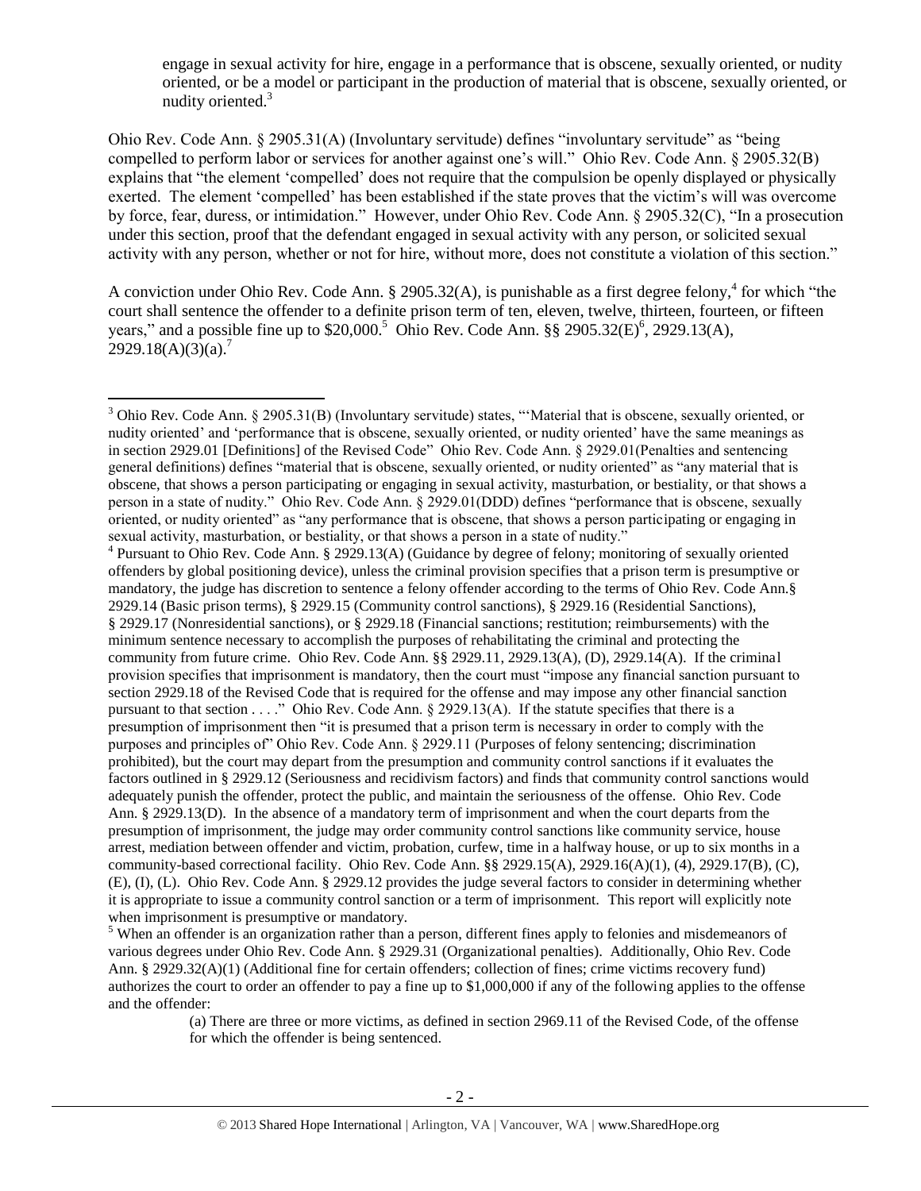engage in sexual activity for hire, engage in a performance that is obscene, sexually oriented, or nudity oriented, or be a model or participant in the production of material that is obscene, sexually oriented, or nudity oriented.[3]

Ohio Rev. Code Ann. § 2905.31(A) (Involuntary servitude) defines "involuntary servitude" as "being compelled to perform labor or services for another against one's will." Ohio Rev. Code Ann. § 2905.32(B) explains that "the element 'compelled' does not require that the compulsion be openly displayed or physically exerted. The element 'compelled' has been established if the state proves that the victim's will was overcome by force, fear, duress, or intimidation." However, under Ohio Rev. Code Ann. § 2905.32(C), "In a prosecution under this section, proof that the defendant engaged in sexual activity with any person, or solicited sexual activity with any person, whether or not for hire, without more, does not constitute a violation of this section."

A conviction under Ohio Rev. Code Ann. § 2905.32(A), is punishable as a first degree felony,[4] for which "the court shall sentence the offender to a definite prison term of ten, eleven, twelve, thirteen, fourteen, or fifteen years," and a possible fine up to $20,000.[5] Ohio Rev. Code Ann. §§ 2905.32(E)[6], 2929.13(A), 2929.18(A)(3)(a).[7]

---

[3] Ohio Rev. Code Ann. § 2905.31(B) (Involuntary servitude) states, "'Material that is obscene, sexually oriented, or nudity oriented' and 'performance that is obscene, sexually oriented, or nudity oriented' have the same meanings as in section 2929.01 [Definitions] of the Revised Code" Ohio Rev. Code Ann. § 2929.01(Penalties and sentencing general definitions) defines "material that is obscene, sexually oriented, or nudity oriented" as "any material that is obscene, that shows a person participating or engaging in sexual activity, masturbation, or bestiality, or that shows a person in a state of nudity." Ohio Rev. Code Ann. § 2929.01(DDD) defines "performance that is obscene, sexually oriented, or nudity oriented" as "any performance that is obscene, that shows a person participating or engaging in sexual activity, masturbation, or bestiality, or that shows a person in a state of nudity."

[4] Pursuant to Ohio Rev. Code Ann. § 2929.13(A) (Guidance by degree of felony; monitoring of sexually oriented offenders by global positioning device), unless the criminal provision specifies that a prison term is presumptive or mandatory, the judge has discretion to sentence a felony offender according to the terms of Ohio Rev. Code Ann.§ 2929.14 (Basic prison terms), § 2929.15 (Community control sanctions), § 2929.16 (Residential Sanctions), § 2929.17 (Nonresidential sanctions), or § 2929.18 (Financial sanctions; restitution; reimbursements) with the minimum sentence necessary to accomplish the purposes of rehabilitating the criminal and protecting the community from future crime. Ohio Rev. Code Ann. §§ 2929.11, 2929.13(A), (D), 2929.14(A). If the criminal provision specifies that imprisonment is mandatory, then the court must "impose any financial sanction pursuant to section 2929.18 of the Revised Code that is required for the offense and may impose any other financial sanction pursuant to that section . . . ." Ohio Rev. Code Ann. § 2929.13(A). If the statute specifies that there is a presumption of imprisonment then "it is presumed that a prison term is necessary in order to comply with the purposes and principles of" Ohio Rev. Code Ann. § 2929.11 (Purposes of felony sentencing; discrimination prohibited), but the court may depart from the presumption and community control sanctions if it evaluates the factors outlined in § 2929.12 (Seriousness and recidivism factors) and finds that community control sanctions would adequately punish the offender, protect the public, and maintain the seriousness of the offense. Ohio Rev. Code Ann. § 2929.13(D). In the absence of a mandatory term of imprisonment and when the court departs from the presumption of imprisonment, the judge may order community control sanctions like community service, house arrest, mediation between offender and victim, probation, curfew, time in a halfway house, or up to six months in a community-based correctional facility. Ohio Rev. Code Ann. §§ 2929.15(A), 2929.16(A)(1), (4), 2929.17(B), (C), (E), (I), (L). Ohio Rev. Code Ann. § 2929.12 provides the judge several factors to consider in determining whether it is appropriate to issue a community control sanction or a term of imprisonment. This report will explicitly note when imprisonment is presumptive or mandatory.

[5] When an offender is an organization rather than a person, different fines apply to felonies and misdemeanors of various degrees under Ohio Rev. Code Ann. § 2929.31 (Organizational penalties). Additionally, Ohio Rev. Code Ann. § 2929.32(A)(1) (Additional fine for certain offenders; collection of fines; crime victims recovery fund) authorizes the court to order an offender to pay a fine up to $1,000,000 if any of the following applies to the offense and the offender:

> (a) There are three or more victims, as defined in section 2969.11 of the Revised Code, of the offense for which the offender is being sentenced.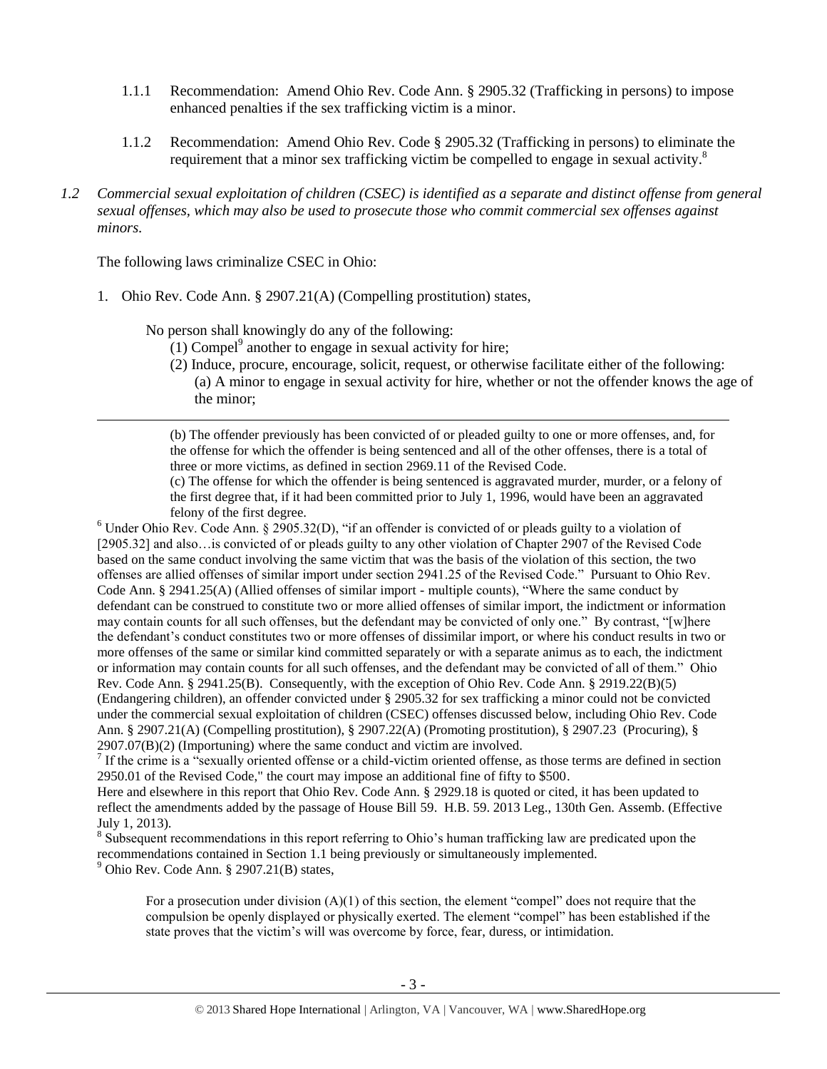1.1.1 Recommendation: Amend Ohio Rev. Code Ann. § 2905.32 (Trafficking in persons) to impose enhanced penalties if the sex trafficking victim is a minor.

1.1.2 Recommendation: Amend Ohio Rev. Code § 2905.32 (Trafficking in persons) to eliminate the requirement that a minor sex trafficking victim be compelled to engage in sexual activity.[8]

*1.2 Commercial sexual exploitation of children (CSEC) is identified as a separate and distinct offense from general sexual offenses, which may also be used to prosecute those who commit commercial sex offenses against minors.*

The following laws criminalize CSEC in Ohio:

1. Ohio Rev. Code Ann. § 2907.21(A) (Compelling prostitution) states,

   No person shall knowingly do any of the following:
   (1) Compel[9] another to engage in sexual activity for hire;
   (2) Induce, procure, encourage, solicit, request, or otherwise facilitate either of the following:
   (a) A minor to engage in sexual activity for hire, whether or not the offender knows the age of the minor;

---

> (b) The offender previously has been convicted of or pleaded guilty to one or more offenses, and, for the offense for which the offender is being sentenced and all of the other offenses, there is a total of three or more victims, as defined in section 2969.11 of the Revised Code.
> (c) The offense for which the offender is being sentenced is aggravated murder, murder, or a felony of the first degree that, if it had been committed prior to July 1, 1996, would have been an aggravated felony of the first degree.

[6] Under Ohio Rev. Code Ann. § 2905.32(D), "if an offender is convicted of or pleads guilty to a violation of [2905.32] and also…is convicted of or pleads guilty to any other violation of Chapter 2907 of the Revised Code based on the same conduct involving the same victim that was the basis of the violation of this section, the two offenses are allied offenses of similar import under section 2941.25 of the Revised Code." Pursuant to Ohio Rev. Code Ann. § 2941.25(A) (Allied offenses of similar import - multiple counts), "Where the same conduct by defendant can be construed to constitute two or more allied offenses of similar import, the indictment or information may contain counts for all such offenses, but the defendant may be convicted of only one." By contrast, "[w]here the defendant's conduct constitutes two or more offenses of dissimilar import, or where his conduct results in two or more offenses of the same or similar kind committed separately or with a separate animus as to each, the indictment or information may contain counts for all such offenses, and the defendant may be convicted of all of them." Ohio Rev. Code Ann. § 2941.25(B). Consequently, with the exception of Ohio Rev. Code Ann. § 2919.22(B)(5) (Endangering children), an offender convicted under § 2905.32 for sex trafficking a minor could not be convicted under the commercial sexual exploitation of children (CSEC) offenses discussed below, including Ohio Rev. Code Ann. § 2907.21(A) (Compelling prostitution), § 2907.22(A) (Promoting prostitution), § 2907.23 (Procuring), § 2907.07(B)(2) (Importuning) where the same conduct and victim are involved.

[7] If the crime is a "sexually oriented offense or a child-victim oriented offense, as those terms are defined in section 2950.01 of the Revised Code," the court may impose an additional fine of fifty to $500.
Here and elsewhere in this report that Ohio Rev. Code Ann. § 2929.18 is quoted or cited, it has been updated to reflect the amendments added by the passage of House Bill 59. H.B. 59. 2013 Leg., 130th Gen. Assemb. (Effective July 1, 2013).

[8] Subsequent recommendations in this report referring to Ohio's human trafficking law are predicated upon the recommendations contained in Section 1.1 being previously or simultaneously implemented.

[9] Ohio Rev. Code Ann. § 2907.21(B) states,

> For a prosecution under division (A)(1) of this section, the element "compel" does not require that the compulsion be openly displayed or physically exerted. The element "compel" has been established if the state proves that the victim's will was overcome by force, fear, duress, or intimidation.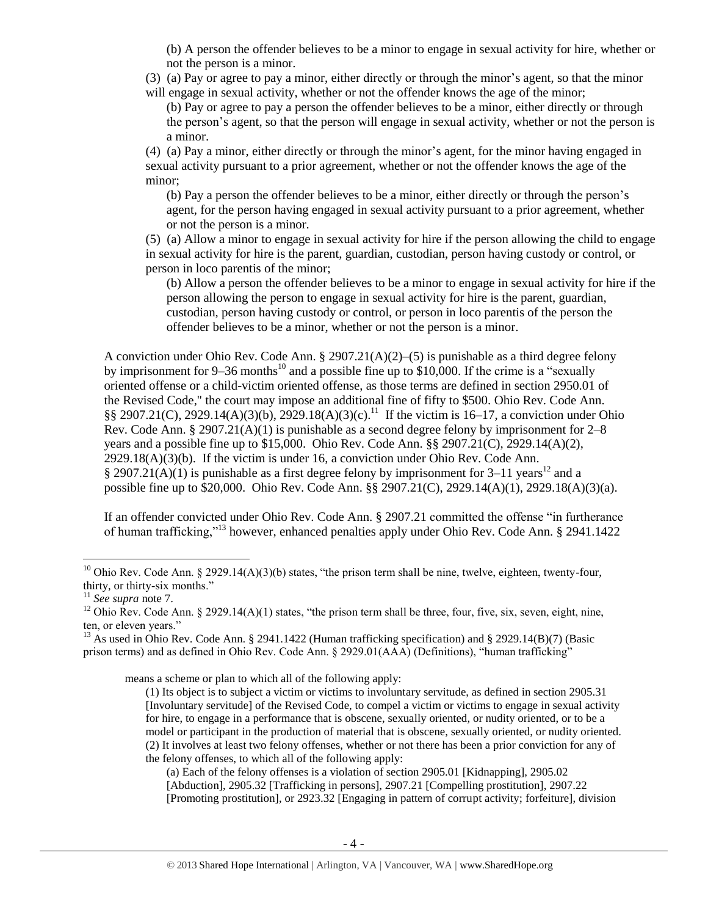(b) A person the offender believes to be a minor to engage in sexual activity for hire, whether or not the person is a minor.

(3) (a) Pay or agree to pay a minor, either directly or through the minor's agent, so that the minor will engage in sexual activity, whether or not the offender knows the age of the minor;

(b) Pay or agree to pay a person the offender believes to be a minor, either directly or through the person's agent, so that the person will engage in sexual activity, whether or not the person is a minor.

(4) (a) Pay a minor, either directly or through the minor's agent, for the minor having engaged in sexual activity pursuant to a prior agreement, whether or not the offender knows the age of the minor;

(b) Pay a person the offender believes to be a minor, either directly or through the person's agent, for the person having engaged in sexual activity pursuant to a prior agreement, whether or not the person is a minor.

(5) (a) Allow a minor to engage in sexual activity for hire if the person allowing the child to engage in sexual activity for hire is the parent, guardian, custodian, person having custody or control, or person in loco parentis of the minor;

(b) Allow a person the offender believes to be a minor to engage in sexual activity for hire if the person allowing the person to engage in sexual activity for hire is the parent, guardian, custodian, person having custody or control, or person in loco parentis of the person the offender believes to be a minor, whether or not the person is a minor.

A conviction under Ohio Rev. Code Ann. § 2907.21(A)(2)–(5) is punishable as a third degree felony by imprisonment for 9–36 months[10] and a possible fine up to $10,000. If the crime is a "sexually oriented offense or a child-victim oriented offense, as those terms are defined in section 2950.01 of the Revised Code," the court may impose an additional fine of fifty to $500. Ohio Rev. Code Ann. §§ 2907.21(C), 2929.14(A)(3)(b), 2929.18(A)(3)(c).[11] If the victim is 16–17, a conviction under Ohio Rev. Code Ann. § 2907.21(A)(1) is punishable as a second degree felony by imprisonment for 2–8 years and a possible fine up to $15,000. Ohio Rev. Code Ann. §§ 2907.21(C), 2929.14(A)(2), 2929.18(A)(3)(b). If the victim is under 16, a conviction under Ohio Rev. Code Ann. § 2907.21(A)(1) is punishable as a first degree felony by imprisonment for 3–11 years[12] and a possible fine up to $20,000. Ohio Rev. Code Ann. §§ 2907.21(C), 2929.14(A)(1), 2929.18(A)(3)(a).

If an offender convicted under Ohio Rev. Code Ann. § 2907.21 committed the offense "in furtherance of human trafficking,"[13] however, enhanced penalties apply under Ohio Rev. Code Ann. § 2941.1422

---

[10] Ohio Rev. Code Ann. § 2929.14(A)(3)(b) states, "the prison term shall be nine, twelve, eighteen, twenty-four, thirty, or thirty-six months."

[11] *See supra* note 7.

[12] Ohio Rev. Code Ann. § 2929.14(A)(1) states, "the prison term shall be three, four, five, six, seven, eight, nine, ten, or eleven years."

[13] As used in Ohio Rev. Code Ann. § 2941.1422 (Human trafficking specification) and § 2929.14(B)(7) (Basic prison terms) and as defined in Ohio Rev. Code Ann. § 2929.01(AAA) (Definitions), "human trafficking"

> means a scheme or plan to which all of the following apply:
>
> (1) Its object is to subject a victim or victims to involuntary servitude, as defined in section 2905.31 [Involuntary servitude] of the Revised Code, to compel a victim or victims to engage in sexual activity for hire, to engage in a performance that is obscene, sexually oriented, or nudity oriented, or to be a model or participant in the production of material that is obscene, sexually oriented, or nudity oriented.
> (2) It involves at least two felony offenses, whether or not there has been a prior conviction for any of the felony offenses, to which all of the following apply:
>
> (a) Each of the felony offenses is a violation of section 2905.01 [Kidnapping], 2905.02 [Abduction], 2905.32 [Trafficking in persons], 2907.21 [Compelling prostitution], 2907.22 [Promoting prostitution], or 2923.32 [Engaging in pattern of corrupt activity; forfeiture], division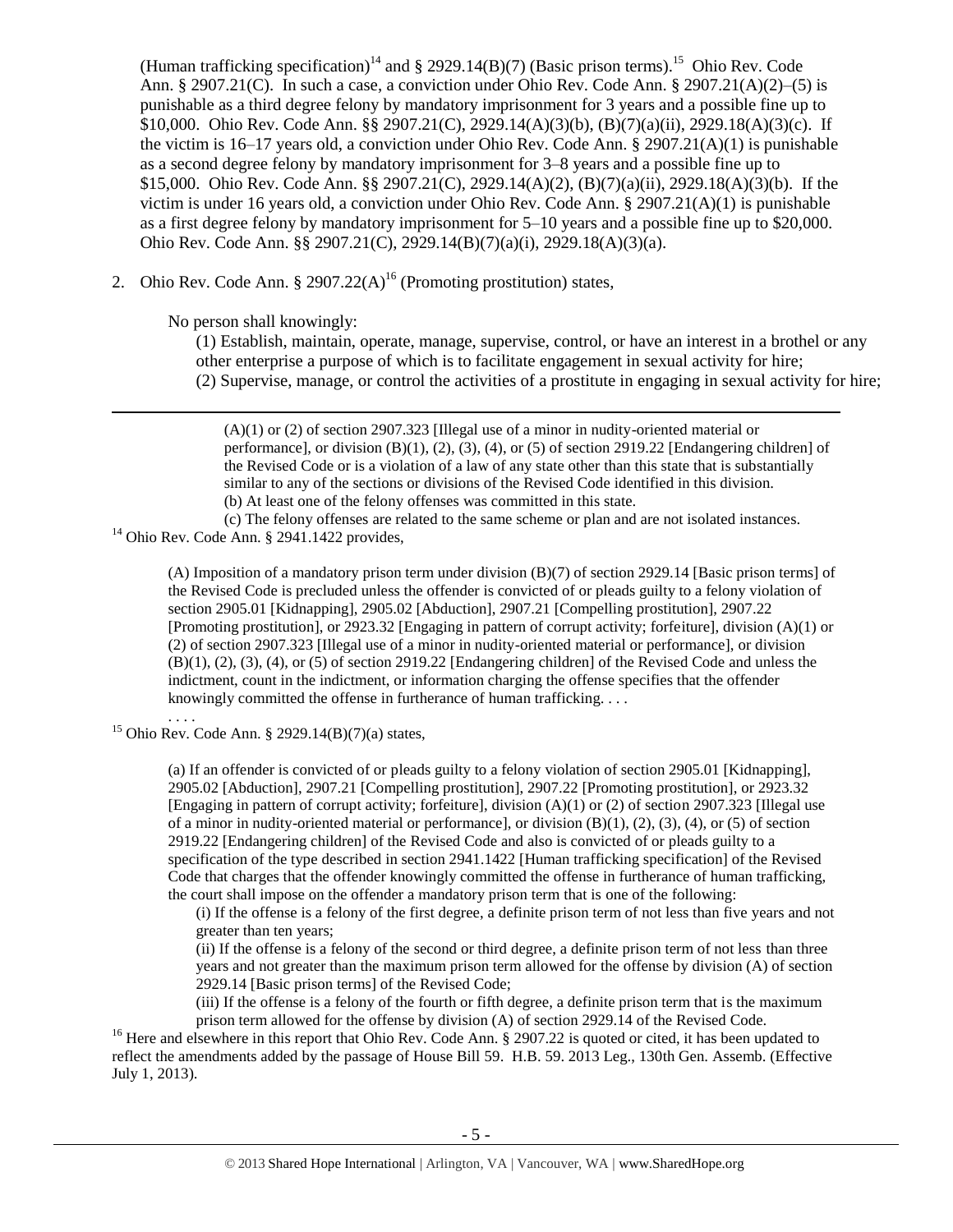(Human trafficking specification)[14] and § 2929.14(B)(7) (Basic prison terms).[15] Ohio Rev. Code Ann. § 2907.21(C). In such a case, a conviction under Ohio Rev. Code Ann. § 2907.21(A)(2)–(5) is punishable as a third degree felony by mandatory imprisonment for 3 years and a possible fine up to $10,000. Ohio Rev. Code Ann. §§ 2907.21(C), 2929.14(A)(3)(b), (B)(7)(a)(ii), 2929.18(A)(3)(c). If the victim is 16–17 years old, a conviction under Ohio Rev. Code Ann. § 2907.21(A)(1) is punishable as a second degree felony by mandatory imprisonment for 3–8 years and a possible fine up to $15,000. Ohio Rev. Code Ann. §§ 2907.21(C), 2929.14(A)(2), (B)(7)(a)(ii), 2929.18(A)(3)(b). If the victim is under 16 years old, a conviction under Ohio Rev. Code Ann. § 2907.21(A)(1) is punishable as a first degree felony by mandatory imprisonment for 5–10 years and a possible fine up to $20,000. Ohio Rev. Code Ann. §§ 2907.21(C), 2929.14(B)(7)(a)(i), 2929.18(A)(3)(a).

2. Ohio Rev. Code Ann. § 2907.22(A)[16] (Promoting prostitution) states,

   No person shall knowingly:
   
   (1) Establish, maintain, operate, manage, supervise, control, or have an interest in a brothel or any other enterprise a purpose of which is to facilitate engagement in sexual activity for hire;
   
   (2) Supervise, manage, or control the activities of a prostitute in engaging in sexual activity for hire;

---

> (A)(1) or (2) of section 2907.323 [Illegal use of a minor in nudity-oriented material or performance], or division (B)(1), (2), (3), (4), or (5) of section 2919.22 [Endangering children] of the Revised Code or is a violation of a law of any state other than this state that is substantially similar to any of the sections or divisions of the Revised Code identified in this division.
> (b) At least one of the felony offenses was committed in this state.
> (c) The felony offenses are related to the same scheme or plan and are not isolated instances.

[14] Ohio Rev. Code Ann. § 2941.1422 provides,

> (A) Imposition of a mandatory prison term under division (B)(7) of section 2929.14 [Basic prison terms] of the Revised Code is precluded unless the offender is convicted of or pleads guilty to a felony violation of section 2905.01 [Kidnapping], 2905.02 [Abduction], 2907.21 [Compelling prostitution], 2907.22 [Promoting prostitution], or 2923.32 [Engaging in pattern of corrupt activity; forfeiture], division (A)(1) or (2) of section 2907.323 [Illegal use of a minor in nudity-oriented material or performance], or division (B)(1), (2), (3), (4), or (5) of section 2919.22 [Endangering children] of the Revised Code and unless the indictment, count in the indictment, or information charging the offense specifies that the offender knowingly committed the offense in furtherance of human trafficking. . . .
> . . . .

[15] Ohio Rev. Code Ann. § 2929.14(B)(7)(a) states,

> (a) If an offender is convicted of or pleads guilty to a felony violation of section 2905.01 [Kidnapping], 2905.02 [Abduction], 2907.21 [Compelling prostitution], 2907.22 [Promoting prostitution], or 2923.32 [Engaging in pattern of corrupt activity; forfeiture], division (A)(1) or (2) of section 2907.323 [Illegal use of a minor in nudity-oriented material or performance], or division (B)(1), (2), (3), (4), or (5) of section 2919.22 [Endangering children] of the Revised Code and also is convicted of or pleads guilty to a specification of the type described in section 2941.1422 [Human trafficking specification] of the Revised Code that charges that the offender knowingly committed the offense in furtherance of human trafficking, the court shall impose on the offender a mandatory prison term that is one of the following:
> (i) If the offense is a felony of the first degree, a definite prison term of not less than five years and not greater than ten years;
> (ii) If the offense is a felony of the second or third degree, a definite prison term of not less than three years and not greater than the maximum prison term allowed for the offense by division (A) of section 2929.14 [Basic prison terms] of the Revised Code;
> (iii) If the offense is a felony of the fourth or fifth degree, a definite prison term that is the maximum prison term allowed for the offense by division (A) of section 2929.14 of the Revised Code.

[16] Here and elsewhere in this report that Ohio Rev. Code Ann. § 2907.22 is quoted or cited, it has been updated to reflect the amendments added by the passage of House Bill 59. H.B. 59. 2013 Leg., 130th Gen. Assemb. (Effective July 1, 2013).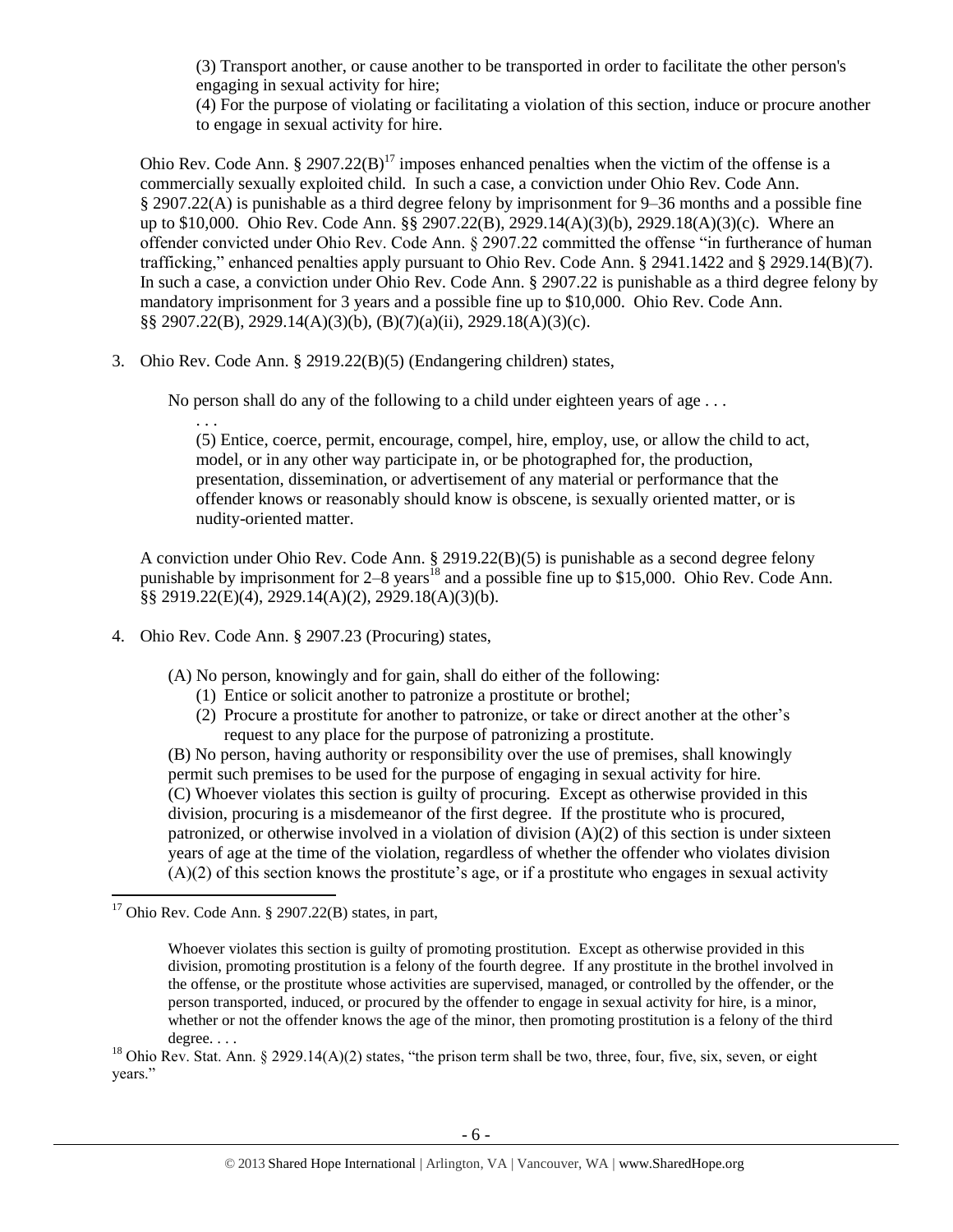(3) Transport another, or cause another to be transported in order to facilitate the other person's engaging in sexual activity for hire;

(4) For the purpose of violating or facilitating a violation of this section, induce or procure another to engage in sexual activity for hire.

Ohio Rev. Code Ann. § 2907.22(B)[17] imposes enhanced penalties when the victim of the offense is a commercially sexually exploited child. In such a case, a conviction under Ohio Rev. Code Ann. § 2907.22(A) is punishable as a third degree felony by imprisonment for 9–36 months and a possible fine up to $10,000. Ohio Rev. Code Ann. §§ 2907.22(B), 2929.14(A)(3)(b), 2929.18(A)(3)(c). Where an offender convicted under Ohio Rev. Code Ann. § 2907.22 committed the offense "in furtherance of human trafficking," enhanced penalties apply pursuant to Ohio Rev. Code Ann. § 2941.1422 and § 2929.14(B)(7). In such a case, a conviction under Ohio Rev. Code Ann. § 2907.22 is punishable as a third degree felony by mandatory imprisonment for 3 years and a possible fine up to $10,000. Ohio Rev. Code Ann. §§ 2907.22(B), 2929.14(A)(3)(b), (B)(7)(a)(ii), 2929.18(A)(3)(c).

3. Ohio Rev. Code Ann. § 2919.22(B)(5) (Endangering children) states,

   No person shall do any of the following to a child under eighteen years of age . . .

   . . .

   (5) Entice, coerce, permit, encourage, compel, hire, employ, use, or allow the child to act, model, or in any other way participate in, or be photographed for, the production, presentation, dissemination, or advertisement of any material or performance that the offender knows or reasonably should know is obscene, is sexually oriented matter, or is nudity-oriented matter.

   A conviction under Ohio Rev. Code Ann. § 2919.22(B)(5) is punishable as a second degree felony punishable by imprisonment for 2–8 years[18] and a possible fine up to $15,000. Ohio Rev. Code Ann. §§ 2919.22(E)(4), 2929.14(A)(2), 2929.18(A)(3)(b).

4. Ohio Rev. Code Ann. § 2907.23 (Procuring) states,

   (A) No person, knowingly and for gain, shall do either of the following:
   
   (1) Entice or solicit another to patronize a prostitute or brothel;
   
   (2) Procure a prostitute for another to patronize, or take or direct another at the other's request to any place for the purpose of patronizing a prostitute.

   (B) No person, having authority or responsibility over the use of premises, shall knowingly permit such premises to be used for the purpose of engaging in sexual activity for hire.

   (C) Whoever violates this section is guilty of procuring. Except as otherwise provided in this division, procuring is a misdemeanor of the first degree. If the prostitute who is procured, patronized, or otherwise involved in a violation of division (A)(2) of this section is under sixteen years of age at the time of the violation, regardless of whether the offender who violates division (A)(2) of this section knows the prostitute's age, or if a prostitute who engages in sexual activity

---

[17] Ohio Rev. Code Ann. § 2907.22(B) states, in part,

> Whoever violates this section is guilty of promoting prostitution. Except as otherwise provided in this division, promoting prostitution is a felony of the fourth degree. If any prostitute in the brothel involved in the offense, or the prostitute whose activities are supervised, managed, or controlled by the offender, or the person transported, induced, or procured by the offender to engage in sexual activity for hire, is a minor, whether or not the offender knows the age of the minor, then promoting prostitution is a felony of the third degree. . . .

[18] Ohio Rev. Stat. Ann. § 2929.14(A)(2) states, "the prison term shall be two, three, four, five, six, seven, or eight years."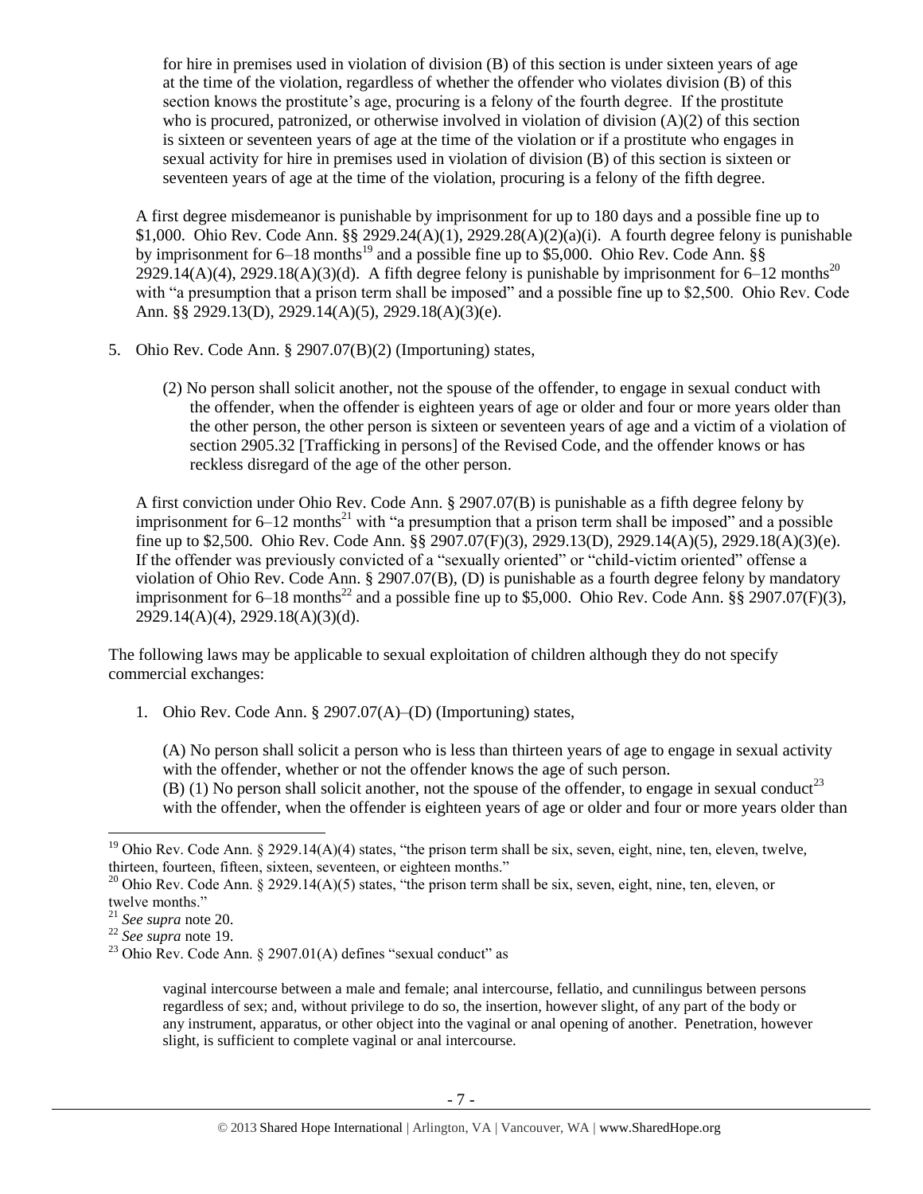for hire in premises used in violation of division (B) of this section is under sixteen years of age at the time of the violation, regardless of whether the offender who violates division (B) of this section knows the prostitute's age, procuring is a felony of the fourth degree. If the prostitute who is procured, patronized, or otherwise involved in violation of division (A)(2) of this section is sixteen or seventeen years of age at the time of the violation or if a prostitute who engages in sexual activity for hire in premises used in violation of division (B) of this section is sixteen or seventeen years of age at the time of the violation, procuring is a felony of the fifth degree.

A first degree misdemeanor is punishable by imprisonment for up to 180 days and a possible fine up to $1,000. Ohio Rev. Code Ann. §§ 2929.24(A)(1), 2929.28(A)(2)(a)(i). A fourth degree felony is punishable by imprisonment for 6–18 months[19] and a possible fine up to $5,000. Ohio Rev. Code Ann. §§ 2929.14(A)(4), 2929.18(A)(3)(d). A fifth degree felony is punishable by imprisonment for 6–12 months[20] with "a presumption that a prison term shall be imposed" and a possible fine up to $2,500. Ohio Rev. Code Ann. §§ 2929.13(D), 2929.14(A)(5), 2929.18(A)(3)(e).

5. Ohio Rev. Code Ann. § 2907.07(B)(2) (Importuning) states,

   (2) No person shall solicit another, not the spouse of the offender, to engage in sexual conduct with the offender, when the offender is eighteen years of age or older and four or more years older than the other person, the other person is sixteen or seventeen years of age and a victim of a violation of section 2905.32 [Trafficking in persons] of the Revised Code, and the offender knows or has reckless disregard of the age of the other person.

A first conviction under Ohio Rev. Code Ann. § 2907.07(B) is punishable as a fifth degree felony by imprisonment for 6–12 months[21] with "a presumption that a prison term shall be imposed" and a possible fine up to $2,500. Ohio Rev. Code Ann. §§ 2907.07(F)(3), 2929.13(D), 2929.14(A)(5), 2929.18(A)(3)(e). If the offender was previously convicted of a "sexually oriented" or "child-victim oriented" offense a violation of Ohio Rev. Code Ann. § 2907.07(B), (D) is punishable as a fourth degree felony by mandatory imprisonment for 6–18 months[22] and a possible fine up to $5,000. Ohio Rev. Code Ann. §§ 2907.07(F)(3), 2929.14(A)(4), 2929.18(A)(3)(d).

The following laws may be applicable to sexual exploitation of children although they do not specify commercial exchanges:

1. Ohio Rev. Code Ann. § 2907.07(A)–(D) (Importuning) states,

   (A) No person shall solicit a person who is less than thirteen years of age to engage in sexual activity with the offender, whether or not the offender knows the age of such person.
   (B) (1) No person shall solicit another, not the spouse of the offender, to engage in sexual conduct[23] with the offender, when the offender is eighteen years of age or older and four or more years older than

---

[19] Ohio Rev. Code Ann. § 2929.14(A)(4) states, "the prison term shall be six, seven, eight, nine, ten, eleven, twelve, thirteen, fourteen, fifteen, sixteen, seventeen, or eighteen months."

[20] Ohio Rev. Code Ann. § 2929.14(A)(5) states, "the prison term shall be six, seven, eight, nine, ten, eleven, or twelve months."

[21] *See supra* note 20.

[22] *See supra* note 19.

[23] Ohio Rev. Code Ann. § 2907.01(A) defines "sexual conduct" as

> vaginal intercourse between a male and female; anal intercourse, fellatio, and cunnilingus between persons regardless of sex; and, without privilege to do so, the insertion, however slight, of any part of the body or any instrument, apparatus, or other object into the vaginal or anal opening of another. Penetration, however slight, is sufficient to complete vaginal or anal intercourse.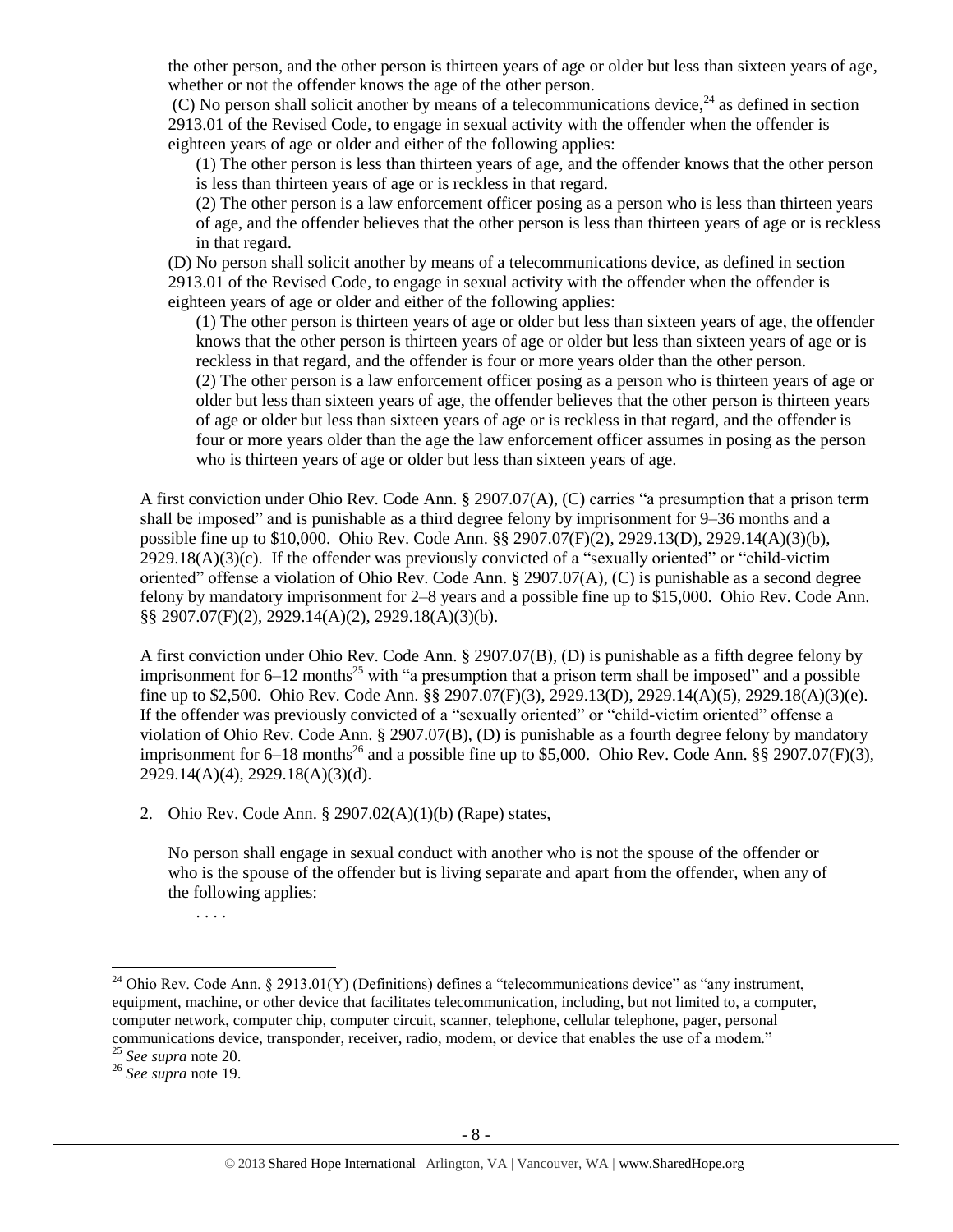the other person, and the other person is thirteen years of age or older but less than sixteen years of age, whether or not the offender knows the age of the other person.

(C) No person shall solicit another by means of a telecommunications device,[24] as defined in section 2913.01 of the Revised Code, to engage in sexual activity with the offender when the offender is eighteen years of age or older and either of the following applies:

(1) The other person is less than thirteen years of age, and the offender knows that the other person is less than thirteen years of age or is reckless in that regard.

(2) The other person is a law enforcement officer posing as a person who is less than thirteen years of age, and the offender believes that the other person is less than thirteen years of age or is reckless in that regard.

(D) No person shall solicit another by means of a telecommunications device, as defined in section 2913.01 of the Revised Code, to engage in sexual activity with the offender when the offender is eighteen years of age or older and either of the following applies:

(1) The other person is thirteen years of age or older but less than sixteen years of age, the offender knows that the other person is thirteen years of age or older but less than sixteen years of age or is reckless in that regard, and the offender is four or more years older than the other person.

(2) The other person is a law enforcement officer posing as a person who is thirteen years of age or older but less than sixteen years of age, the offender believes that the other person is thirteen years of age or older but less than sixteen years of age or is reckless in that regard, and the offender is four or more years older than the age the law enforcement officer assumes in posing as the person who is thirteen years of age or older but less than sixteen years of age.

A first conviction under Ohio Rev. Code Ann. § 2907.07(A), (C) carries "a presumption that a prison term shall be imposed" and is punishable as a third degree felony by imprisonment for 9–36 months and a possible fine up to $10,000. Ohio Rev. Code Ann. §§ 2907.07(F)(2), 2929.13(D), 2929.14(A)(3)(b), 2929.18(A)(3)(c). If the offender was previously convicted of a "sexually oriented" or "child-victim oriented" offense a violation of Ohio Rev. Code Ann. § 2907.07(A), (C) is punishable as a second degree felony by mandatory imprisonment for 2–8 years and a possible fine up to $15,000. Ohio Rev. Code Ann. §§ 2907.07(F)(2), 2929.14(A)(2), 2929.18(A)(3)(b).

A first conviction under Ohio Rev. Code Ann. § 2907.07(B), (D) is punishable as a fifth degree felony by imprisonment for 6–12 months[25] with "a presumption that a prison term shall be imposed" and a possible fine up to $2,500. Ohio Rev. Code Ann. §§ 2907.07(F)(3), 2929.13(D), 2929.14(A)(5), 2929.18(A)(3)(e). If the offender was previously convicted of a "sexually oriented" or "child-victim oriented" offense a violation of Ohio Rev. Code Ann. § 2907.07(B), (D) is punishable as a fourth degree felony by mandatory imprisonment for 6–18 months[26] and a possible fine up to $5,000. Ohio Rev. Code Ann. §§ 2907.07(F)(3), 2929.14(A)(4), 2929.18(A)(3)(d).

2. Ohio Rev. Code Ann. § 2907.02(A)(1)(b) (Rape) states,

No person shall engage in sexual conduct with another who is not the spouse of the offender or who is the spouse of the offender but is living separate and apart from the offender, when any of the following applies:

. . . .

---

[24] Ohio Rev. Code Ann. § 2913.01(Y) (Definitions) defines a "telecommunications device" as "any instrument, equipment, machine, or other device that facilitates telecommunication, including, but not limited to, a computer, computer network, computer chip, computer circuit, scanner, telephone, cellular telephone, pager, personal communications device, transponder, receiver, radio, modem, or device that enables the use of a modem."

[25] *See supra* note 20.

[26] *See supra* note 19.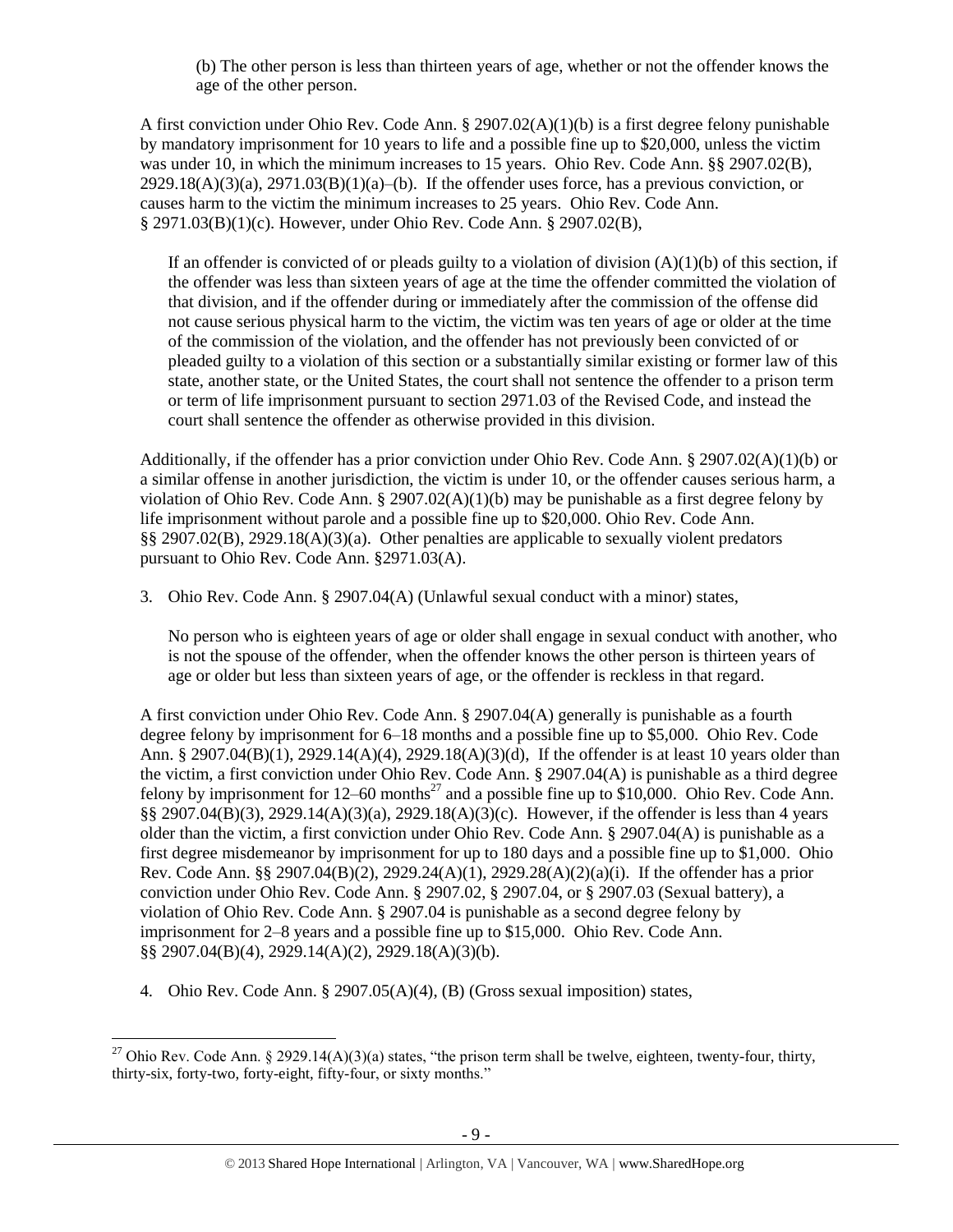(b) The other person is less than thirteen years of age, whether or not the offender knows the age of the other person.

A first conviction under Ohio Rev. Code Ann. § 2907.02(A)(1)(b) is a first degree felony punishable by mandatory imprisonment for 10 years to life and a possible fine up to $20,000, unless the victim was under 10, in which the minimum increases to 15 years. Ohio Rev. Code Ann. §§ 2907.02(B), 2929.18(A)(3)(a), 2971.03(B)(1)(a)–(b). If the offender uses force, has a previous conviction, or causes harm to the victim the minimum increases to 25 years. Ohio Rev. Code Ann. § 2971.03(B)(1)(c). However, under Ohio Rev. Code Ann. § 2907.02(B),

> If an offender is convicted of or pleads guilty to a violation of division (A)(1)(b) of this section, if the offender was less than sixteen years of age at the time the offender committed the violation of that division, and if the offender during or immediately after the commission of the offense did not cause serious physical harm to the victim, the victim was ten years of age or older at the time of the commission of the violation, and the offender has not previously been convicted of or pleaded guilty to a violation of this section or a substantially similar existing or former law of this state, another state, or the United States, the court shall not sentence the offender to a prison term or term of life imprisonment pursuant to section 2971.03 of the Revised Code, and instead the court shall sentence the offender as otherwise provided in this division.

Additionally, if the offender has a prior conviction under Ohio Rev. Code Ann. § 2907.02(A)(1)(b) or a similar offense in another jurisdiction, the victim is under 10, or the offender causes serious harm, a violation of Ohio Rev. Code Ann. § 2907.02(A)(1)(b) may be punishable as a first degree felony by life imprisonment without parole and a possible fine up to $20,000. Ohio Rev. Code Ann. §§ 2907.02(B), 2929.18(A)(3)(a). Other penalties are applicable to sexually violent predators pursuant to Ohio Rev. Code Ann. §2971.03(A).

3. Ohio Rev. Code Ann. § 2907.04(A) (Unlawful sexual conduct with a minor) states,

> No person who is eighteen years of age or older shall engage in sexual conduct with another, who is not the spouse of the offender, when the offender knows the other person is thirteen years of age or older but less than sixteen years of age, or the offender is reckless in that regard.

A first conviction under Ohio Rev. Code Ann. § 2907.04(A) generally is punishable as a fourth degree felony by imprisonment for 6–18 months and a possible fine up to $5,000. Ohio Rev. Code Ann. § 2907.04(B)(1), 2929.14(A)(4), 2929.18(A)(3)(d), If the offender is at least 10 years older than the victim, a first conviction under Ohio Rev. Code Ann. § 2907.04(A) is punishable as a third degree felony by imprisonment for 12–60 months[27] and a possible fine up to $10,000. Ohio Rev. Code Ann. §§ 2907.04(B)(3), 2929.14(A)(3)(a), 2929.18(A)(3)(c). However, if the offender is less than 4 years older than the victim, a first conviction under Ohio Rev. Code Ann. § 2907.04(A) is punishable as a first degree misdemeanor by imprisonment for up to 180 days and a possible fine up to $1,000. Ohio Rev. Code Ann. §§ 2907.04(B)(2), 2929.24(A)(1), 2929.28(A)(2)(a)(i). If the offender has a prior conviction under Ohio Rev. Code Ann. § 2907.02, § 2907.04, or § 2907.03 (Sexual battery), a violation of Ohio Rev. Code Ann. § 2907.04 is punishable as a second degree felony by imprisonment for 2–8 years and a possible fine up to $15,000. Ohio Rev. Code Ann. §§ 2907.04(B)(4), 2929.14(A)(2), 2929.18(A)(3)(b).

4. Ohio Rev. Code Ann. § 2907.05(A)(4), (B) (Gross sexual imposition) states,

---

[27] Ohio Rev. Code Ann. § 2929.14(A)(3)(a) states, "the prison term shall be twelve, eighteen, twenty-four, thirty, thirty-six, forty-two, forty-eight, fifty-four, or sixty months."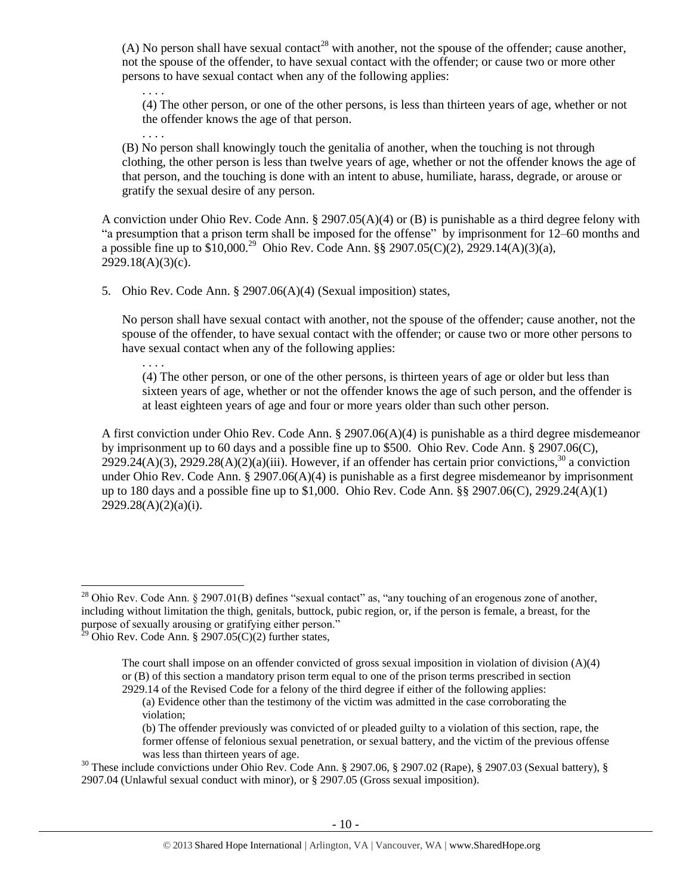(A) No person shall have sexual contact[28] with another, not the spouse of the offender; cause another, not the spouse of the offender, to have sexual contact with the offender; or cause two or more other persons to have sexual contact when any of the following applies:

. . . .

(4) The other person, or one of the other persons, is less than thirteen years of age, whether or not the offender knows the age of that person.

. . . .

(B) No person shall knowingly touch the genitalia of another, when the touching is not through clothing, the other person is less than twelve years of age, whether or not the offender knows the age of that person, and the touching is done with an intent to abuse, humiliate, harass, degrade, or arouse or gratify the sexual desire of any person.

A conviction under Ohio Rev. Code Ann. § 2907.05(A)(4) or (B) is punishable as a third degree felony with "a presumption that a prison term shall be imposed for the offense" by imprisonment for 12–60 months and a possible fine up to $10,000.[29] Ohio Rev. Code Ann. §§ 2907.05(C)(2), 2929.14(A)(3)(a), 2929.18(A)(3)(c).

5. Ohio Rev. Code Ann. § 2907.06(A)(4) (Sexual imposition) states,

No person shall have sexual contact with another, not the spouse of the offender; cause another, not the spouse of the offender, to have sexual contact with the offender; or cause two or more other persons to have sexual contact when any of the following applies:

. . . .

(4) The other person, or one of the other persons, is thirteen years of age or older but less than sixteen years of age, whether or not the offender knows the age of such person, and the offender is at least eighteen years of age and four or more years older than such other person.

A first conviction under Ohio Rev. Code Ann. § 2907.06(A)(4) is punishable as a third degree misdemeanor by imprisonment up to 60 days and a possible fine up to $500. Ohio Rev. Code Ann. § 2907.06(C), 2929.24(A)(3), 2929.28(A)(2)(a)(iii). However, if an offender has certain prior convictions,[30] a conviction under Ohio Rev. Code Ann. § 2907.06(A)(4) is punishable as a first degree misdemeanor by imprisonment up to 180 days and a possible fine up to $1,000. Ohio Rev. Code Ann. §§ 2907.06(C), 2929.24(A)(1) 2929.28(A)(2)(a)(i).

---

[28] Ohio Rev. Code Ann. § 2907.01(B) defines "sexual contact" as, "any touching of an erogenous zone of another, including without limitation the thigh, genitals, buttock, pubic region, or, if the person is female, a breast, for the purpose of sexually arousing or gratifying either person."

[29] Ohio Rev. Code Ann. § 2907.05(C)(2) further states,

> The court shall impose on an offender convicted of gross sexual imposition in violation of division (A)(4) or (B) of this section a mandatory prison term equal to one of the prison terms prescribed in section 2929.14 of the Revised Code for a felony of the third degree if either of the following applies:
>
> (a) Evidence other than the testimony of the victim was admitted in the case corroborating the violation;
>
> (b) The offender previously was convicted of or pleaded guilty to a violation of this section, rape, the former offense of felonious sexual penetration, or sexual battery, and the victim of the previous offense was less than thirteen years of age.

[30] These include convictions under Ohio Rev. Code Ann. § 2907.06, § 2907.02 (Rape), § 2907.03 (Sexual battery), § 2907.04 (Unlawful sexual conduct with minor), or § 2907.05 (Gross sexual imposition).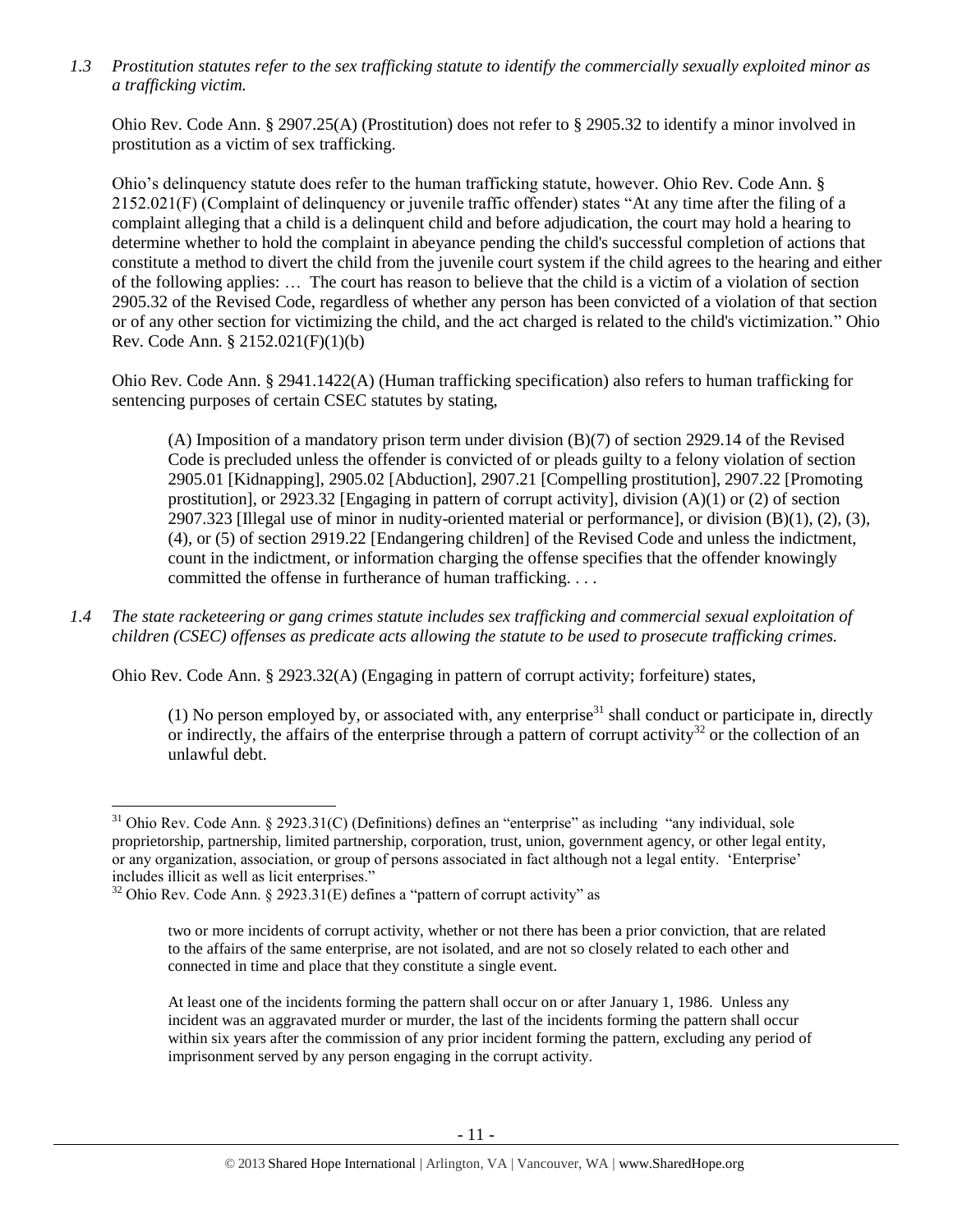*1.3 Prostitution statutes refer to the sex trafficking statute to identify the commercially sexually exploited minor as a trafficking victim.*

Ohio Rev. Code Ann. § 2907.25(A) (Prostitution) does not refer to § 2905.32 to identify a minor involved in prostitution as a victim of sex trafficking.

Ohio's delinquency statute does refer to the human trafficking statute, however. Ohio Rev. Code Ann. § 2152.021(F) (Complaint of delinquency or juvenile traffic offender) states "At any time after the filing of a complaint alleging that a child is a delinquent child and before adjudication, the court may hold a hearing to determine whether to hold the complaint in abeyance pending the child's successful completion of actions that constitute a method to divert the child from the juvenile court system if the child agrees to the hearing and either of the following applies: … The court has reason to believe that the child is a victim of a violation of section 2905.32 of the Revised Code, regardless of whether any person has been convicted of a violation of that section or of any other section for victimizing the child, and the act charged is related to the child's victimization." Ohio Rev. Code Ann. § 2152.021(F)(1)(b)

Ohio Rev. Code Ann. § 2941.1422(A) (Human trafficking specification) also refers to human trafficking for sentencing purposes of certain CSEC statutes by stating,

> (A) Imposition of a mandatory prison term under division (B)(7) of section 2929.14 of the Revised Code is precluded unless the offender is convicted of or pleads guilty to a felony violation of section 2905.01 [Kidnapping], 2905.02 [Abduction], 2907.21 [Compelling prostitution], 2907.22 [Promoting prostitution], or 2923.32 [Engaging in pattern of corrupt activity], division (A)(1) or (2) of section 2907.323 [Illegal use of minor in nudity-oriented material or performance], or division (B)(1), (2), (3), (4), or (5) of section 2919.22 [Endangering children] of the Revised Code and unless the indictment, count in the indictment, or information charging the offense specifies that the offender knowingly committed the offense in furtherance of human trafficking. . . .

*1.4 The state racketeering or gang crimes statute includes sex trafficking and commercial sexual exploitation of children (CSEC) offenses as predicate acts allowing the statute to be used to prosecute trafficking crimes.*

Ohio Rev. Code Ann. § 2923.32(A) (Engaging in pattern of corrupt activity; forfeiture) states,

> (1) No person employed by, or associated with, any enterprise[31] shall conduct or participate in, directly or indirectly, the affairs of the enterprise through a pattern of corrupt activity[32] or the collection of an unlawful debt.

---

[31] Ohio Rev. Code Ann. § 2923.31(C) (Definitions) defines an "enterprise" as including "any individual, sole proprietorship, partnership, limited partnership, corporation, trust, union, government agency, or other legal entity, or any organization, association, or group of persons associated in fact although not a legal entity. 'Enterprise' includes illicit as well as licit enterprises."

[32] Ohio Rev. Code Ann. § 2923.31(E) defines a "pattern of corrupt activity" as

> two or more incidents of corrupt activity, whether or not there has been a prior conviction, that are related to the affairs of the same enterprise, are not isolated, and are not so closely related to each other and connected in time and place that they constitute a single event.
>
> At least one of the incidents forming the pattern shall occur on or after January 1, 1986. Unless any incident was an aggravated murder or murder, the last of the incidents forming the pattern shall occur within six years after the commission of any prior incident forming the pattern, excluding any period of imprisonment served by any person engaging in the corrupt activity.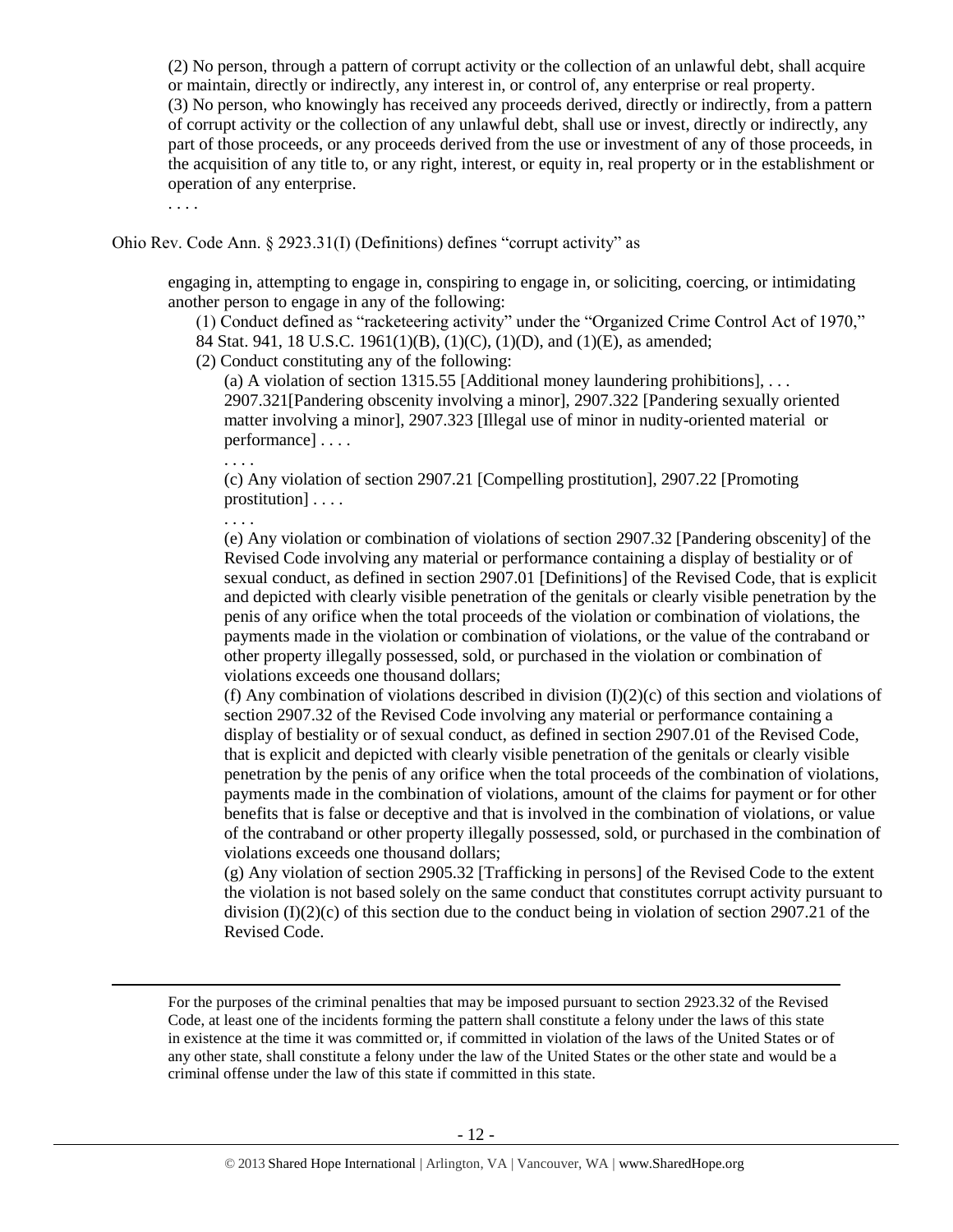(2) No person, through a pattern of corrupt activity or the collection of an unlawful debt, shall acquire or maintain, directly or indirectly, any interest in, or control of, any enterprise or real property.
(3) No person, who knowingly has received any proceeds derived, directly or indirectly, from a pattern of corrupt activity or the collection of any unlawful debt, shall use or invest, directly or indirectly, any part of those proceeds, or any proceeds derived from the use or investment of any of those proceeds, in the acquisition of any title to, or any right, interest, or equity in, real property or in the establishment or operation of any enterprise.

. . . .

Ohio Rev. Code Ann. § 2923.31(I) (Definitions) defines "corrupt activity" as

> engaging in, attempting to engage in, conspiring to engage in, or soliciting, coercing, or intimidating another person to engage in any of the following:
>
> (1) Conduct defined as "racketeering activity" under the "Organized Crime Control Act of 1970," 84 Stat. 941, 18 U.S.C. 1961(1)(B), (1)(C), (1)(D), and (1)(E), as amended;
>
> (2) Conduct constituting any of the following:
>
> (a) A violation of section 1315.55 [Additional money laundering prohibitions], . . . 2907.321[Pandering obscenity involving a minor], 2907.322 [Pandering sexually oriented matter involving a minor], 2907.323 [Illegal use of minor in nudity-oriented material or performance] . . . .
>
> . . . .
>
> (c) Any violation of section 2907.21 [Compelling prostitution], 2907.22 [Promoting prostitution] . . . .
>
> . . . .
>
> (e) Any violation or combination of violations of section 2907.32 [Pandering obscenity] of the Revised Code involving any material or performance containing a display of bestiality or of sexual conduct, as defined in section 2907.01 [Definitions] of the Revised Code, that is explicit and depicted with clearly visible penetration of the genitals or clearly visible penetration by the penis of any orifice when the total proceeds of the violation or combination of violations, the payments made in the violation or combination of violations, or the value of the contraband or other property illegally possessed, sold, or purchased in the violation or combination of violations exceeds one thousand dollars;
>
> (f) Any combination of violations described in division (I)(2)(c) of this section and violations of section 2907.32 of the Revised Code involving any material or performance containing a display of bestiality or of sexual conduct, as defined in section 2907.01 of the Revised Code, that is explicit and depicted with clearly visible penetration of the genitals or clearly visible penetration by the penis of any orifice when the total proceeds of the combination of violations, payments made in the combination of violations, amount of the claims for payment or for other benefits that is false or deceptive and that is involved in the combination of violations, or value of the contraband or other property illegally possessed, sold, or purchased in the combination of violations exceeds one thousand dollars;
>
> (g) Any violation of section 2905.32 [Trafficking in persons] of the Revised Code to the extent the violation is not based solely on the same conduct that constitutes corrupt activity pursuant to division (I)(2)(c) of this section due to the conduct being in violation of section 2907.21 of the Revised Code.

---

For the purposes of the criminal penalties that may be imposed pursuant to section 2923.32 of the Revised Code, at least one of the incidents forming the pattern shall constitute a felony under the laws of this state in existence at the time it was committed or, if committed in violation of the laws of the United States or of any other state, shall constitute a felony under the law of the United States or the other state and would be a criminal offense under the law of this state if committed in this state.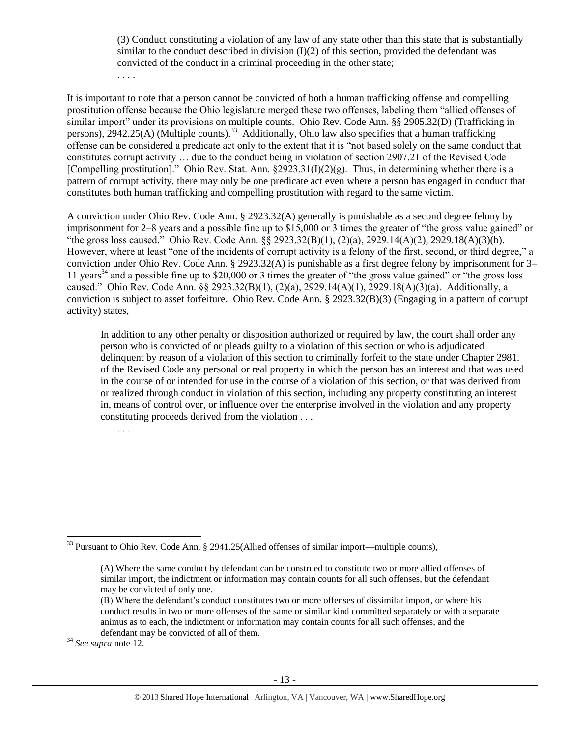> (3) Conduct constituting a violation of any law of any state other than this state that is substantially similar to the conduct described in division (I)(2) of this section, provided the defendant was convicted of the conduct in a criminal proceeding in the other state;
>
> . . . .

It is important to note that a person cannot be convicted of both a human trafficking offense and compelling prostitution offense because the Ohio legislature merged these two offenses, labeling them "allied offenses of similar import" under its provisions on multiple counts. Ohio Rev. Code Ann. §§ 2905.32(D) (Trafficking in persons), 2942.25(A) (Multiple counts).[33] Additionally, Ohio law also specifies that a human trafficking offense can be considered a predicate act only to the extent that it is "not based solely on the same conduct that constitutes corrupt activity … due to the conduct being in violation of section 2907.21 of the Revised Code [Compelling prostitution]." Ohio Rev. Stat. Ann. §2923.31(I)(2)(g). Thus, in determining whether there is a pattern of corrupt activity, there may only be one predicate act even where a person has engaged in conduct that constitutes both human trafficking and compelling prostitution with regard to the same victim.

A conviction under Ohio Rev. Code Ann. § 2923.32(A) generally is punishable as a second degree felony by imprisonment for 2–8 years and a possible fine up to $15,000 or 3 times the greater of "the gross value gained" or "the gross loss caused." Ohio Rev. Code Ann. §§ 2923.32(B)(1), (2)(a), 2929.14(A)(2), 2929.18(A)(3)(b). However, where at least "one of the incidents of corrupt activity is a felony of the first, second, or third degree," a conviction under Ohio Rev. Code Ann. § 2923.32(A) is punishable as a first degree felony by imprisonment for 3–11 years[34] and a possible fine up to $20,000 or 3 times the greater of "the gross value gained" or "the gross loss caused." Ohio Rev. Code Ann. §§ 2923.32(B)(1), (2)(a), 2929.14(A)(1), 2929.18(A)(3)(a). Additionally, a conviction is subject to asset forfeiture. Ohio Rev. Code Ann. § 2923.32(B)(3) (Engaging in a pattern of corrupt activity) states,

> In addition to any other penalty or disposition authorized or required by law, the court shall order any person who is convicted of or pleads guilty to a violation of this section or who is adjudicated delinquent by reason of a violation of this section to criminally forfeit to the state under Chapter 2981. of the Revised Code any personal or real property in which the person has an interest and that was used in the course of or intended for use in the course of a violation of this section, or that was derived from or realized through conduct in violation of this section, including any property constituting an interest in, means of control over, or influence over the enterprise involved in the violation and any property constituting proceeds derived from the violation . . .
>
> . . .

---

[33] Pursuant to Ohio Rev. Code Ann. § 2941.25(Allied offenses of similar import—multiple counts),

> (A) Where the same conduct by defendant can be construed to constitute two or more allied offenses of similar import, the indictment or information may contain counts for all such offenses, but the defendant may be convicted of only one.
>
> (B) Where the defendant's conduct constitutes two or more offenses of dissimilar import, or where his conduct results in two or more offenses of the same or similar kind committed separately or with a separate animus as to each, the indictment or information may contain counts for all such offenses, and the defendant may be convicted of all of them.

[34] *See supra* note 12.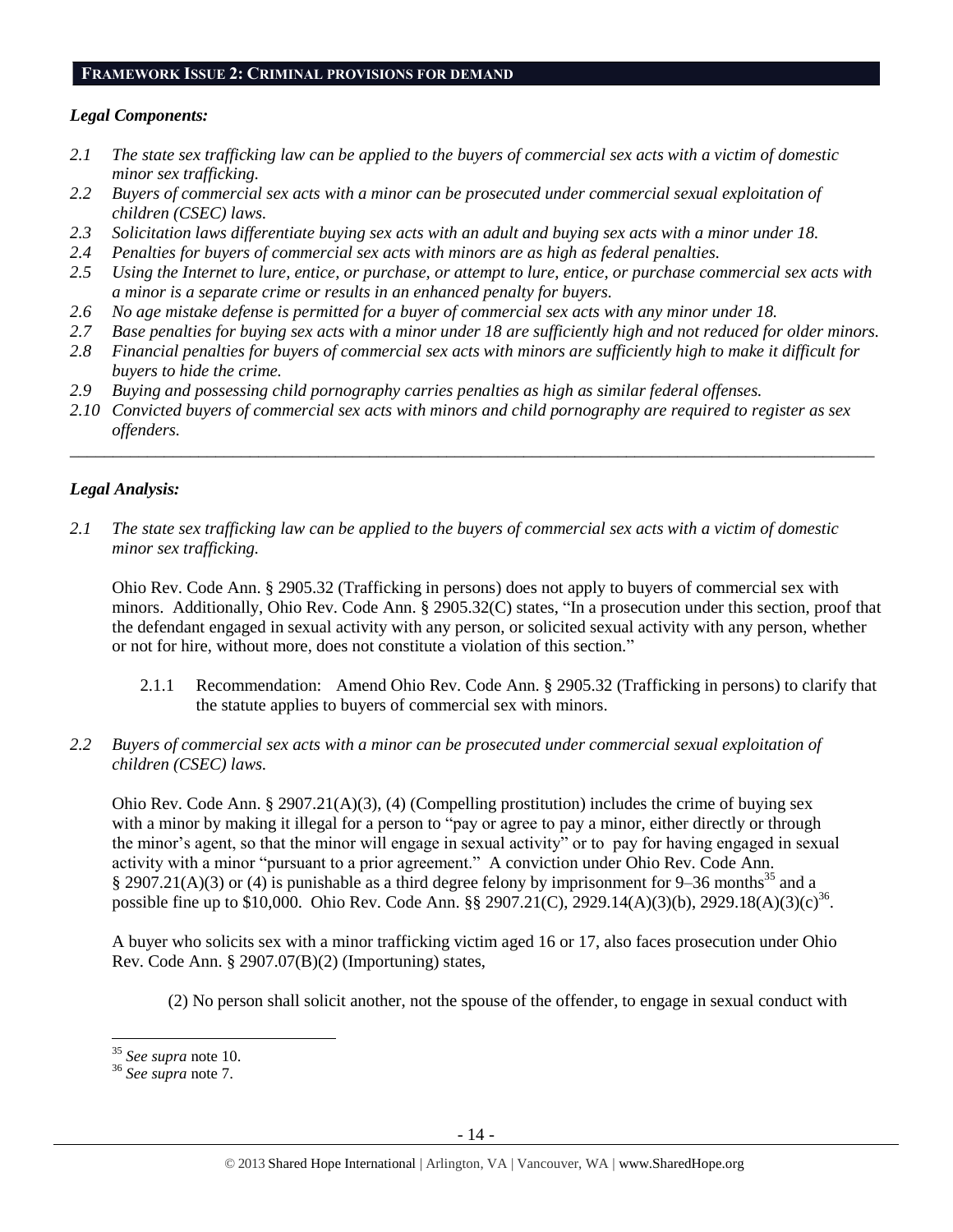## FRAMEWORK ISSUE 2: CRIMINAL PROVISIONS FOR DEMAND

### *Legal Components:*

*2.1 The state sex trafficking law can be applied to the buyers of commercial sex acts with a victim of domestic minor sex trafficking.*

*2.2 Buyers of commercial sex acts with a minor can be prosecuted under commercial sexual exploitation of children (CSEC) laws.*

*2.3 Solicitation laws differentiate buying sex acts with an adult and buying sex acts with a minor under 18.*

*2.4 Penalties for buyers of commercial sex acts with minors are as high as federal penalties.*

*2.5 Using the Internet to lure, entice, or purchase, or attempt to lure, entice, or purchase commercial sex acts with a minor is a separate crime or results in an enhanced penalty for buyers.*

*2.6 No age mistake defense is permitted for a buyer of commercial sex acts with any minor under 18.*

*2.7 Base penalties for buying sex acts with a minor under 18 are sufficiently high and not reduced for older minors.*

*2.8 Financial penalties for buyers of commercial sex acts with minors are sufficiently high to make it difficult for buyers to hide the crime.*

*2.9 Buying and possessing child pornography carries penalties as high as similar federal offenses.*

*2.10 Convicted buyers of commercial sex acts with minors and child pornography are required to register as sex offenders.*

---

### *Legal Analysis:*

*2.1 The state sex trafficking law can be applied to the buyers of commercial sex acts with a victim of domestic minor sex trafficking.*

Ohio Rev. Code Ann. § 2905.32 (Trafficking in persons) does not apply to buyers of commercial sex with minors. Additionally, Ohio Rev. Code Ann. § 2905.32(C) states, "In a prosecution under this section, proof that the defendant engaged in sexual activity with any person, or solicited sexual activity with any person, whether or not for hire, without more, does not constitute a violation of this section."

2.1.1 Recommendation: Amend Ohio Rev. Code Ann. § 2905.32 (Trafficking in persons) to clarify that the statute applies to buyers of commercial sex with minors.

*2.2 Buyers of commercial sex acts with a minor can be prosecuted under commercial sexual exploitation of children (CSEC) laws.*

Ohio Rev. Code Ann. § 2907.21(A)(3), (4) (Compelling prostitution) includes the crime of buying sex with a minor by making it illegal for a person to "pay or agree to pay a minor, either directly or through the minor's agent, so that the minor will engage in sexual activity" or to pay for having engaged in sexual activity with a minor "pursuant to a prior agreement." A conviction under Ohio Rev. Code Ann. § 2907.21(A)(3) or (4) is punishable as a third degree felony by imprisonment for 9–36 months[35] and a possible fine up to $10,000. Ohio Rev. Code Ann. §§ 2907.21(C), 2929.14(A)(3)(b), 2929.18(A)(3)(c)[36].

A buyer who solicits sex with a minor trafficking victim aged 16 or 17, also faces prosecution under Ohio Rev. Code Ann. § 2907.07(B)(2) (Importuning) states,

> (2) No person shall solicit another, not the spouse of the offender, to engage in sexual conduct with

---

[35] *See supra* note 10.

[36] *See supra* note 7.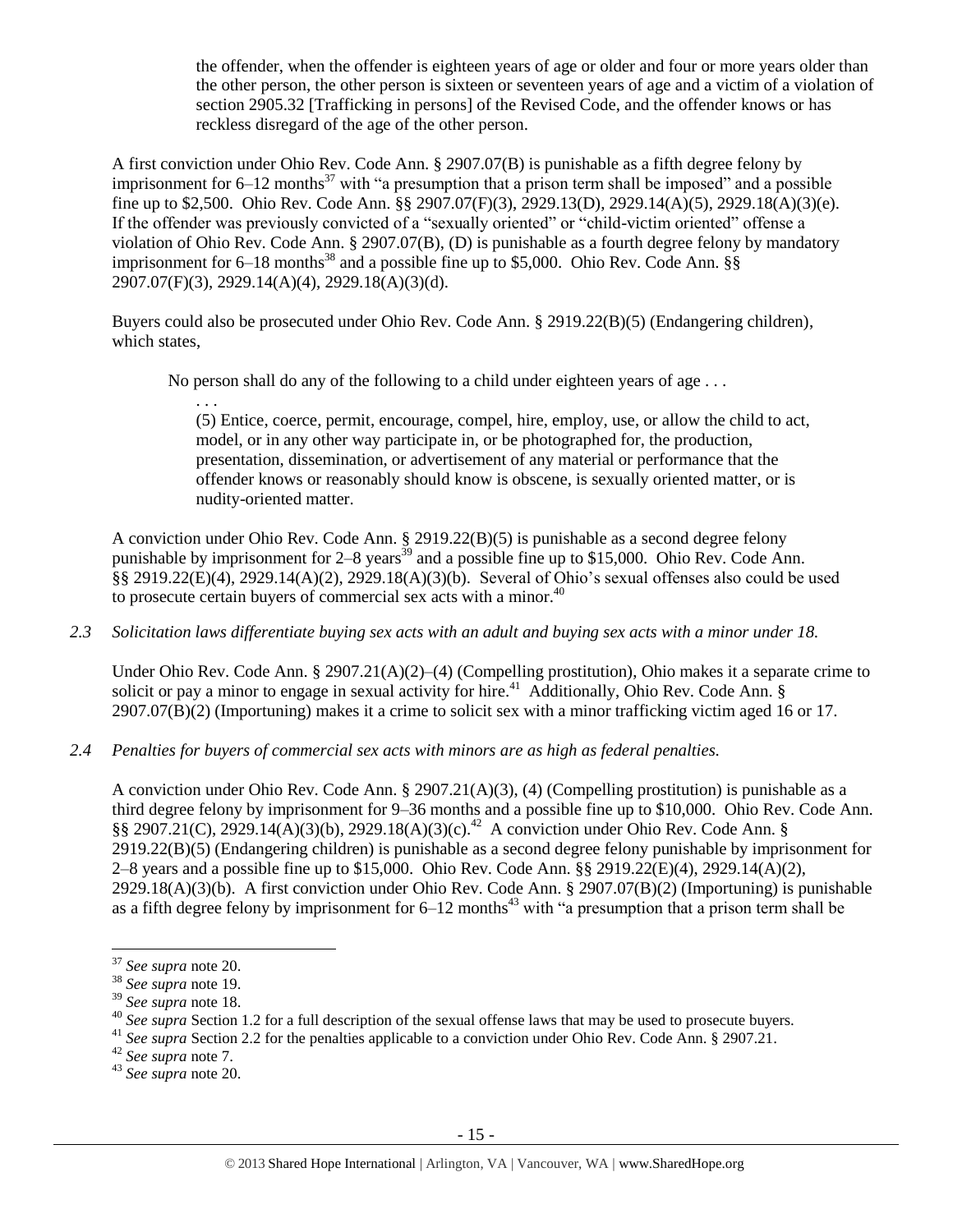the offender, when the offender is eighteen years of age or older and four or more years older than the other person, the other person is sixteen or seventeen years of age and a victim of a violation of section 2905.32 [Trafficking in persons] of the Revised Code, and the offender knows or has reckless disregard of the age of the other person.

A first conviction under Ohio Rev. Code Ann. § 2907.07(B) is punishable as a fifth degree felony by imprisonment for 6–12 months[37] with "a presumption that a prison term shall be imposed" and a possible fine up to $2,500. Ohio Rev. Code Ann. §§ 2907.07(F)(3), 2929.13(D), 2929.14(A)(5), 2929.18(A)(3)(e). If the offender was previously convicted of a "sexually oriented" or "child-victim oriented" offense a violation of Ohio Rev. Code Ann. § 2907.07(B), (D) is punishable as a fourth degree felony by mandatory imprisonment for 6–18 months[38] and a possible fine up to $5,000. Ohio Rev. Code Ann. §§ 2907.07(F)(3), 2929.14(A)(4), 2929.18(A)(3)(d).

Buyers could also be prosecuted under Ohio Rev. Code Ann. § 2919.22(B)(5) (Endangering children), which states,

> No person shall do any of the following to a child under eighteen years of age . . .
>
> . . .
>
> (5) Entice, coerce, permit, encourage, compel, hire, employ, use, or allow the child to act, model, or in any other way participate in, or be photographed for, the production, presentation, dissemination, or advertisement of any material or performance that the offender knows or reasonably should know is obscene, is sexually oriented matter, or is nudity-oriented matter.

A conviction under Ohio Rev. Code Ann. § 2919.22(B)(5) is punishable as a second degree felony punishable by imprisonment for 2–8 years[39] and a possible fine up to $15,000. Ohio Rev. Code Ann. §§ 2919.22(E)(4), 2929.14(A)(2), 2929.18(A)(3)(b). Several of Ohio's sexual offenses also could be used to prosecute certain buyers of commercial sex acts with a minor.[40]

*2.3 Solicitation laws differentiate buying sex acts with an adult and buying sex acts with a minor under 18.*

Under Ohio Rev. Code Ann. § 2907.21(A)(2)–(4) (Compelling prostitution), Ohio makes it a separate crime to solicit or pay a minor to engage in sexual activity for hire.[41] Additionally, Ohio Rev. Code Ann. § 2907.07(B)(2) (Importuning) makes it a crime to solicit sex with a minor trafficking victim aged 16 or 17.

*2.4 Penalties for buyers of commercial sex acts with minors are as high as federal penalties.*

A conviction under Ohio Rev. Code Ann. § 2907.21(A)(3), (4) (Compelling prostitution) is punishable as a third degree felony by imprisonment for 9–36 months and a possible fine up to $10,000. Ohio Rev. Code Ann. §§ 2907.21(C), 2929.14(A)(3)(b), 2929.18(A)(3)(c).[42] A conviction under Ohio Rev. Code Ann. § 2919.22(B)(5) (Endangering children) is punishable as a second degree felony punishable by imprisonment for 2–8 years and a possible fine up to $15,000. Ohio Rev. Code Ann. §§ 2919.22(E)(4), 2929.14(A)(2), 2929.18(A)(3)(b). A first conviction under Ohio Rev. Code Ann. § 2907.07(B)(2) (Importuning) is punishable as a fifth degree felony by imprisonment for 6–12 months[43] with "a presumption that a prison term shall be

---

[37] *See supra* note 20.

[38] *See supra* note 19.

[39] *See supra* note 18.

[40] *See supra* Section 1.2 for a full description of the sexual offense laws that may be used to prosecute buyers.

[41] *See supra* Section 2.2 for the penalties applicable to a conviction under Ohio Rev. Code Ann. § 2907.21.

[42] *See supra* note 7.

[43] *See supra* note 20.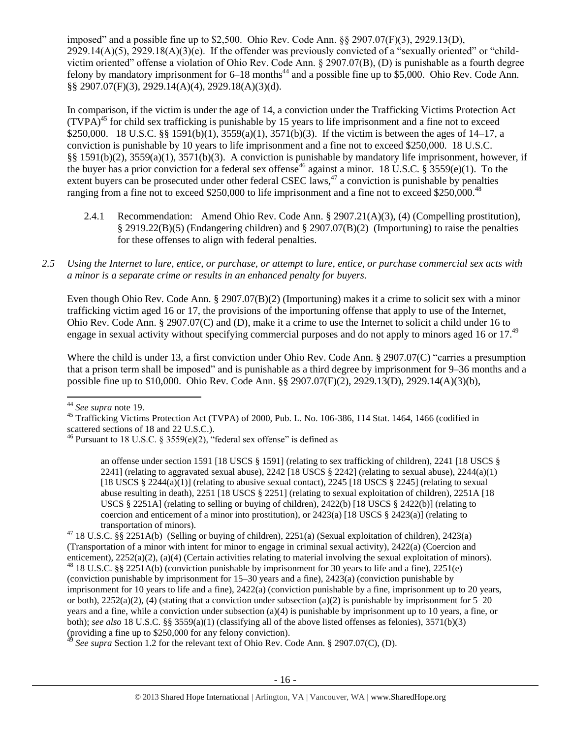imposed" and a possible fine up to $2,500. Ohio Rev. Code Ann. §§ 2907.07(F)(3), 2929.13(D), 2929.14(A)(5), 2929.18(A)(3)(e). If the offender was previously convicted of a "sexually oriented" or "child-victim oriented" offense a violation of Ohio Rev. Code Ann. § 2907.07(B), (D) is punishable as a fourth degree felony by mandatory imprisonment for 6–18 months[44] and a possible fine up to $5,000. Ohio Rev. Code Ann. §§ 2907.07(F)(3), 2929.14(A)(4), 2929.18(A)(3)(d).

In comparison, if the victim is under the age of 14, a conviction under the Trafficking Victims Protection Act (TVPA)[45] for child sex trafficking is punishable by 15 years to life imprisonment and a fine not to exceed $250,000. 18 U.S.C. §§ 1591(b)(1), 3559(a)(1), 3571(b)(3). If the victim is between the ages of 14–17, a conviction is punishable by 10 years to life imprisonment and a fine not to exceed $250,000. 18 U.S.C. §§ 1591(b)(2), 3559(a)(1), 3571(b)(3). A conviction is punishable by mandatory life imprisonment, however, if the buyer has a prior conviction for a federal sex offense[46] against a minor. 18 U.S.C. § 3559(e)(1). To the extent buyers can be prosecuted under other federal CSEC laws,[47] a conviction is punishable by penalties ranging from a fine not to exceed $250,000 to life imprisonment and a fine not to exceed $250,000.[48]

2.4.1 Recommendation: Amend Ohio Rev. Code Ann. § 2907.21(A)(3), (4) (Compelling prostitution), § 2919.22(B)(5) (Endangering children) and § 2907.07(B)(2) (Importuning) to raise the penalties for these offenses to align with federal penalties.

*2.5 Using the Internet to lure, entice, or purchase, or attempt to lure, entice, or purchase commercial sex acts with a minor is a separate crime or results in an enhanced penalty for buyers.*

Even though Ohio Rev. Code Ann. § 2907.07(B)(2) (Importuning) makes it a crime to solicit sex with a minor trafficking victim aged 16 or 17, the provisions of the importuning offense that apply to use of the Internet, Ohio Rev. Code Ann. § 2907.07(C) and (D), make it a crime to use the Internet to solicit a child under 16 to engage in sexual activity without specifying commercial purposes and do not apply to minors aged 16 or 17.[49]

Where the child is under 13, a first conviction under Ohio Rev. Code Ann. § 2907.07(C) "carries a presumption that a prison term shall be imposed" and is punishable as a third degree by imprisonment for 9–36 months and a possible fine up to $10,000. Ohio Rev. Code Ann. §§ 2907.07(F)(2), 2929.13(D), 2929.14(A)(3)(b),

---

[44] *See supra* note 19.

[45] Trafficking Victims Protection Act (TVPA) of 2000, Pub. L. No. 106-386, 114 Stat. 1464, 1466 (codified in scattered sections of 18 and 22 U.S.C.).

[46] Pursuant to 18 U.S.C. § 3559(e)(2), "federal sex offense" is defined as

> an offense under section 1591 [18 USCS § 1591] (relating to sex trafficking of children), 2241 [18 USCS § 2241] (relating to aggravated sexual abuse), 2242 [18 USCS § 2242] (relating to sexual abuse), 2244(a)(1) [18 USCS § 2244(a)(1)] (relating to abusive sexual contact), 2245 [18 USCS § 2245] (relating to sexual abuse resulting in death), 2251 [18 USCS § 2251] (relating to sexual exploitation of children), 2251A [18 USCS § 2251A] (relating to selling or buying of children), 2422(b) [18 USCS § 2422(b)] (relating to coercion and enticement of a minor into prostitution), or 2423(a) [18 USCS § 2423(a)] (relating to transportation of minors).

[47] 18 U.S.C. §§ 2251A(b) (Selling or buying of children), 2251(a) (Sexual exploitation of children), 2423(a) (Transportation of a minor with intent for minor to engage in criminal sexual activity), 2422(a) (Coercion and enticement), 2252(a)(2), (a)(4) (Certain activities relating to material involving the sexual exploitation of minors).

[48] 18 U.S.C. §§ 2251A(b) (conviction punishable by imprisonment for 30 years to life and a fine), 2251(e) (conviction punishable by imprisonment for 15–30 years and a fine), 2423(a) (conviction punishable by imprisonment for 10 years to life and a fine), 2422(a) (conviction punishable by a fine, imprisonment up to 20 years, or both), 2252(a)(2), (4) (stating that a conviction under subsection (a)(2) is punishable by imprisonment for 5–20 years and a fine, while a conviction under subsection (a)(4) is punishable by imprisonment up to 10 years, a fine, or both); *see also* 18 U.S.C. §§ 3559(a)(1) (classifying all of the above listed offenses as felonies), 3571(b)(3) (providing a fine up to $250,000 for any felony conviction).

[49] *See supra* Section 1.2 for the relevant text of Ohio Rev. Code Ann. § 2907.07(C), (D).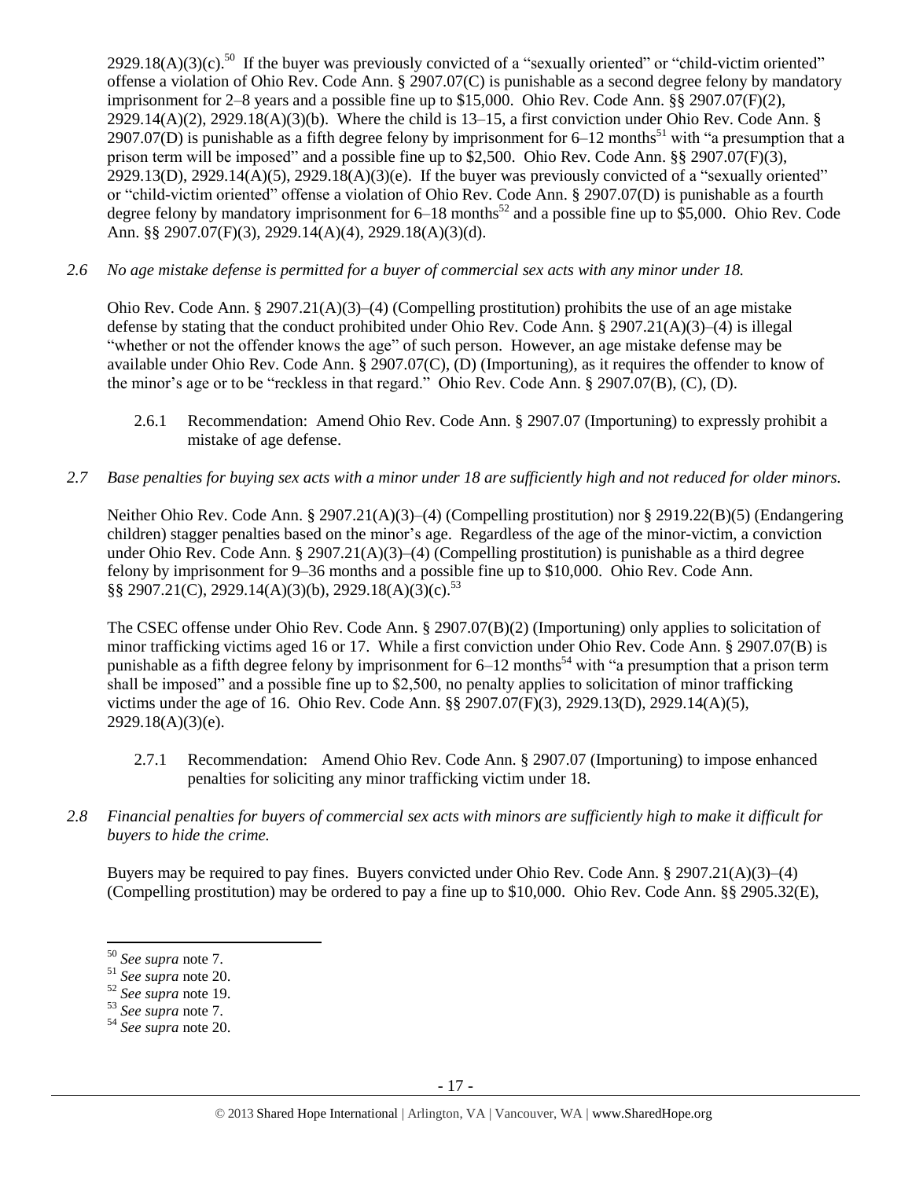2929.18(A)(3)(c).[50] If the buyer was previously convicted of a "sexually oriented" or "child-victim oriented" offense a violation of Ohio Rev. Code Ann. § 2907.07(C) is punishable as a second degree felony by mandatory imprisonment for 2–8 years and a possible fine up to $15,000. Ohio Rev. Code Ann. §§ 2907.07(F)(2), 2929.14(A)(2), 2929.18(A)(3)(b). Where the child is 13–15, a first conviction under Ohio Rev. Code Ann. § 2907.07(D) is punishable as a fifth degree felony by imprisonment for 6–12 months[51] with "a presumption that a prison term will be imposed" and a possible fine up to $2,500. Ohio Rev. Code Ann. §§ 2907.07(F)(3), 2929.13(D), 2929.14(A)(5), 2929.18(A)(3)(e). If the buyer was previously convicted of a "sexually oriented" or "child-victim oriented" offense a violation of Ohio Rev. Code Ann. § 2907.07(D) is punishable as a fourth degree felony by mandatory imprisonment for 6–18 months[52] and a possible fine up to $5,000. Ohio Rev. Code Ann. §§ 2907.07(F)(3), 2929.14(A)(4), 2929.18(A)(3)(d).

*2.6 No age mistake defense is permitted for a buyer of commercial sex acts with any minor under 18.*

Ohio Rev. Code Ann. § 2907.21(A)(3)–(4) (Compelling prostitution) prohibits the use of an age mistake defense by stating that the conduct prohibited under Ohio Rev. Code Ann. § 2907.21(A)(3)–(4) is illegal "whether or not the offender knows the age" of such person. However, an age mistake defense may be available under Ohio Rev. Code Ann. § 2907.07(C), (D) (Importuning), as it requires the offender to know of the minor's age or to be "reckless in that regard." Ohio Rev. Code Ann. § 2907.07(B), (C), (D).

2.6.1 Recommendation: Amend Ohio Rev. Code Ann. § 2907.07 (Importuning) to expressly prohibit a mistake of age defense.

*2.7 Base penalties for buying sex acts with a minor under 18 are sufficiently high and not reduced for older minors.*

Neither Ohio Rev. Code Ann. § 2907.21(A)(3)–(4) (Compelling prostitution) nor § 2919.22(B)(5) (Endangering children) stagger penalties based on the minor's age. Regardless of the age of the minor-victim, a conviction under Ohio Rev. Code Ann. § 2907.21(A)(3)–(4) (Compelling prostitution) is punishable as a third degree felony by imprisonment for 9–36 months and a possible fine up to $10,000. Ohio Rev. Code Ann. §§ 2907.21(C), 2929.14(A)(3)(b), 2929.18(A)(3)(c).[53]

The CSEC offense under Ohio Rev. Code Ann. § 2907.07(B)(2) (Importuning) only applies to solicitation of minor trafficking victims aged 16 or 17. While a first conviction under Ohio Rev. Code Ann. § 2907.07(B) is punishable as a fifth degree felony by imprisonment for 6–12 months[54] with "a presumption that a prison term shall be imposed" and a possible fine up to $2,500, no penalty applies to solicitation of minor trafficking victims under the age of 16. Ohio Rev. Code Ann. §§ 2907.07(F)(3), 2929.13(D), 2929.14(A)(5), 2929.18(A)(3)(e).

2.7.1 Recommendation: Amend Ohio Rev. Code Ann. § 2907.07 (Importuning) to impose enhanced penalties for soliciting any minor trafficking victim under 18.

*2.8 Financial penalties for buyers of commercial sex acts with minors are sufficiently high to make it difficult for buyers to hide the crime.*

Buyers may be required to pay fines. Buyers convicted under Ohio Rev. Code Ann. § 2907.21(A)(3)–(4) (Compelling prostitution) may be ordered to pay a fine up to $10,000. Ohio Rev. Code Ann. §§ 2905.32(E),

[50] *See supra* note 7.
[51] *See supra* note 20.
[52] *See supra* note 19.
[53] *See supra* note 7.
[54] *See supra* note 20.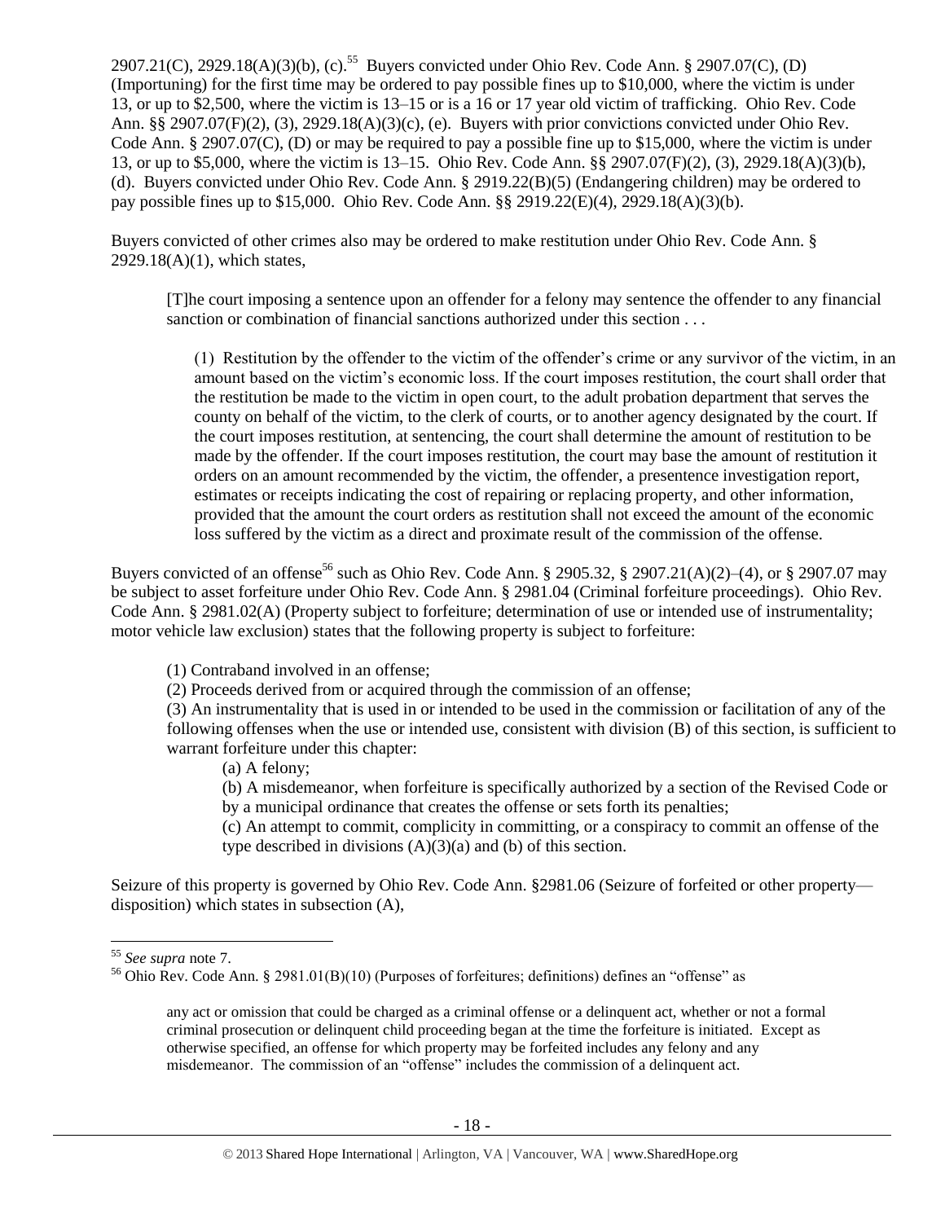2907.21(C), 2929.18(A)(3)(b), (c).[55] Buyers convicted under Ohio Rev. Code Ann. § 2907.07(C), (D) (Importuning) for the first time may be ordered to pay possible fines up to $10,000, where the victim is under 13, or up to $2,500, where the victim is 13–15 or is a 16 or 17 year old victim of trafficking. Ohio Rev. Code Ann. §§ 2907.07(F)(2), (3), 2929.18(A)(3)(c), (e). Buyers with prior convictions convicted under Ohio Rev. Code Ann. § 2907.07(C), (D) or may be required to pay a possible fine up to $15,000, where the victim is under 13, or up to $5,000, where the victim is 13–15. Ohio Rev. Code Ann. §§ 2907.07(F)(2), (3), 2929.18(A)(3)(b), (d). Buyers convicted under Ohio Rev. Code Ann. § 2919.22(B)(5) (Endangering children) may be ordered to pay possible fines up to $15,000. Ohio Rev. Code Ann. §§ 2919.22(E)(4), 2929.18(A)(3)(b).

Buyers convicted of other crimes also may be ordered to make restitution under Ohio Rev. Code Ann. § 2929.18(A)(1), which states,

> [T]he court imposing a sentence upon an offender for a felony may sentence the offender to any financial sanction or combination of financial sanctions authorized under this section . . .
>
> (1) Restitution by the offender to the victim of the offender's crime or any survivor of the victim, in an amount based on the victim's economic loss. If the court imposes restitution, the court shall order that the restitution be made to the victim in open court, to the adult probation department that serves the county on behalf of the victim, to the clerk of courts, or to another agency designated by the court. If the court imposes restitution, at sentencing, the court shall determine the amount of restitution to be made by the offender. If the court imposes restitution, the court may base the amount of restitution it orders on an amount recommended by the victim, the offender, a presentence investigation report, estimates or receipts indicating the cost of repairing or replacing property, and other information, provided that the amount the court orders as restitution shall not exceed the amount of the economic loss suffered by the victim as a direct and proximate result of the commission of the offense.

Buyers convicted of an offense[56] such as Ohio Rev. Code Ann. § 2905.32, § 2907.21(A)(2)–(4), or § 2907.07 may be subject to asset forfeiture under Ohio Rev. Code Ann. § 2981.04 (Criminal forfeiture proceedings). Ohio Rev. Code Ann. § 2981.02(A) (Property subject to forfeiture; determination of use or intended use of instrumentality; motor vehicle law exclusion) states that the following property is subject to forfeiture:

> (1) Contraband involved in an offense;
>
> (2) Proceeds derived from or acquired through the commission of an offense;
>
> (3) An instrumentality that is used in or intended to be used in the commission or facilitation of any of the following offenses when the use or intended use, consistent with division (B) of this section, is sufficient to warrant forfeiture under this chapter:
>
> > (a) A felony;
> >
> > (b) A misdemeanor, when forfeiture is specifically authorized by a section of the Revised Code or by a municipal ordinance that creates the offense or sets forth its penalties;
> >
> > (c) An attempt to commit, complicity in committing, or a conspiracy to commit an offense of the type described in divisions (A)(3)(a) and (b) of this section.

Seizure of this property is governed by Ohio Rev. Code Ann. §2981.06 (Seizure of forfeited or other property—disposition) which states in subsection (A),

---

[55] *See supra* note 7.

[56] Ohio Rev. Code Ann. § 2981.01(B)(10) (Purposes of forfeitures; definitions) defines an "offense" as

> any act or omission that could be charged as a criminal offense or a delinquent act, whether or not a formal criminal prosecution or delinquent child proceeding began at the time the forfeiture is initiated. Except as otherwise specified, an offense for which property may be forfeited includes any felony and any misdemeanor. The commission of an "offense" includes the commission of a delinquent act.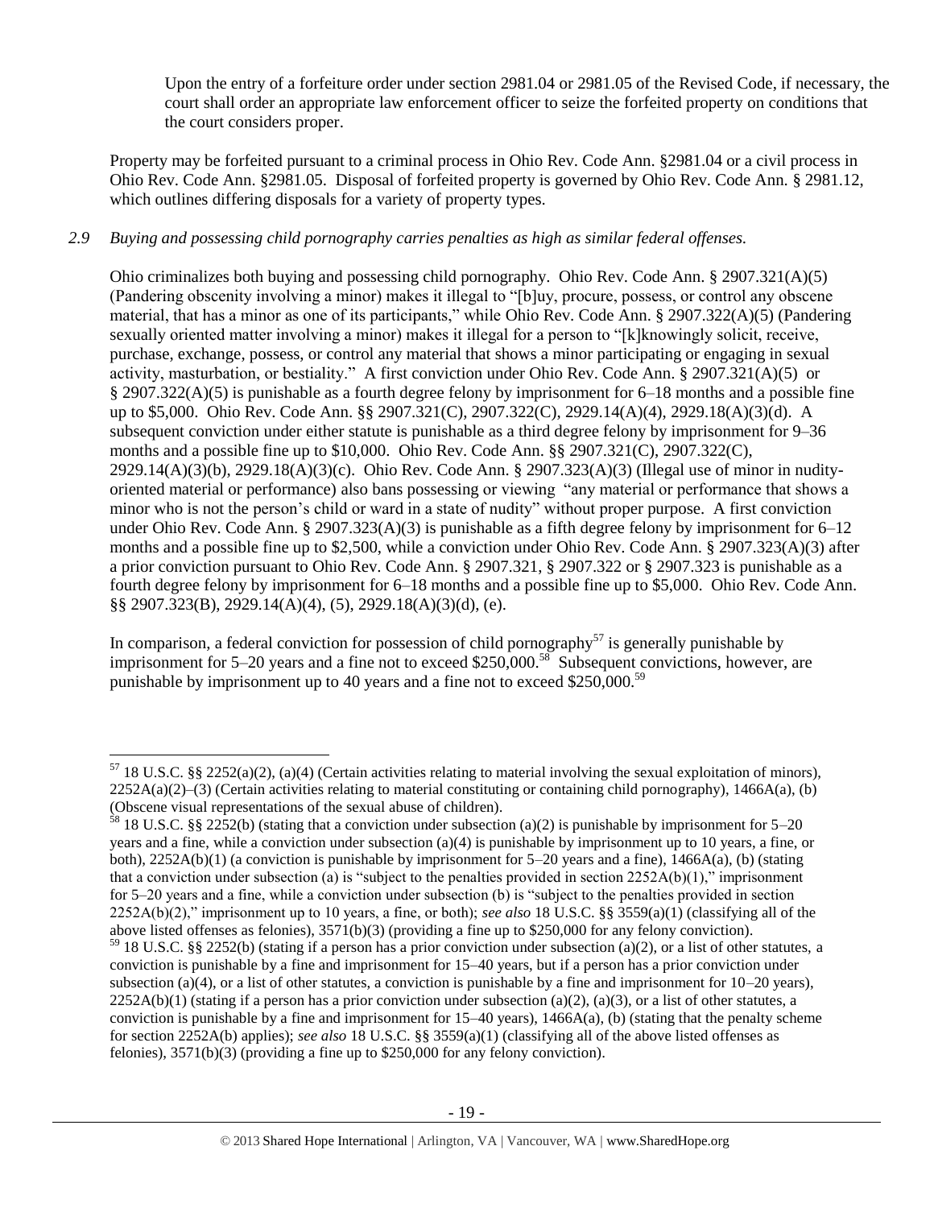Upon the entry of a forfeiture order under section 2981.04 or 2981.05 of the Revised Code, if necessary, the court shall order an appropriate law enforcement officer to seize the forfeited property on conditions that the court considers proper.

Property may be forfeited pursuant to a criminal process in Ohio Rev. Code Ann. §2981.04 or a civil process in Ohio Rev. Code Ann. §2981.05. Disposal of forfeited property is governed by Ohio Rev. Code Ann. § 2981.12, which outlines differing disposals for a variety of property types.

*2.9 Buying and possessing child pornography carries penalties as high as similar federal offenses.*

Ohio criminalizes both buying and possessing child pornography. Ohio Rev. Code Ann. § 2907.321(A)(5) (Pandering obscenity involving a minor) makes it illegal to "[b]uy, procure, possess, or control any obscene material, that has a minor as one of its participants," while Ohio Rev. Code Ann. § 2907.322(A)(5) (Pandering sexually oriented matter involving a minor) makes it illegal for a person to "[k]knowingly solicit, receive, purchase, exchange, possess, or control any material that shows a minor participating or engaging in sexual activity, masturbation, or bestiality." A first conviction under Ohio Rev. Code Ann. § 2907.321(A)(5) or § 2907.322(A)(5) is punishable as a fourth degree felony by imprisonment for 6–18 months and a possible fine up to $5,000. Ohio Rev. Code Ann. §§ 2907.321(C), 2907.322(C), 2929.14(A)(4), 2929.18(A)(3)(d). A subsequent conviction under either statute is punishable as a third degree felony by imprisonment for 9–36 months and a possible fine up to $10,000. Ohio Rev. Code Ann. §§ 2907.321(C), 2907.322(C), 2929.14(A)(3)(b), 2929.18(A)(3)(c). Ohio Rev. Code Ann. § 2907.323(A)(3) (Illegal use of minor in nudity-oriented material or performance) also bans possessing or viewing "any material or performance that shows a minor who is not the person's child or ward in a state of nudity" without proper purpose. A first conviction under Ohio Rev. Code Ann. § 2907.323(A)(3) is punishable as a fifth degree felony by imprisonment for 6–12 months and a possible fine up to $2,500, while a conviction under Ohio Rev. Code Ann. § 2907.323(A)(3) after a prior conviction pursuant to Ohio Rev. Code Ann. § 2907.321, § 2907.322 or § 2907.323 is punishable as a fourth degree felony by imprisonment for 6–18 months and a possible fine up to $5,000. Ohio Rev. Code Ann. §§ 2907.323(B), 2929.14(A)(4), (5), 2929.18(A)(3)(d), (e).

In comparison, a federal conviction for possession of child pornography[57] is generally punishable by imprisonment for 5–20 years and a fine not to exceed $250,000.[58] Subsequent convictions, however, are punishable by imprisonment up to 40 years and a fine not to exceed $250,000.[59]

---

[57] 18 U.S.C. §§ 2252(a)(2), (a)(4) (Certain activities relating to material involving the sexual exploitation of minors), 2252A(a)(2)–(3) (Certain activities relating to material constituting or containing child pornography), 1466A(a), (b) (Obscene visual representations of the sexual abuse of children).

[58] 18 U.S.C. §§ 2252(b) (stating that a conviction under subsection (a)(2) is punishable by imprisonment for 5–20 years and a fine, while a conviction under subsection (a)(4) is punishable by imprisonment up to 10 years, a fine, or both), 2252A(b)(1) (a conviction is punishable by imprisonment for 5–20 years and a fine), 1466A(a), (b) (stating that a conviction under subsection (a) is "subject to the penalties provided in section 2252A(b)(1)," imprisonment for 5–20 years and a fine, while a conviction under subsection (b) is "subject to the penalties provided in section 2252A(b)(2)," imprisonment up to 10 years, a fine, or both); *see also* 18 U.S.C. §§ 3559(a)(1) (classifying all of the above listed offenses as felonies), 3571(b)(3) (providing a fine up to $250,000 for any felony conviction).

[59] 18 U.S.C. §§ 2252(b) (stating if a person has a prior conviction under subsection (a)(2), or a list of other statutes, a conviction is punishable by a fine and imprisonment for 15–40 years, but if a person has a prior conviction under subsection (a)(4), or a list of other statutes, a conviction is punishable by a fine and imprisonment for 10–20 years), 2252A(b)(1) (stating if a person has a prior conviction under subsection (a)(2), (a)(3), or a list of other statutes, a conviction is punishable by a fine and imprisonment for 15–40 years), 1466A(a), (b) (stating that the penalty scheme for section 2252A(b) applies); *see also* 18 U.S.C. §§ 3559(a)(1) (classifying all of the above listed offenses as felonies), 3571(b)(3) (providing a fine up to $250,000 for any felony conviction).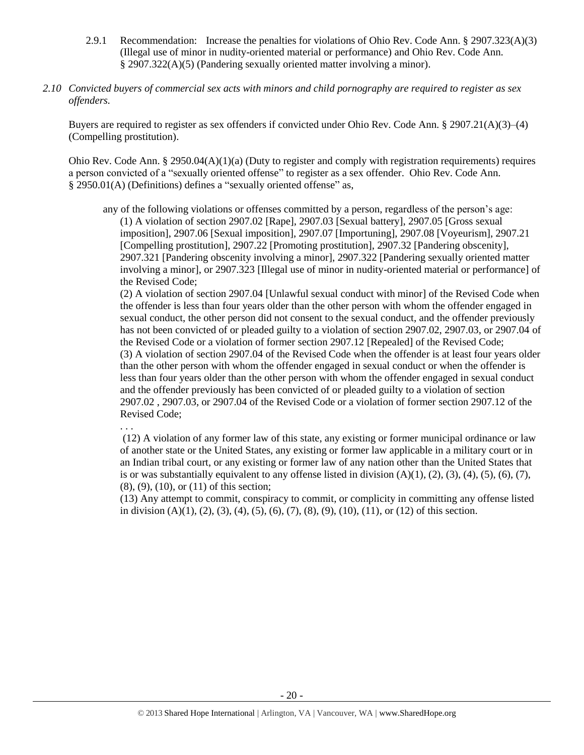2.9.1 Recommendation: Increase the penalties for violations of Ohio Rev. Code Ann. § 2907.323(A)(3) (Illegal use of minor in nudity-oriented material or performance) and Ohio Rev. Code Ann. § 2907.322(A)(5) (Pandering sexually oriented matter involving a minor).

*2.10 Convicted buyers of commercial sex acts with minors and child pornography are required to register as sex offenders.*

Buyers are required to register as sex offenders if convicted under Ohio Rev. Code Ann. § 2907.21(A)(3)–(4) (Compelling prostitution).

Ohio Rev. Code Ann. § 2950.04(A)(1)(a) (Duty to register and comply with registration requirements) requires a person convicted of a "sexually oriented offense" to register as a sex offender. Ohio Rev. Code Ann. § 2950.01(A) (Definitions) defines a "sexually oriented offense" as,

> any of the following violations or offenses committed by a person, regardless of the person's age:
>
> (1) A violation of section 2907.02 [Rape], 2907.03 [Sexual battery], 2907.05 [Gross sexual imposition], 2907.06 [Sexual imposition], 2907.07 [Importuning], 2907.08 [Voyeurism], 2907.21 [Compelling prostitution], 2907.22 [Promoting prostitution], 2907.32 [Pandering obscenity], 2907.321 [Pandering obscenity involving a minor], 2907.322 [Pandering sexually oriented matter involving a minor], or 2907.323 [Illegal use of minor in nudity-oriented material or performance] of the Revised Code;
>
> (2) A violation of section 2907.04 [Unlawful sexual conduct with minor] of the Revised Code when the offender is less than four years older than the other person with whom the offender engaged in sexual conduct, the other person did not consent to the sexual conduct, and the offender previously has not been convicted of or pleaded guilty to a violation of section 2907.02, 2907.03, or 2907.04 of the Revised Code or a violation of former section 2907.12 [Repealed] of the Revised Code;
>
> (3) A violation of section 2907.04 of the Revised Code when the offender is at least four years older than the other person with whom the offender engaged in sexual conduct or when the offender is less than four years older than the other person with whom the offender engaged in sexual conduct and the offender previously has been convicted of or pleaded guilty to a violation of section 2907.02 , 2907.03, or 2907.04 of the Revised Code or a violation of former section 2907.12 of the Revised Code;
>
> . . .
>
> (12) A violation of any former law of this state, any existing or former municipal ordinance or law of another state or the United States, any existing or former law applicable in a military court or in an Indian tribal court, or any existing or former law of any nation other than the United States that is or was substantially equivalent to any offense listed in division (A)(1), (2), (3), (4), (5), (6), (7), (8), (9), (10), or (11) of this section;
>
> (13) Any attempt to commit, conspiracy to commit, or complicity in committing any offense listed in division (A)(1), (2), (3), (4), (5), (6), (7), (8), (9), (10), (11), or (12) of this section.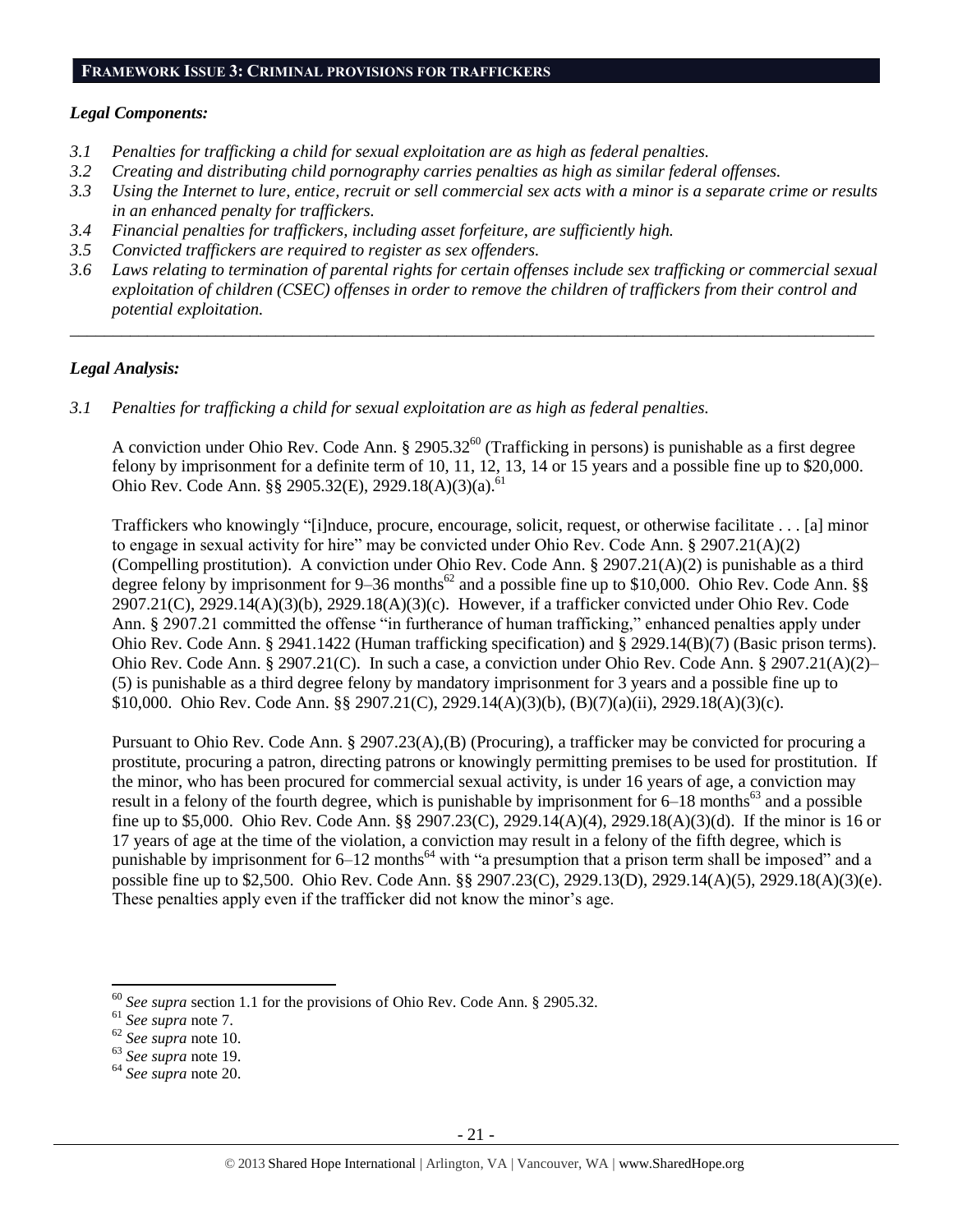## FRAMEWORK ISSUE 3: CRIMINAL PROVISIONS FOR TRAFFICKERS

### *Legal Components:*

*3.1 Penalties for trafficking a child for sexual exploitation are as high as federal penalties.*

*3.2 Creating and distributing child pornography carries penalties as high as similar federal offenses.*

*3.3 Using the Internet to lure, entice, recruit or sell commercial sex acts with a minor is a separate crime or results in an enhanced penalty for traffickers.*

*3.4 Financial penalties for traffickers, including asset forfeiture, are sufficiently high.*

*3.5 Convicted traffickers are required to register as sex offenders.*

*3.6 Laws relating to termination of parental rights for certain offenses include sex trafficking or commercial sexual exploitation of children (CSEC) offenses in order to remove the children of traffickers from their control and potential exploitation.*

---

### *Legal Analysis:*

*3.1 Penalties for trafficking a child for sexual exploitation are as high as federal penalties.*

A conviction under Ohio Rev. Code Ann. § 2905.32[60] (Trafficking in persons) is punishable as a first degree felony by imprisonment for a definite term of 10, 11, 12, 13, 14 or 15 years and a possible fine up to $20,000. Ohio Rev. Code Ann. §§ 2905.32(E), 2929.18(A)(3)(a).[61]

Traffickers who knowingly "[i]nduce, procure, encourage, solicit, request, or otherwise facilitate . . . [a] minor to engage in sexual activity for hire" may be convicted under Ohio Rev. Code Ann. § 2907.21(A)(2) (Compelling prostitution). A conviction under Ohio Rev. Code Ann. § 2907.21(A)(2) is punishable as a third degree felony by imprisonment for 9–36 months[62] and a possible fine up to $10,000. Ohio Rev. Code Ann. §§ 2907.21(C), 2929.14(A)(3)(b), 2929.18(A)(3)(c). However, if a trafficker convicted under Ohio Rev. Code Ann. § 2907.21 committed the offense "in furtherance of human trafficking," enhanced penalties apply under Ohio Rev. Code Ann. § 2941.1422 (Human trafficking specification) and § 2929.14(B)(7) (Basic prison terms). Ohio Rev. Code Ann. § 2907.21(C). In such a case, a conviction under Ohio Rev. Code Ann. § 2907.21(A)(2)–(5) is punishable as a third degree felony by mandatory imprisonment for 3 years and a possible fine up to $10,000. Ohio Rev. Code Ann. §§ 2907.21(C), 2929.14(A)(3)(b), (B)(7)(a)(ii), 2929.18(A)(3)(c).

Pursuant to Ohio Rev. Code Ann. § 2907.23(A),(B) (Procuring), a trafficker may be convicted for procuring a prostitute, procuring a patron, directing patrons or knowingly permitting premises to be used for prostitution. If the minor, who has been procured for commercial sexual activity, is under 16 years of age, a conviction may result in a felony of the fourth degree, which is punishable by imprisonment for 6–18 months[63] and a possible fine up to $5,000. Ohio Rev. Code Ann. §§ 2907.23(C), 2929.14(A)(4), 2929.18(A)(3)(d). If the minor is 16 or 17 years of age at the time of the violation, a conviction may result in a felony of the fifth degree, which is punishable by imprisonment for 6–12 months[64] with "a presumption that a prison term shall be imposed" and a possible fine up to $2,500. Ohio Rev. Code Ann. §§ 2907.23(C), 2929.13(D), 2929.14(A)(5), 2929.18(A)(3)(e). These penalties apply even if the trafficker did not know the minor's age.

---

[60] *See supra* section 1.1 for the provisions of Ohio Rev. Code Ann. § 2905.32.

[61] *See supra* note 7.

[62] *See supra* note 10.

[63] *See supra* note 19.

[64] *See supra* note 20.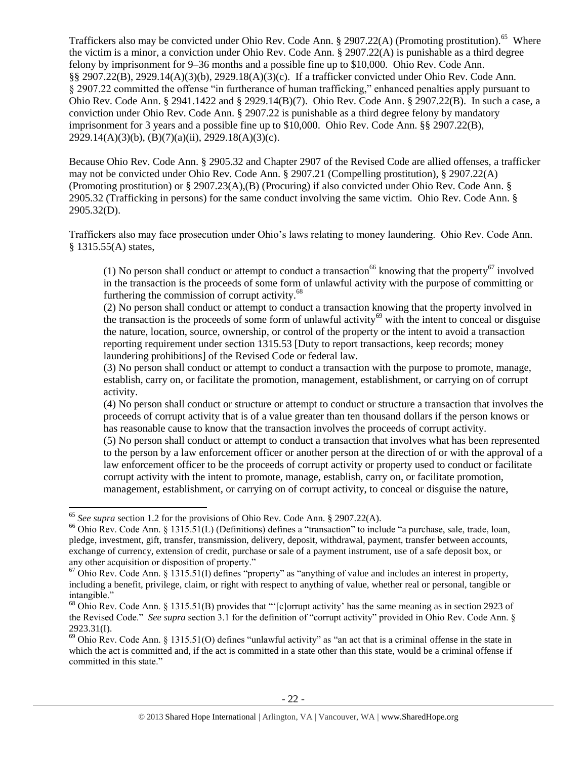Traffickers also may be convicted under Ohio Rev. Code Ann. § 2907.22(A) (Promoting prostitution).[65] Where the victim is a minor, a conviction under Ohio Rev. Code Ann. § 2907.22(A) is punishable as a third degree felony by imprisonment for 9–36 months and a possible fine up to $10,000. Ohio Rev. Code Ann. §§ 2907.22(B), 2929.14(A)(3)(b), 2929.18(A)(3)(c). If a trafficker convicted under Ohio Rev. Code Ann. § 2907.22 committed the offense "in furtherance of human trafficking," enhanced penalties apply pursuant to Ohio Rev. Code Ann. § 2941.1422 and § 2929.14(B)(7). Ohio Rev. Code Ann. § 2907.22(B). In such a case, a conviction under Ohio Rev. Code Ann. § 2907.22 is punishable as a third degree felony by mandatory imprisonment for 3 years and a possible fine up to $10,000. Ohio Rev. Code Ann. §§ 2907.22(B), 2929.14(A)(3)(b), (B)(7)(a)(ii), 2929.18(A)(3)(c).

Because Ohio Rev. Code Ann. § 2905.32 and Chapter 2907 of the Revised Code are allied offenses, a trafficker may not be convicted under Ohio Rev. Code Ann. § 2907.21 (Compelling prostitution), § 2907.22(A) (Promoting prostitution) or § 2907.23(A),(B) (Procuring) if also convicted under Ohio Rev. Code Ann. § 2905.32 (Trafficking in persons) for the same conduct involving the same victim. Ohio Rev. Code Ann. § 2905.32(D).

Traffickers also may face prosecution under Ohio's laws relating to money laundering. Ohio Rev. Code Ann. § 1315.55(A) states,

> (1) No person shall conduct or attempt to conduct a transaction[66] knowing that the property[67] involved in the transaction is the proceeds of some form of unlawful activity with the purpose of committing or furthering the commission of corrupt activity.[68]
>
> (2) No person shall conduct or attempt to conduct a transaction knowing that the property involved in the transaction is the proceeds of some form of unlawful activity[69] with the intent to conceal or disguise the nature, location, source, ownership, or control of the property or the intent to avoid a transaction reporting requirement under section 1315.53 [Duty to report transactions, keep records; money laundering prohibitions] of the Revised Code or federal law.
>
> (3) No person shall conduct or attempt to conduct a transaction with the purpose to promote, manage, establish, carry on, or facilitate the promotion, management, establishment, or carrying on of corrupt activity.
>
> (4) No person shall conduct or structure or attempt to conduct or structure a transaction that involves the proceeds of corrupt activity that is of a value greater than ten thousand dollars if the person knows or has reasonable cause to know that the transaction involves the proceeds of corrupt activity.
>
> (5) No person shall conduct or attempt to conduct a transaction that involves what has been represented to the person by a law enforcement officer or another person at the direction of or with the approval of a law enforcement officer to be the proceeds of corrupt activity or property used to conduct or facilitate corrupt activity with the intent to promote, manage, establish, carry on, or facilitate promotion, management, establishment, or carrying on of corrupt activity, to conceal or disguise the nature,

---

[65] *See supra* section 1.2 for the provisions of Ohio Rev. Code Ann. § 2907.22(A).

[66] Ohio Rev. Code Ann. § 1315.51(L) (Definitions) defines a "transaction" to include "a purchase, sale, trade, loan, pledge, investment, gift, transfer, transmission, delivery, deposit, withdrawal, payment, transfer between accounts, exchange of currency, extension of credit, purchase or sale of a payment instrument, use of a safe deposit box, or any other acquisition or disposition of property."

[67] Ohio Rev. Code Ann. § 1315.51(I) defines "property" as "anything of value and includes an interest in property, including a benefit, privilege, claim, or right with respect to anything of value, whether real or personal, tangible or intangible."

[68] Ohio Rev. Code Ann. § 1315.51(B) provides that "'[c]orrupt activity' has the same meaning as in section 2923 of the Revised Code." *See supra* section 3.1 for the definition of "corrupt activity" provided in Ohio Rev. Code Ann. § 2923.31(I).

[69] Ohio Rev. Code Ann. § 1315.51(O) defines "unlawful activity" as "an act that is a criminal offense in the state in which the act is committed and, if the act is committed in a state other than this state, would be a criminal offense if committed in this state."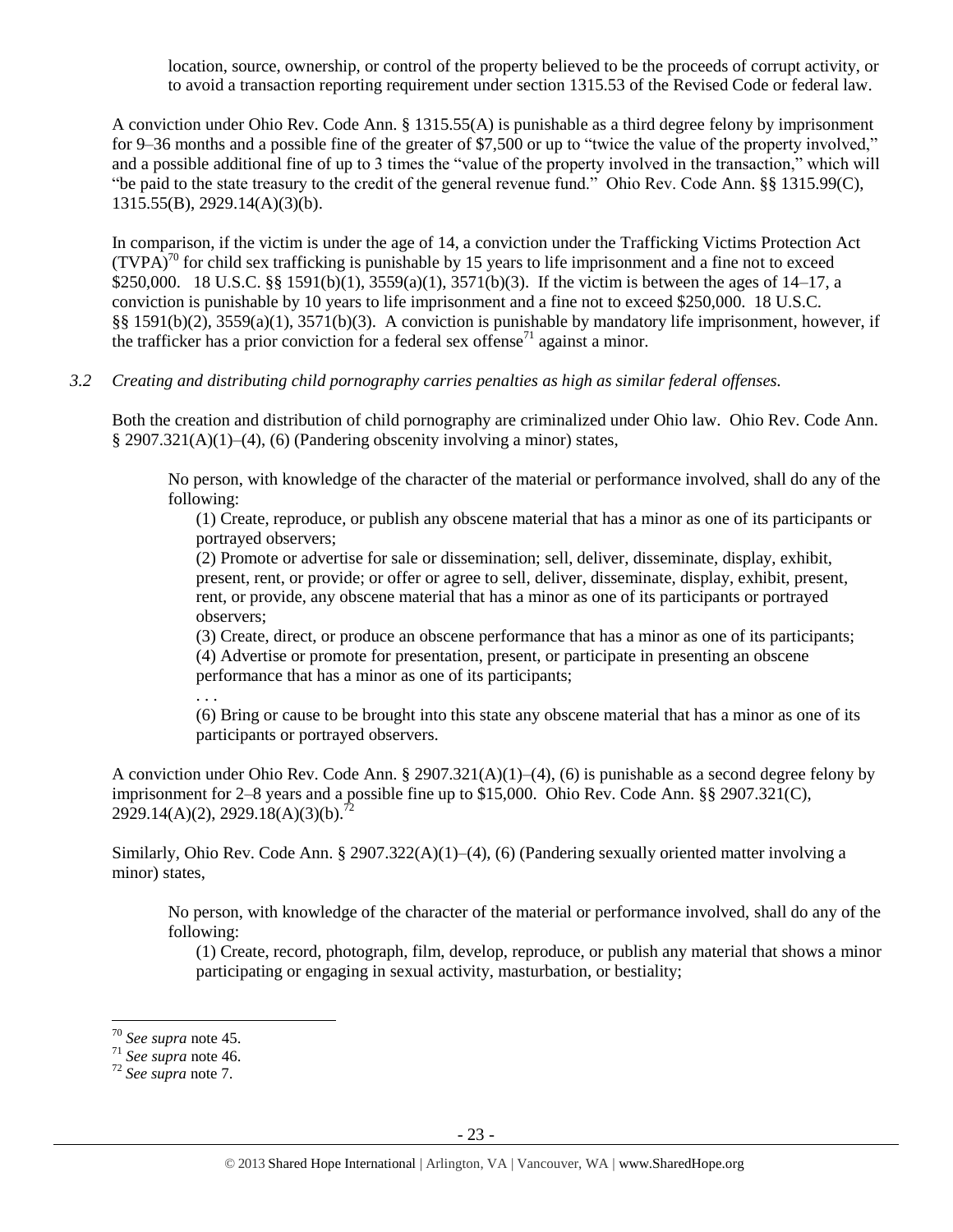location, source, ownership, or control of the property believed to be the proceeds of corrupt activity, or to avoid a transaction reporting requirement under section 1315.53 of the Revised Code or federal law.

A conviction under Ohio Rev. Code Ann. § 1315.55(A) is punishable as a third degree felony by imprisonment for 9–36 months and a possible fine of the greater of $7,500 or up to "twice the value of the property involved," and a possible additional fine of up to 3 times the "value of the property involved in the transaction," which will "be paid to the state treasury to the credit of the general revenue fund." Ohio Rev. Code Ann. §§ 1315.99(C), 1315.55(B), 2929.14(A)(3)(b).

In comparison, if the victim is under the age of 14, a conviction under the Trafficking Victims Protection Act (TVPA)[70] for child sex trafficking is punishable by 15 years to life imprisonment and a fine not to exceed $250,000. 18 U.S.C. §§ 1591(b)(1), 3559(a)(1), 3571(b)(3). If the victim is between the ages of 14–17, a conviction is punishable by 10 years to life imprisonment and a fine not to exceed $250,000. 18 U.S.C. §§ 1591(b)(2), 3559(a)(1), 3571(b)(3). A conviction is punishable by mandatory life imprisonment, however, if the trafficker has a prior conviction for a federal sex offense[71] against a minor.

*3.2 Creating and distributing child pornography carries penalties as high as similar federal offenses.*

Both the creation and distribution of child pornography are criminalized under Ohio law. Ohio Rev. Code Ann. § 2907.321(A)(1)–(4), (6) (Pandering obscenity involving a minor) states,

> No person, with knowledge of the character of the material or performance involved, shall do any of the following:
>
> (1) Create, reproduce, or publish any obscene material that has a minor as one of its participants or portrayed observers;
>
> (2) Promote or advertise for sale or dissemination; sell, deliver, disseminate, display, exhibit, present, rent, or provide; or offer or agree to sell, deliver, disseminate, display, exhibit, present, rent, or provide, any obscene material that has a minor as one of its participants or portrayed observers;
>
> (3) Create, direct, or produce an obscene performance that has a minor as one of its participants;
>
> (4) Advertise or promote for presentation, present, or participate in presenting an obscene performance that has a minor as one of its participants;
>
> . . .
>
> (6) Bring or cause to be brought into this state any obscene material that has a minor as one of its participants or portrayed observers.

A conviction under Ohio Rev. Code Ann. § 2907.321(A)(1)–(4), (6) is punishable as a second degree felony by imprisonment for 2–8 years and a possible fine up to $15,000. Ohio Rev. Code Ann. §§ 2907.321(C), 2929.14(A)(2), 2929.18(A)(3)(b).[72]

Similarly, Ohio Rev. Code Ann. § 2907.322(A)(1)–(4), (6) (Pandering sexually oriented matter involving a minor) states,

> No person, with knowledge of the character of the material or performance involved, shall do any of the following:
>
> (1) Create, record, photograph, film, develop, reproduce, or publish any material that shows a minor participating or engaging in sexual activity, masturbation, or bestiality;

---

[70] *See supra* note 45.

[71] *See supra* note 46.

[72] *See supra* note 7.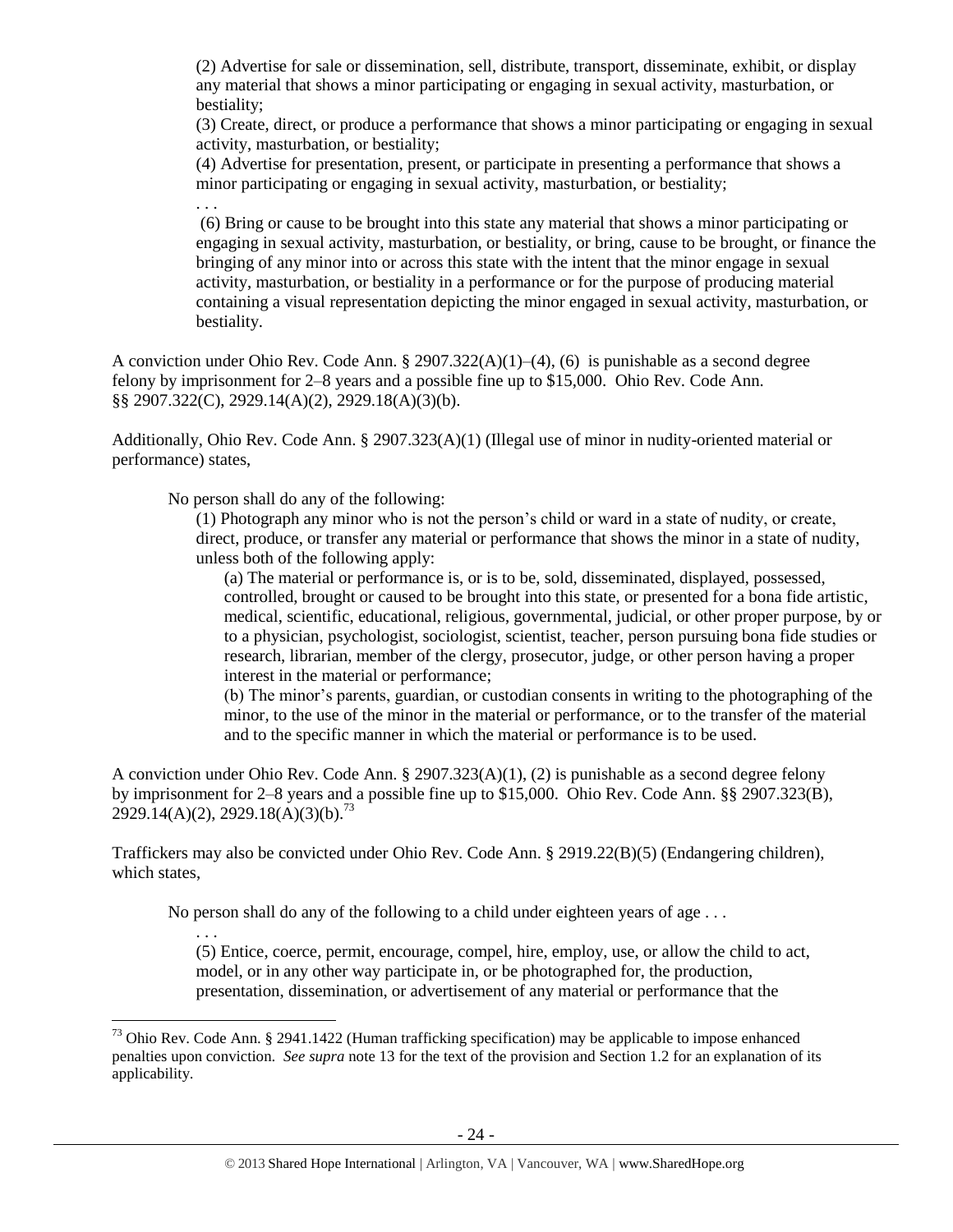(2) Advertise for sale or dissemination, sell, distribute, transport, disseminate, exhibit, or display any material that shows a minor participating or engaging in sexual activity, masturbation, or bestiality;

(3) Create, direct, or produce a performance that shows a minor participating or engaging in sexual activity, masturbation, or bestiality;

(4) Advertise for presentation, present, or participate in presenting a performance that shows a minor participating or engaging in sexual activity, masturbation, or bestiality;

. . .

(6) Bring or cause to be brought into this state any material that shows a minor participating or engaging in sexual activity, masturbation, or bestiality, or bring, cause to be brought, or finance the bringing of any minor into or across this state with the intent that the minor engage in sexual activity, masturbation, or bestiality in a performance or for the purpose of producing material containing a visual representation depicting the minor engaged in sexual activity, masturbation, or bestiality.

A conviction under Ohio Rev. Code Ann. § 2907.322(A)(1)–(4), (6) is punishable as a second degree felony by imprisonment for 2–8 years and a possible fine up to $15,000. Ohio Rev. Code Ann. §§ 2907.322(C), 2929.14(A)(2), 2929.18(A)(3)(b).

Additionally, Ohio Rev. Code Ann. § 2907.323(A)(1) (Illegal use of minor in nudity-oriented material or performance) states,

No person shall do any of the following:

(1) Photograph any minor who is not the person's child or ward in a state of nudity, or create, direct, produce, or transfer any material or performance that shows the minor in a state of nudity, unless both of the following apply:

(a) The material or performance is, or is to be, sold, disseminated, displayed, possessed, controlled, brought or caused to be brought into this state, or presented for a bona fide artistic, medical, scientific, educational, religious, governmental, judicial, or other proper purpose, by or to a physician, psychologist, sociologist, scientist, teacher, person pursuing bona fide studies or research, librarian, member of the clergy, prosecutor, judge, or other person having a proper interest in the material or performance;

(b) The minor's parents, guardian, or custodian consents in writing to the photographing of the minor, to the use of the minor in the material or performance, or to the transfer of the material and to the specific manner in which the material or performance is to be used.

A conviction under Ohio Rev. Code Ann. § 2907.323(A)(1), (2) is punishable as a second degree felony by imprisonment for 2–8 years and a possible fine up to $15,000. Ohio Rev. Code Ann. §§ 2907.323(B), 2929.14(A)(2), 2929.18(A)(3)(b).[73]

Traffickers may also be convicted under Ohio Rev. Code Ann. § 2919.22(B)(5) (Endangering children), which states,

No person shall do any of the following to a child under eighteen years of age . . .

. . .

(5) Entice, coerce, permit, encourage, compel, hire, employ, use, or allow the child to act, model, or in any other way participate in, or be photographed for, the production, presentation, dissemination, or advertisement of any material or performance that the

---

[73] Ohio Rev. Code Ann. § 2941.1422 (Human trafficking specification) may be applicable to impose enhanced penalties upon conviction. *See supra* note 13 for the text of the provision and Section 1.2 for an explanation of its applicability.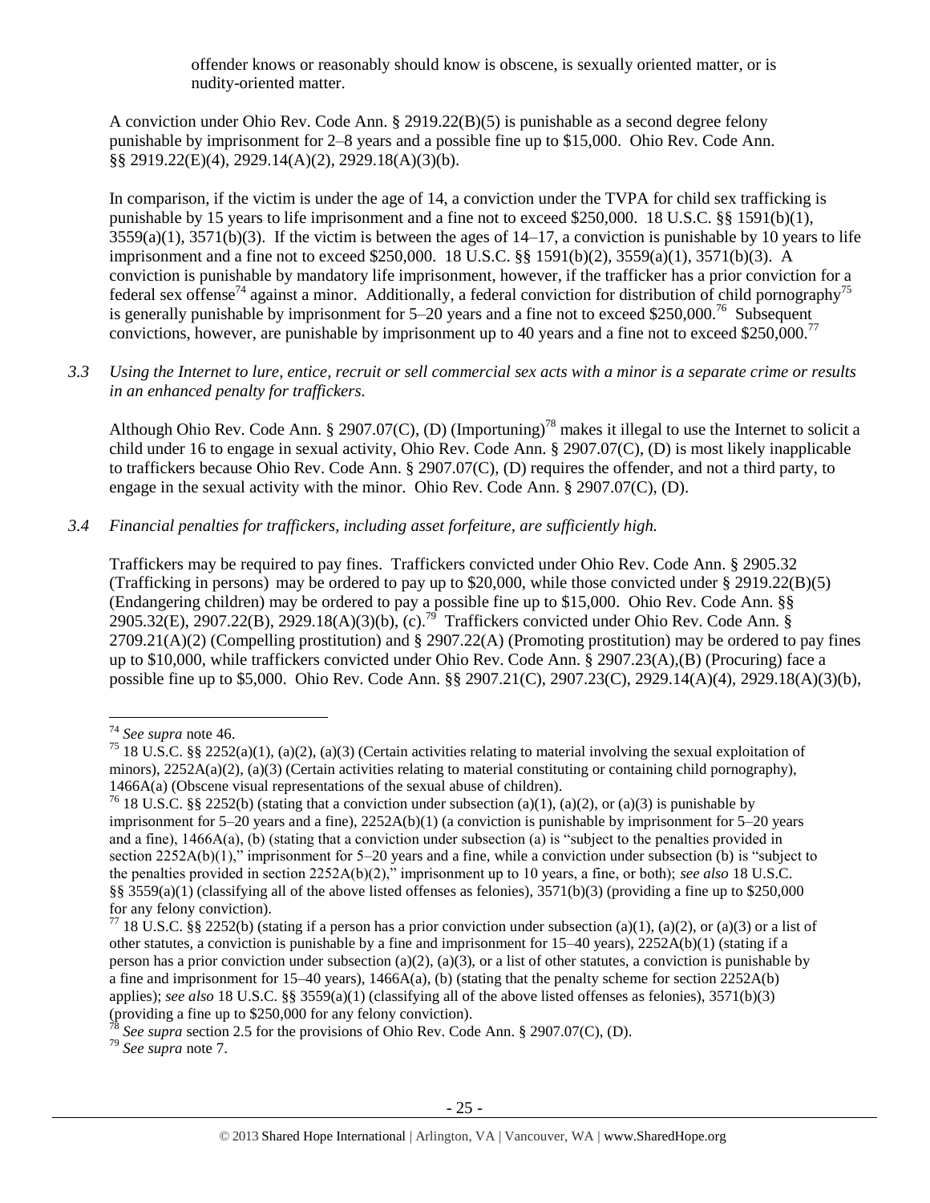offender knows or reasonably should know is obscene, is sexually oriented matter, or is nudity-oriented matter.

A conviction under Ohio Rev. Code Ann. § 2919.22(B)(5) is punishable as a second degree felony punishable by imprisonment for 2–8 years and a possible fine up to $15,000. Ohio Rev. Code Ann. §§ 2919.22(E)(4), 2929.14(A)(2), 2929.18(A)(3)(b).

In comparison, if the victim is under the age of 14, a conviction under the TVPA for child sex trafficking is punishable by 15 years to life imprisonment and a fine not to exceed $250,000. 18 U.S.C. §§ 1591(b)(1), 3559(a)(1), 3571(b)(3). If the victim is between the ages of 14–17, a conviction is punishable by 10 years to life imprisonment and a fine not to exceed $250,000. 18 U.S.C. §§ 1591(b)(2), 3559(a)(1), 3571(b)(3). A conviction is punishable by mandatory life imprisonment, however, if the trafficker has a prior conviction for a federal sex offense[74] against a minor. Additionally, a federal conviction for distribution of child pornography[75] is generally punishable by imprisonment for 5–20 years and a fine not to exceed $250,000.[76] Subsequent convictions, however, are punishable by imprisonment up to 40 years and a fine not to exceed $250,000.[77]

*3.3 Using the Internet to lure, entice, recruit or sell commercial sex acts with a minor is a separate crime or results in an enhanced penalty for traffickers.*

Although Ohio Rev. Code Ann. § 2907.07(C), (D) (Importuning)[78] makes it illegal to use the Internet to solicit a child under 16 to engage in sexual activity, Ohio Rev. Code Ann. § 2907.07(C), (D) is most likely inapplicable to traffickers because Ohio Rev. Code Ann. § 2907.07(C), (D) requires the offender, and not a third party, to engage in the sexual activity with the minor. Ohio Rev. Code Ann. § 2907.07(C), (D).

*3.4 Financial penalties for traffickers, including asset forfeiture, are sufficiently high.*

Traffickers may be required to pay fines. Traffickers convicted under Ohio Rev. Code Ann. § 2905.32 (Trafficking in persons) may be ordered to pay up to $20,000, while those convicted under § 2919.22(B)(5) (Endangering children) may be ordered to pay a possible fine up to $15,000. Ohio Rev. Code Ann. §§ 2905.32(E), 2907.22(B), 2929.18(A)(3)(b), (c).[79] Traffickers convicted under Ohio Rev. Code Ann. § 2709.21(A)(2) (Compelling prostitution) and § 2907.22(A) (Promoting prostitution) may be ordered to pay fines up to $10,000, while traffickers convicted under Ohio Rev. Code Ann. § 2907.23(A),(B) (Procuring) face a possible fine up to $5,000. Ohio Rev. Code Ann. §§ 2907.21(C), 2907.23(C), 2929.14(A)(4), 2929.18(A)(3)(b),

---

[74] *See supra* note 46.

[75] 18 U.S.C. §§ 2252(a)(1), (a)(2), (a)(3) (Certain activities relating to material involving the sexual exploitation of minors), 2252A(a)(2), (a)(3) (Certain activities relating to material constituting or containing child pornography), 1466A(a) (Obscene visual representations of the sexual abuse of children).

[76] 18 U.S.C. §§ 2252(b) (stating that a conviction under subsection (a)(1), (a)(2), or (a)(3) is punishable by imprisonment for 5–20 years and a fine), 2252A(b)(1) (a conviction is punishable by imprisonment for 5–20 years and a fine), 1466A(a), (b) (stating that a conviction under subsection (a) is "subject to the penalties provided in section 2252A(b)(1)," imprisonment for 5–20 years and a fine, while a conviction under subsection (b) is "subject to the penalties provided in section 2252A(b)(2)," imprisonment up to 10 years, a fine, or both); *see also* 18 U.S.C. §§ 3559(a)(1) (classifying all of the above listed offenses as felonies), 3571(b)(3) (providing a fine up to $250,000 for any felony conviction).

[77] 18 U.S.C. §§ 2252(b) (stating if a person has a prior conviction under subsection (a)(1), (a)(2), or (a)(3) or a list of other statutes, a conviction is punishable by a fine and imprisonment for 15–40 years), 2252A(b)(1) (stating if a person has a prior conviction under subsection (a)(2), (a)(3), or a list of other statutes, a conviction is punishable by a fine and imprisonment for 15–40 years), 1466A(a), (b) (stating that the penalty scheme for section 2252A(b) applies); *see also* 18 U.S.C. §§ 3559(a)(1) (classifying all of the above listed offenses as felonies), 3571(b)(3) (providing a fine up to $250,000 for any felony conviction).

[78] *See supra* section 2.5 for the provisions of Ohio Rev. Code Ann. § 2907.07(C), (D).

[79] *See supra* note 7.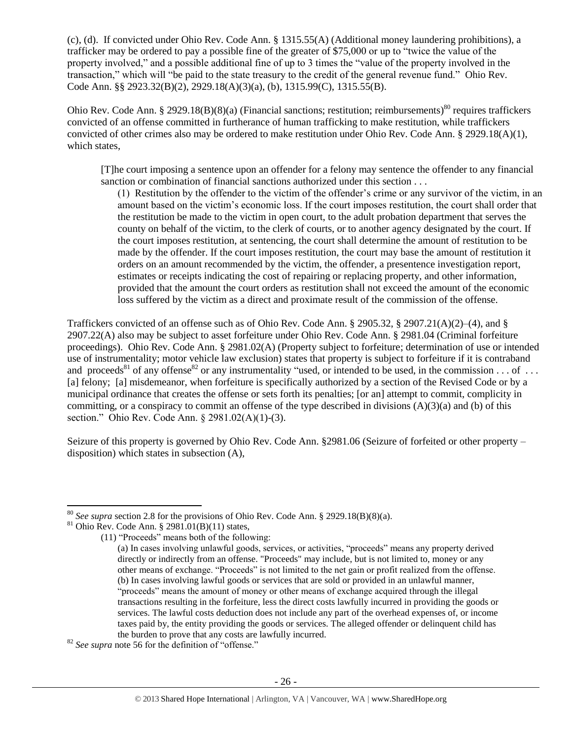(c), (d). If convicted under Ohio Rev. Code Ann. § 1315.55(A) (Additional money laundering prohibitions), a trafficker may be ordered to pay a possible fine of the greater of $75,000 or up to "twice the value of the property involved," and a possible additional fine of up to 3 times the "value of the property involved in the transaction," which will "be paid to the state treasury to the credit of the general revenue fund." Ohio Rev. Code Ann. §§ 2923.32(B)(2), 2929.18(A)(3)(a), (b), 1315.99(C), 1315.55(B).

Ohio Rev. Code Ann. § 2929.18(B)(8)(a) (Financial sanctions; restitution; reimbursements)[80] requires traffickers convicted of an offense committed in furtherance of human trafficking to make restitution, while traffickers convicted of other crimes also may be ordered to make restitution under Ohio Rev. Code Ann. § 2929.18(A)(1), which states,

> [T]he court imposing a sentence upon an offender for a felony may sentence the offender to any financial sanction or combination of financial sanctions authorized under this section . . .
>
> (1) Restitution by the offender to the victim of the offender's crime or any survivor of the victim, in an amount based on the victim's economic loss. If the court imposes restitution, the court shall order that the restitution be made to the victim in open court, to the adult probation department that serves the county on behalf of the victim, to the clerk of courts, or to another agency designated by the court. If the court imposes restitution, at sentencing, the court shall determine the amount of restitution to be made by the offender. If the court imposes restitution, the court may base the amount of restitution it orders on an amount recommended by the victim, the offender, a presentence investigation report, estimates or receipts indicating the cost of repairing or replacing property, and other information, provided that the amount the court orders as restitution shall not exceed the amount of the economic loss suffered by the victim as a direct and proximate result of the commission of the offense.

Traffickers convicted of an offense such as of Ohio Rev. Code Ann. § 2905.32, § 2907.21(A)(2)–(4), and § 2907.22(A) also may be subject to asset forfeiture under Ohio Rev. Code Ann. § 2981.04 (Criminal forfeiture proceedings). Ohio Rev. Code Ann. § 2981.02(A) (Property subject to forfeiture; determination of use or intended use of instrumentality; motor vehicle law exclusion) states that property is subject to forfeiture if it is contraband and proceeds[81] of any offense[82] or any instrumentality "used, or intended to be used, in the commission . . . of . . . [a] felony; [a] misdemeanor, when forfeiture is specifically authorized by a section of the Revised Code or by a municipal ordinance that creates the offense or sets forth its penalties; [or an] attempt to commit, complicity in committing, or a conspiracy to commit an offense of the type described in divisions (A)(3)(a) and (b) of this section." Ohio Rev. Code Ann. § 2981.02(A)(1)-(3).

Seizure of this property is governed by Ohio Rev. Code Ann. §2981.06 (Seizure of forfeited or other property – disposition) which states in subsection (A),

---

[80] *See supra* section 2.8 for the provisions of Ohio Rev. Code Ann. § 2929.18(B)(8)(a).

[81] Ohio Rev. Code Ann. § 2981.01(B)(11) states,

> (11) "Proceeds" means both of the following:
>
> (a) In cases involving unlawful goods, services, or activities, "proceeds" means any property derived directly or indirectly from an offense. "Proceeds" may include, but is not limited to, money or any other means of exchange. "Proceeds" is not limited to the net gain or profit realized from the offense.
>
> (b) In cases involving lawful goods or services that are sold or provided in an unlawful manner, "proceeds" means the amount of money or other means of exchange acquired through the illegal transactions resulting in the forfeiture, less the direct costs lawfully incurred in providing the goods or services. The lawful costs deduction does not include any part of the overhead expenses of, or income taxes paid by, the entity providing the goods or services. The alleged offender or delinquent child has the burden to prove that any costs are lawfully incurred.

[82] *See supra* note 56 for the definition of "offense."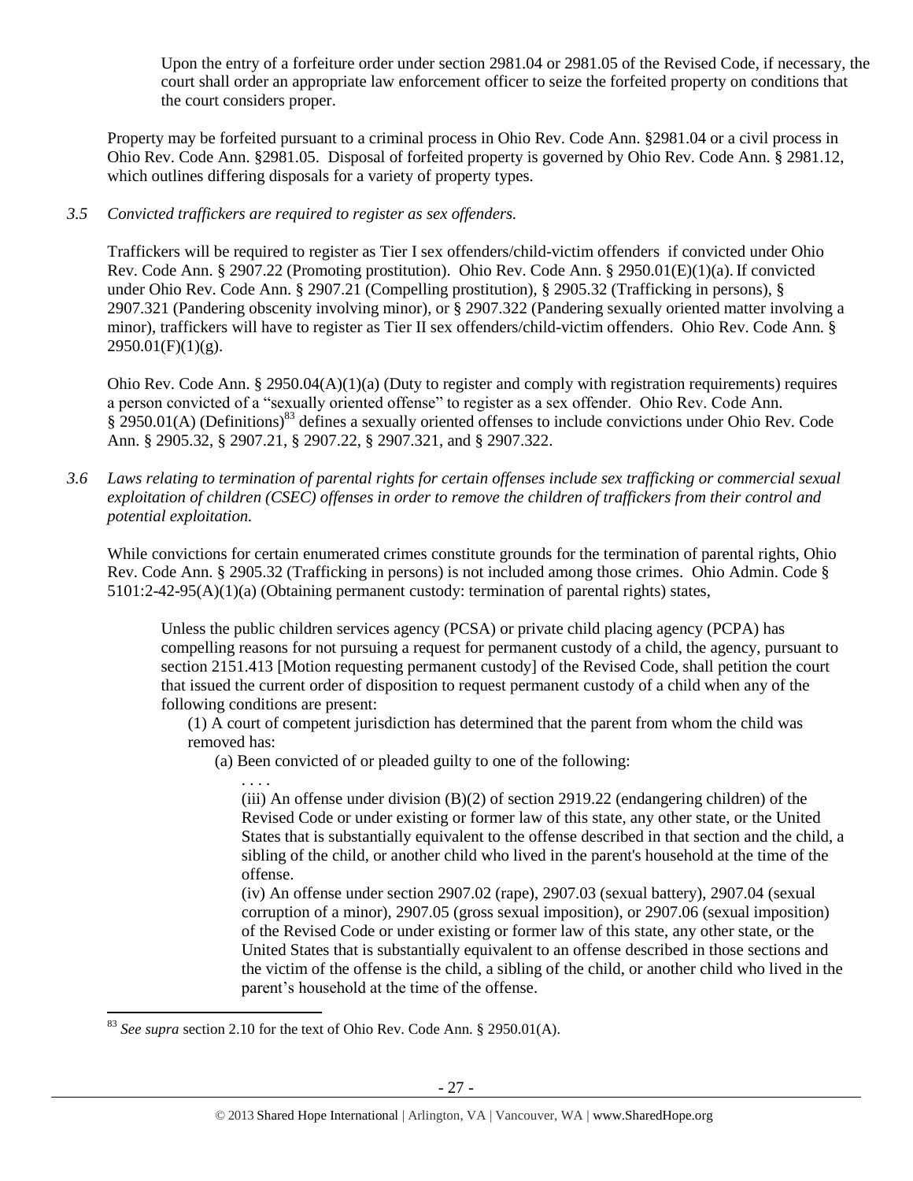> Upon the entry of a forfeiture order under section 2981.04 or 2981.05 of the Revised Code, if necessary, the court shall order an appropriate law enforcement officer to seize the forfeited property on conditions that the court considers proper.

Property may be forfeited pursuant to a criminal process in Ohio Rev. Code Ann. §2981.04 or a civil process in Ohio Rev. Code Ann. §2981.05. Disposal of forfeited property is governed by Ohio Rev. Code Ann. § 2981.12, which outlines differing disposals for a variety of property types.

*3.5 Convicted traffickers are required to register as sex offenders.*

Traffickers will be required to register as Tier I sex offenders/child-victim offenders if convicted under Ohio Rev. Code Ann. § 2907.22 (Promoting prostitution). Ohio Rev. Code Ann. § 2950.01(E)(1)(a). If convicted under Ohio Rev. Code Ann. § 2907.21 (Compelling prostitution), § 2905.32 (Trafficking in persons), § 2907.321 (Pandering obscenity involving minor), or § 2907.322 (Pandering sexually oriented matter involving a minor), traffickers will have to register as Tier II sex offenders/child-victim offenders. Ohio Rev. Code Ann. § 2950.01(F)(1)(g).

Ohio Rev. Code Ann. § 2950.04(A)(1)(a) (Duty to register and comply with registration requirements) requires a person convicted of a "sexually oriented offense" to register as a sex offender. Ohio Rev. Code Ann. § 2950.01(A) (Definitions)[83] defines a sexually oriented offenses to include convictions under Ohio Rev. Code Ann. § 2905.32, § 2907.21, § 2907.22, § 2907.321, and § 2907.322.

*3.6 Laws relating to termination of parental rights for certain offenses include sex trafficking or commercial sexual exploitation of children (CSEC) offenses in order to remove the children of traffickers from their control and potential exploitation.*

While convictions for certain enumerated crimes constitute grounds for the termination of parental rights, Ohio Rev. Code Ann. § 2905.32 (Trafficking in persons) is not included among those crimes. Ohio Admin. Code § 5101:2-42-95(A)(1)(a) (Obtaining permanent custody: termination of parental rights) states,

> Unless the public children services agency (PCSA) or private child placing agency (PCPA) has compelling reasons for not pursuing a request for permanent custody of a child, the agency, pursuant to section 2151.413 [Motion requesting permanent custody] of the Revised Code, shall petition the court that issued the current order of disposition to request permanent custody of a child when any of the following conditions are present:
>
> (1) A court of competent jurisdiction has determined that the parent from whom the child was removed has:
>
> (a) Been convicted of or pleaded guilty to one of the following:
>
> . . . .
>
> (iii) An offense under division (B)(2) of section 2919.22 (endangering children) of the Revised Code or under existing or former law of this state, any other state, or the United States that is substantially equivalent to the offense described in that section and the child, a sibling of the child, or another child who lived in the parent's household at the time of the offense.
>
> (iv) An offense under section 2907.02 (rape), 2907.03 (sexual battery), 2907.04 (sexual corruption of a minor), 2907.05 (gross sexual imposition), or 2907.06 (sexual imposition) of the Revised Code or under existing or former law of this state, any other state, or the United States that is substantially equivalent to an offense described in those sections and the victim of the offense is the child, a sibling of the child, or another child who lived in the parent's household at the time of the offense.

[83] *See supra* section 2.10 for the text of Ohio Rev. Code Ann. § 2950.01(A).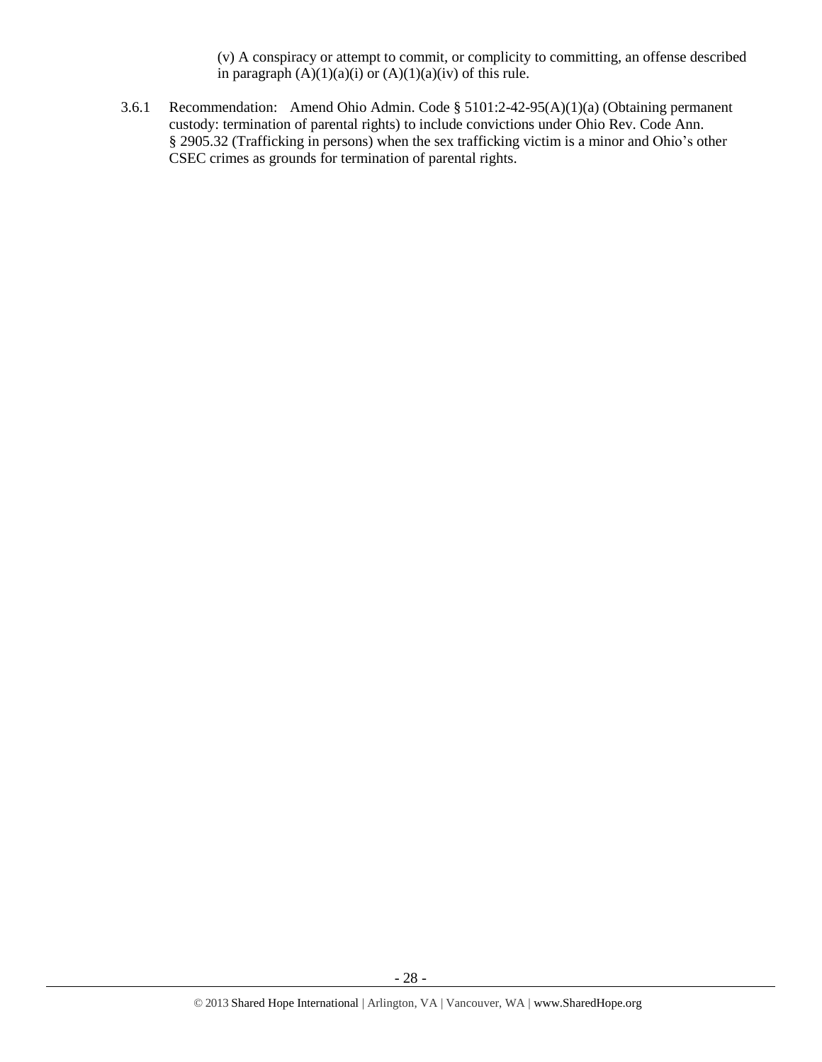(v) A conspiracy or attempt to commit, or complicity to committing, an offense described in paragraph (A)(1)(a)(i) or (A)(1)(a)(iv) of this rule.

3.6.1 Recommendation: Amend Ohio Admin. Code § 5101:2-42-95(A)(1)(a) (Obtaining permanent custody: termination of parental rights) to include convictions under Ohio Rev. Code Ann. § 2905.32 (Trafficking in persons) when the sex trafficking victim is a minor and Ohio's other CSEC crimes as grounds for termination of parental rights.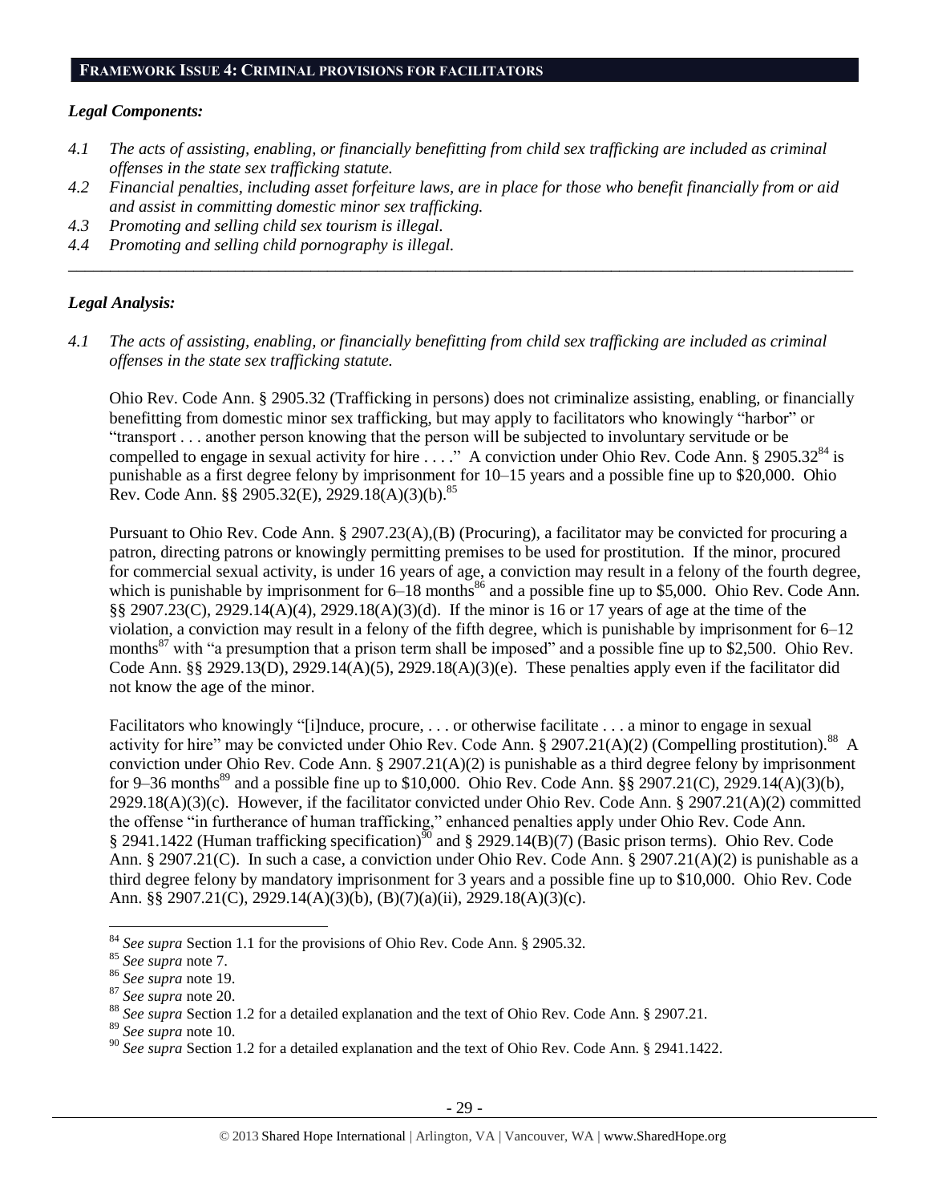## FRAMEWORK ISSUE 4: CRIMINAL PROVISIONS FOR FACILITATORS

### *Legal Components:*

*4.1 The acts of assisting, enabling, or financially benefitting from child sex trafficking are included as criminal offenses in the state sex trafficking statute.*

*4.2 Financial penalties, including asset forfeiture laws, are in place for those who benefit financially from or aid and assist in committing domestic minor sex trafficking.*

*4.3 Promoting and selling child sex tourism is illegal.*

*4.4 Promoting and selling child pornography is illegal.*

---

### *Legal Analysis:*

*4.1 The acts of assisting, enabling, or financially benefitting from child sex trafficking are included as criminal offenses in the state sex trafficking statute.*

Ohio Rev. Code Ann. § 2905.32 (Trafficking in persons) does not criminalize assisting, enabling, or financially benefitting from domestic minor sex trafficking, but may apply to facilitators who knowingly "harbor" or "transport . . . another person knowing that the person will be subjected to involuntary servitude or be compelled to engage in sexual activity for hire . . . ." A conviction under Ohio Rev. Code Ann. § 2905.32[84] is punishable as a first degree felony by imprisonment for 10–15 years and a possible fine up to $20,000. Ohio Rev. Code Ann. §§ 2905.32(E), 2929.18(A)(3)(b).[85]

Pursuant to Ohio Rev. Code Ann. § 2907.23(A),(B) (Procuring), a facilitator may be convicted for procuring a patron, directing patrons or knowingly permitting premises to be used for prostitution. If the minor, procured for commercial sexual activity, is under 16 years of age, a conviction may result in a felony of the fourth degree, which is punishable by imprisonment for 6–18 months[86] and a possible fine up to $5,000. Ohio Rev. Code Ann. §§ 2907.23(C), 2929.14(A)(4), 2929.18(A)(3)(d). If the minor is 16 or 17 years of age at the time of the violation, a conviction may result in a felony of the fifth degree, which is punishable by imprisonment for 6–12 months[87] with "a presumption that a prison term shall be imposed" and a possible fine up to $2,500. Ohio Rev. Code Ann. §§ 2929.13(D), 2929.14(A)(5), 2929.18(A)(3)(e). These penalties apply even if the facilitator did not know the age of the minor.

Facilitators who knowingly "[i]nduce, procure, . . . or otherwise facilitate . . . a minor to engage in sexual activity for hire" may be convicted under Ohio Rev. Code Ann. § 2907.21(A)(2) (Compelling prostitution).[88] A conviction under Ohio Rev. Code Ann. § 2907.21(A)(2) is punishable as a third degree felony by imprisonment for 9–36 months[89] and a possible fine up to $10,000. Ohio Rev. Code Ann. §§ 2907.21(C), 2929.14(A)(3)(b), 2929.18(A)(3)(c). However, if the facilitator convicted under Ohio Rev. Code Ann. § 2907.21(A)(2) committed the offense "in furtherance of human trafficking," enhanced penalties apply under Ohio Rev. Code Ann. § 2941.1422 (Human trafficking specification)[90] and § 2929.14(B)(7) (Basic prison terms). Ohio Rev. Code Ann. § 2907.21(C). In such a case, a conviction under Ohio Rev. Code Ann. § 2907.21(A)(2) is punishable as a third degree felony by mandatory imprisonment for 3 years and a possible fine up to $10,000. Ohio Rev. Code Ann. §§ 2907.21(C), 2929.14(A)(3)(b), (B)(7)(a)(ii), 2929.18(A)(3)(c).

---

[84] *See supra* Section 1.1 for the provisions of Ohio Rev. Code Ann. § 2905.32.

[85] *See supra* note 7.

[86] *See supra* note 19.

[87] *See supra* note 20.

[88] *See supra* Section 1.2 for a detailed explanation and the text of Ohio Rev. Code Ann. § 2907.21.

[89] *See supra* note 10.

[90] *See supra* Section 1.2 for a detailed explanation and the text of Ohio Rev. Code Ann. § 2941.1422.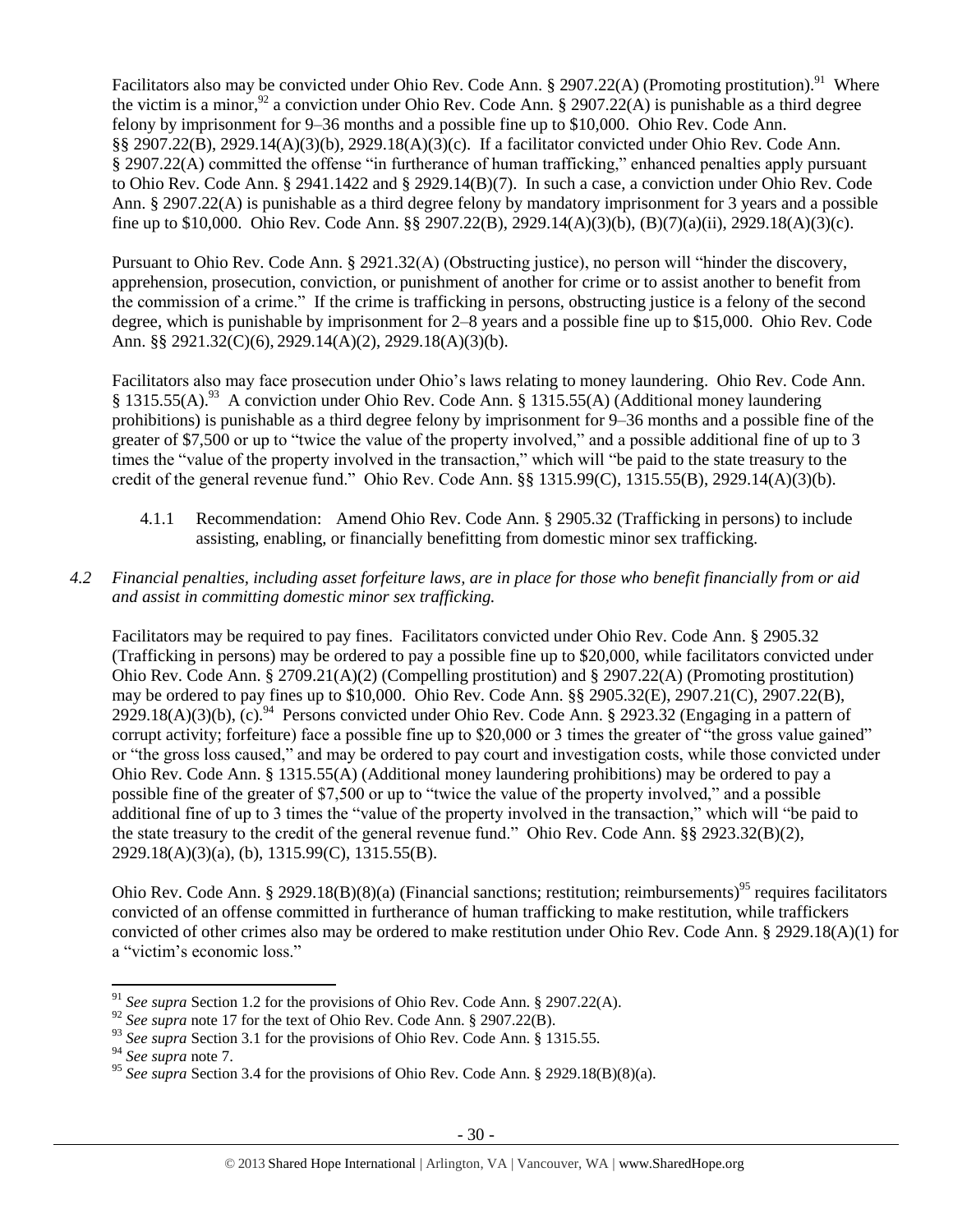Facilitators also may be convicted under Ohio Rev. Code Ann. § 2907.22(A) (Promoting prostitution).[91] Where the victim is a minor,[92] a conviction under Ohio Rev. Code Ann. § 2907.22(A) is punishable as a third degree felony by imprisonment for 9–36 months and a possible fine up to $10,000. Ohio Rev. Code Ann. §§ 2907.22(B), 2929.14(A)(3)(b), 2929.18(A)(3)(c). If a facilitator convicted under Ohio Rev. Code Ann. § 2907.22(A) committed the offense "in furtherance of human trafficking," enhanced penalties apply pursuant to Ohio Rev. Code Ann. § 2941.1422 and § 2929.14(B)(7). In such a case, a conviction under Ohio Rev. Code Ann. § 2907.22(A) is punishable as a third degree felony by mandatory imprisonment for 3 years and a possible fine up to $10,000. Ohio Rev. Code Ann. §§ 2907.22(B), 2929.14(A)(3)(b), (B)(7)(a)(ii), 2929.18(A)(3)(c).

Pursuant to Ohio Rev. Code Ann. § 2921.32(A) (Obstructing justice), no person will "hinder the discovery, apprehension, prosecution, conviction, or punishment of another for crime or to assist another to benefit from the commission of a crime." If the crime is trafficking in persons, obstructing justice is a felony of the second degree, which is punishable by imprisonment for 2–8 years and a possible fine up to $15,000. Ohio Rev. Code Ann. §§ 2921.32(C)(6), 2929.14(A)(2), 2929.18(A)(3)(b).

Facilitators also may face prosecution under Ohio's laws relating to money laundering. Ohio Rev. Code Ann. § 1315.55(A).[93] A conviction under Ohio Rev. Code Ann. § 1315.55(A) (Additional money laundering prohibitions) is punishable as a third degree felony by imprisonment for 9–36 months and a possible fine of the greater of $7,500 or up to "twice the value of the property involved," and a possible additional fine of up to 3 times the "value of the property involved in the transaction," which will "be paid to the state treasury to the credit of the general revenue fund." Ohio Rev. Code Ann. §§ 1315.99(C), 1315.55(B), 2929.14(A)(3)(b).

4.1.1 Recommendation: Amend Ohio Rev. Code Ann. § 2905.32 (Trafficking in persons) to include assisting, enabling, or financially benefitting from domestic minor sex trafficking.

*4.2 Financial penalties, including asset forfeiture laws, are in place for those who benefit financially from or aid and assist in committing domestic minor sex trafficking.*

Facilitators may be required to pay fines. Facilitators convicted under Ohio Rev. Code Ann. § 2905.32 (Trafficking in persons) may be ordered to pay a possible fine up to $20,000, while facilitators convicted under Ohio Rev. Code Ann. § 2709.21(A)(2) (Compelling prostitution) and § 2907.22(A) (Promoting prostitution) may be ordered to pay fines up to $10,000. Ohio Rev. Code Ann. §§ 2905.32(E), 2907.21(C), 2907.22(B), 2929.18(A)(3)(b), (c).[94] Persons convicted under Ohio Rev. Code Ann. § 2923.32 (Engaging in a pattern of corrupt activity; forfeiture) face a possible fine up to $20,000 or 3 times the greater of "the gross value gained" or "the gross loss caused," and may be ordered to pay court and investigation costs, while those convicted under Ohio Rev. Code Ann. § 1315.55(A) (Additional money laundering prohibitions) may be ordered to pay a possible fine of the greater of $7,500 or up to "twice the value of the property involved," and a possible additional fine of up to 3 times the "value of the property involved in the transaction," which will "be paid to the state treasury to the credit of the general revenue fund." Ohio Rev. Code Ann. §§ 2923.32(B)(2), 2929.18(A)(3)(a), (b), 1315.99(C), 1315.55(B).

Ohio Rev. Code Ann. § 2929.18(B)(8)(a) (Financial sanctions; restitution; reimbursements)[95] requires facilitators convicted of an offense committed in furtherance of human trafficking to make restitution, while traffickers convicted of other crimes also may be ordered to make restitution under Ohio Rev. Code Ann. § 2929.18(A)(1) for a "victim's economic loss."

---

[91] *See supra* Section 1.2 for the provisions of Ohio Rev. Code Ann. § 2907.22(A).

[92] *See supra* note 17 for the text of Ohio Rev. Code Ann. § 2907.22(B).

[93] *See supra* Section 3.1 for the provisions of Ohio Rev. Code Ann. § 1315.55.

[94] *See supra* note 7.

[95] *See supra* Section 3.4 for the provisions of Ohio Rev. Code Ann. § 2929.18(B)(8)(a).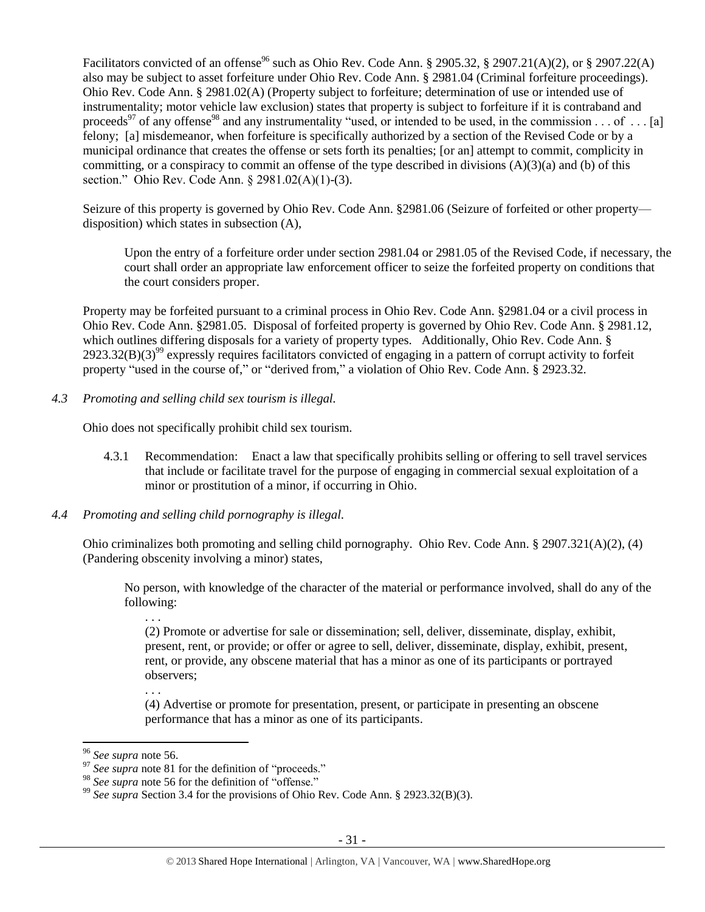Facilitators convicted of an offense[96] such as Ohio Rev. Code Ann. § 2905.32, § 2907.21(A)(2), or § 2907.22(A) also may be subject to asset forfeiture under Ohio Rev. Code Ann. § 2981.04 (Criminal forfeiture proceedings). Ohio Rev. Code Ann. § 2981.02(A) (Property subject to forfeiture; determination of use or intended use of instrumentality; motor vehicle law exclusion) states that property is subject to forfeiture if it is contraband and proceeds[97] of any offense[98] and any instrumentality "used, or intended to be used, in the commission . . . of . . . [a] felony; [a] misdemeanor, when forfeiture is specifically authorized by a section of the Revised Code or by a municipal ordinance that creates the offense or sets forth its penalties; [or an] attempt to commit, complicity in committing, or a conspiracy to commit an offense of the type described in divisions (A)(3)(a) and (b) of this section." Ohio Rev. Code Ann. § 2981.02(A)(1)-(3).

Seizure of this property is governed by Ohio Rev. Code Ann. §2981.06 (Seizure of forfeited or other property—disposition) which states in subsection (A),

> Upon the entry of a forfeiture order under section 2981.04 or 2981.05 of the Revised Code, if necessary, the court shall order an appropriate law enforcement officer to seize the forfeited property on conditions that the court considers proper.

Property may be forfeited pursuant to a criminal process in Ohio Rev. Code Ann. §2981.04 or a civil process in Ohio Rev. Code Ann. §2981.05. Disposal of forfeited property is governed by Ohio Rev. Code Ann. § 2981.12, which outlines differing disposals for a variety of property types. Additionally, Ohio Rev. Code Ann. § 2923.32(B)(3)[99] expressly requires facilitators convicted of engaging in a pattern of corrupt activity to forfeit property "used in the course of," or "derived from," a violation of Ohio Rev. Code Ann. § 2923.32.

*4.3 Promoting and selling child sex tourism is illegal.*

Ohio does not specifically prohibit child sex tourism.

4.3.1 Recommendation: Enact a law that specifically prohibits selling or offering to sell travel services that include or facilitate travel for the purpose of engaging in commercial sexual exploitation of a minor or prostitution of a minor, if occurring in Ohio.

*4.4 Promoting and selling child pornography is illegal.*

Ohio criminalizes both promoting and selling child pornography. Ohio Rev. Code Ann. § 2907.321(A)(2), (4) (Pandering obscenity involving a minor) states,

> No person, with knowledge of the character of the material or performance involved, shall do any of the following:
>
> . . .
>
> (2) Promote or advertise for sale or dissemination; sell, deliver, disseminate, display, exhibit, present, rent, or provide; or offer or agree to sell, deliver, disseminate, display, exhibit, present, rent, or provide, any obscene material that has a minor as one of its participants or portrayed observers;
>
> . . .
>
> (4) Advertise or promote for presentation, present, or participate in presenting an obscene performance that has a minor as one of its participants.

---

[96] *See supra* note 56.

[97] *See supra* note 81 for the definition of "proceeds."

[98] *See supra* note 56 for the definition of "offense."

[99] *See supra* Section 3.4 for the provisions of Ohio Rev. Code Ann. § 2923.32(B)(3).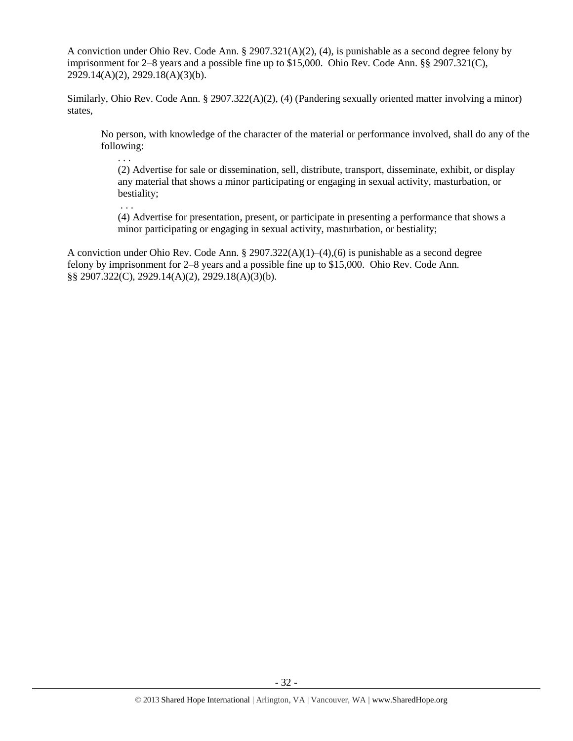A conviction under Ohio Rev. Code Ann. § 2907.321(A)(2), (4), is punishable as a second degree felony by imprisonment for 2–8 years and a possible fine up to $15,000. Ohio Rev. Code Ann. §§ 2907.321(C), 2929.14(A)(2), 2929.18(A)(3)(b).

Similarly, Ohio Rev. Code Ann. § 2907.322(A)(2), (4) (Pandering sexually oriented matter involving a minor) states,

> No person, with knowledge of the character of the material or performance involved, shall do any of the following:
>
> . . .
>
> (2) Advertise for sale or dissemination, sell, distribute, transport, disseminate, exhibit, or display any material that shows a minor participating or engaging in sexual activity, masturbation, or bestiality;
>
> . . .
>
> (4) Advertise for presentation, present, or participate in presenting a performance that shows a minor participating or engaging in sexual activity, masturbation, or bestiality;

A conviction under Ohio Rev. Code Ann. § 2907.322(A)(1)–(4),(6) is punishable as a second degree felony by imprisonment for 2–8 years and a possible fine up to $15,000. Ohio Rev. Code Ann. §§ 2907.322(C), 2929.14(A)(2), 2929.18(A)(3)(b).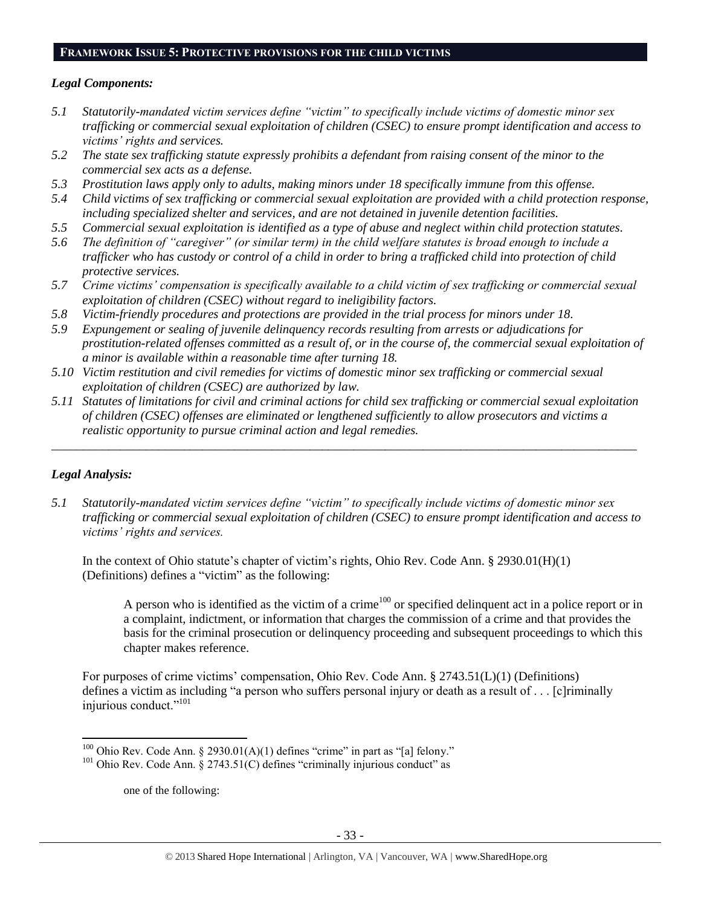## FRAMEWORK ISSUE 5: PROTECTIVE PROVISIONS FOR THE CHILD VICTIMS

### *Legal Components:*

*5.1 Statutorily-mandated victim services define "victim" to specifically include victims of domestic minor sex trafficking or commercial sexual exploitation of children (CSEC) to ensure prompt identification and access to victims' rights and services.*

*5.2 The state sex trafficking statute expressly prohibits a defendant from raising consent of the minor to the commercial sex acts as a defense.*

*5.3 Prostitution laws apply only to adults, making minors under 18 specifically immune from this offense.*

*5.4 Child victims of sex trafficking or commercial sexual exploitation are provided with a child protection response, including specialized shelter and services, and are not detained in juvenile detention facilities.*

*5.5 Commercial sexual exploitation is identified as a type of abuse and neglect within child protection statutes.*

*5.6 The definition of "caregiver" (or similar term) in the child welfare statutes is broad enough to include a trafficker who has custody or control of a child in order to bring a trafficked child into protection of child protective services.*

*5.7 Crime victims' compensation is specifically available to a child victim of sex trafficking or commercial sexual exploitation of children (CSEC) without regard to ineligibility factors.*

*5.8 Victim-friendly procedures and protections are provided in the trial process for minors under 18.*

*5.9 Expungement or sealing of juvenile delinquency records resulting from arrests or adjudications for prostitution-related offenses committed as a result of, or in the course of, the commercial sexual exploitation of a minor is available within a reasonable time after turning 18.*

*5.10 Victim restitution and civil remedies for victims of domestic minor sex trafficking or commercial sexual exploitation of children (CSEC) are authorized by law.*

*5.11 Statutes of limitations for civil and criminal actions for child sex trafficking or commercial sexual exploitation of children (CSEC) offenses are eliminated or lengthened sufficiently to allow prosecutors and victims a realistic opportunity to pursue criminal action and legal remedies.*

---

### *Legal Analysis:*

*5.1 Statutorily-mandated victim services define "victim" to specifically include victims of domestic minor sex trafficking or commercial sexual exploitation of children (CSEC) to ensure prompt identification and access to victims' rights and services.*

In the context of Ohio statute's chapter of victim's rights, Ohio Rev. Code Ann. § 2930.01(H)(1) (Definitions) defines a "victim" as the following:

> A person who is identified as the victim of a crime[100] or specified delinquent act in a police report or in a complaint, indictment, or information that charges the commission of a crime and that provides the basis for the criminal prosecution or delinquency proceeding and subsequent proceedings to which this chapter makes reference.

For purposes of crime victims' compensation, Ohio Rev. Code Ann. § 2743.51(L)(1) (Definitions) defines a victim as including "a person who suffers personal injury or death as a result of . . . [c]riminally injurious conduct."[101]

---

[100] Ohio Rev. Code Ann. § 2930.01(A)(1) defines "crime" in part as "[a] felony."

[101] Ohio Rev. Code Ann. § 2743.51(C) defines "criminally injurious conduct" as

> one of the following: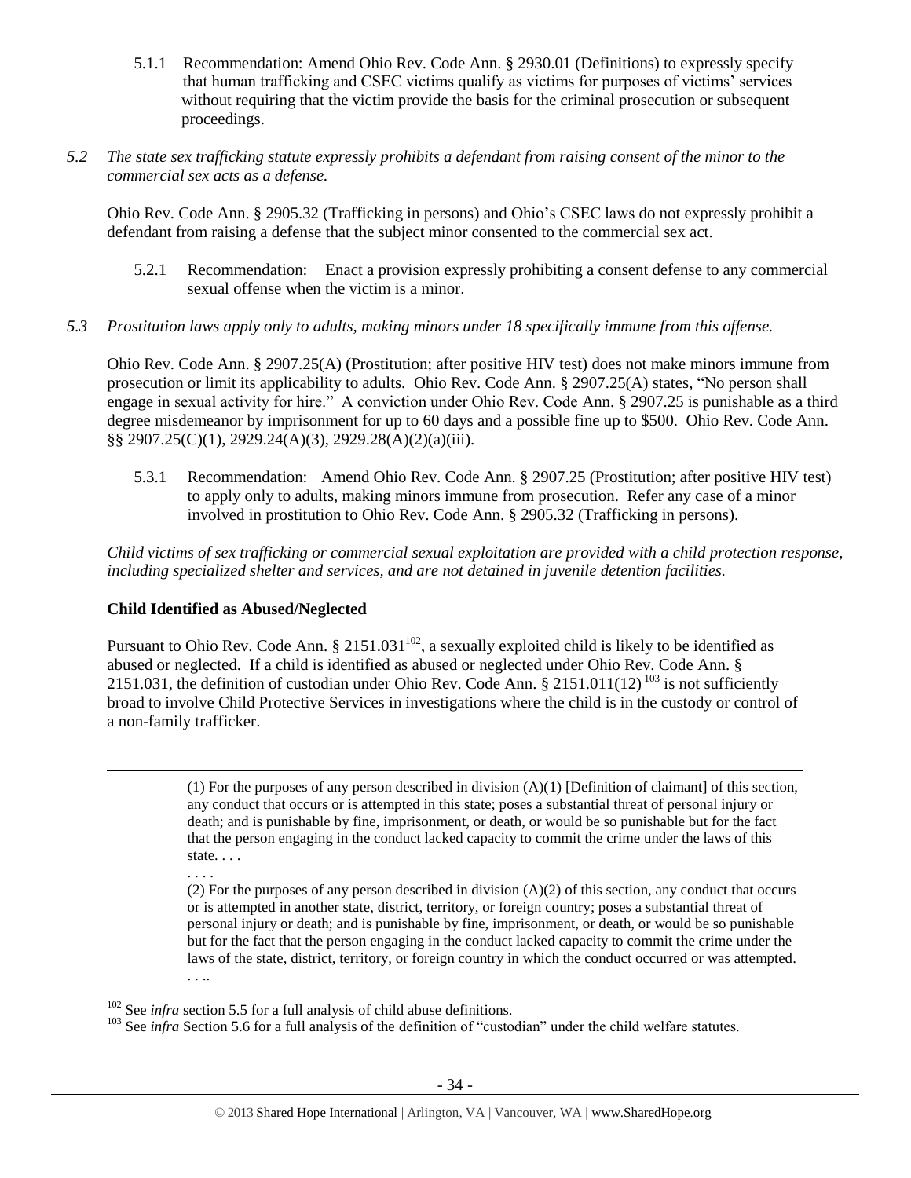5.1.1 Recommendation: Amend Ohio Rev. Code Ann. § 2930.01 (Definitions) to expressly specify that human trafficking and CSEC victims qualify as victims for purposes of victims' services without requiring that the victim provide the basis for the criminal prosecution or subsequent proceedings.

*5.2 The state sex trafficking statute expressly prohibits a defendant from raising consent of the minor to the commercial sex acts as a defense.*

Ohio Rev. Code Ann. § 2905.32 (Trafficking in persons) and Ohio's CSEC laws do not expressly prohibit a defendant from raising a defense that the subject minor consented to the commercial sex act.

5.2.1 Recommendation: Enact a provision expressly prohibiting a consent defense to any commercial sexual offense when the victim is a minor.

*5.3 Prostitution laws apply only to adults, making minors under 18 specifically immune from this offense.*

Ohio Rev. Code Ann. § 2907.25(A) (Prostitution; after positive HIV test) does not make minors immune from prosecution or limit its applicability to adults. Ohio Rev. Code Ann. § 2907.25(A) states, "No person shall engage in sexual activity for hire." A conviction under Ohio Rev. Code Ann. § 2907.25 is punishable as a third degree misdemeanor by imprisonment for up to 60 days and a possible fine up to $500. Ohio Rev. Code Ann. §§ 2907.25(C)(1), 2929.24(A)(3), 2929.28(A)(2)(a)(iii).

5.3.1 Recommendation: Amend Ohio Rev. Code Ann. § 2907.25 (Prostitution; after positive HIV test) to apply only to adults, making minors immune from prosecution. Refer any case of a minor involved in prostitution to Ohio Rev. Code Ann. § 2905.32 (Trafficking in persons).

*Child victims of sex trafficking or commercial sexual exploitation are provided with a child protection response, including specialized shelter and services, and are not detained in juvenile detention facilities.*

**Child Identified as Abused/Neglected**

Pursuant to Ohio Rev. Code Ann. § 2151.031[102], a sexually exploited child is likely to be identified as abused or neglected. If a child is identified as abused or neglected under Ohio Rev. Code Ann. § 2151.031, the definition of custodian under Ohio Rev. Code Ann. § 2151.011(12)[103] is not sufficiently broad to involve Child Protective Services in investigations where the child is in the custody or control of a non-family trafficker.

---

(1) For the purposes of any person described in division (A)(1) [Definition of claimant] of this section, any conduct that occurs or is attempted in this state; poses a substantial threat of personal injury or death; and is punishable by fine, imprisonment, or death, or would be so punishable but for the fact that the person engaging in the conduct lacked capacity to commit the crime under the laws of this state. . . .

. . . .

(2) For the purposes of any person described in division (A)(2) of this section, any conduct that occurs or is attempted in another state, district, territory, or foreign country; poses a substantial threat of personal injury or death; and is punishable by fine, imprisonment, or death, or would be so punishable but for the fact that the person engaging in the conduct lacked capacity to commit the crime under the laws of the state, district, territory, or foreign country in which the conduct occurred or was attempted. . . ..

[102] See *infra* section 5.5 for a full analysis of child abuse definitions.

[103] See *infra* Section 5.6 for a full analysis of the definition of "custodian" under the child welfare statutes.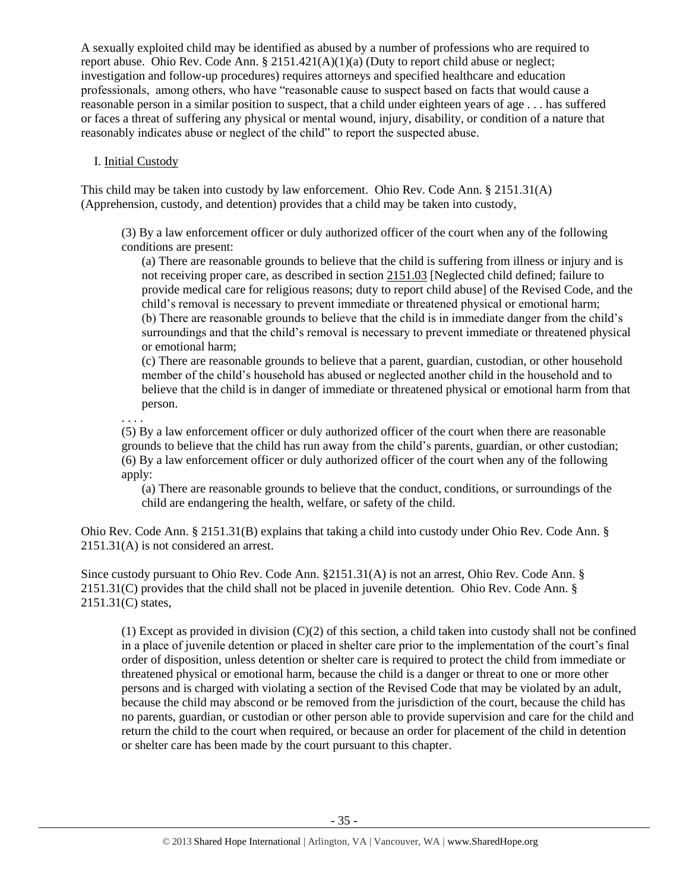A sexually exploited child may be identified as abused by a number of professions who are required to report abuse. Ohio Rev. Code Ann. § 2151.421(A)(1)(a) (Duty to report child abuse or neglect; investigation and follow-up procedures) requires attorneys and specified healthcare and education professionals, among others, who have "reasonable cause to suspect based on facts that would cause a reasonable person in a similar position to suspect, that a child under eighteen years of age . . . has suffered or faces a threat of suffering any physical or mental wound, injury, disability, or condition of a nature that reasonably indicates abuse or neglect of the child" to report the suspected abuse.

I. Initial Custody

This child may be taken into custody by law enforcement. Ohio Rev. Code Ann. § 2151.31(A) (Apprehension, custody, and detention) provides that a child may be taken into custody,

> (3) By a law enforcement officer or duly authorized officer of the court when any of the following conditions are present:
>
> > (a) There are reasonable grounds to believe that the child is suffering from illness or injury and is not receiving proper care, as described in section 2151.03 [Neglected child defined; failure to provide medical care for religious reasons; duty to report child abuse] of the Revised Code, and the child's removal is necessary to prevent immediate or threatened physical or emotional harm;
> > (b) There are reasonable grounds to believe that the child is in immediate danger from the child's surroundings and that the child's removal is necessary to prevent immediate or threatened physical or emotional harm;
> > (c) There are reasonable grounds to believe that a parent, guardian, custodian, or other household member of the child's household has abused or neglected another child in the household and to believe that the child is in danger of immediate or threatened physical or emotional harm from that person.
>
> . . . .
> (5) By a law enforcement officer or duly authorized officer of the court when there are reasonable grounds to believe that the child has run away from the child's parents, guardian, or other custodian;
> (6) By a law enforcement officer or duly authorized officer of the court when any of the following apply:
>
> > (a) There are reasonable grounds to believe that the conduct, conditions, or surroundings of the child are endangering the health, welfare, or safety of the child.

Ohio Rev. Code Ann. § 2151.31(B) explains that taking a child into custody under Ohio Rev. Code Ann. § 2151.31(A) is not considered an arrest.

Since custody pursuant to Ohio Rev. Code Ann. §2151.31(A) is not an arrest, Ohio Rev. Code Ann. § 2151.31(C) provides that the child shall not be placed in juvenile detention. Ohio Rev. Code Ann. § 2151.31(C) states,

> (1) Except as provided in division (C)(2) of this section, a child taken into custody shall not be confined in a place of juvenile detention or placed in shelter care prior to the implementation of the court's final order of disposition, unless detention or shelter care is required to protect the child from immediate or threatened physical or emotional harm, because the child is a danger or threat to one or more other persons and is charged with violating a section of the Revised Code that may be violated by an adult, because the child may abscond or be removed from the jurisdiction of the court, because the child has no parents, guardian, or custodian or other person able to provide supervision and care for the child and return the child to the court when required, or because an order for placement of the child in detention or shelter care has been made by the court pursuant to this chapter.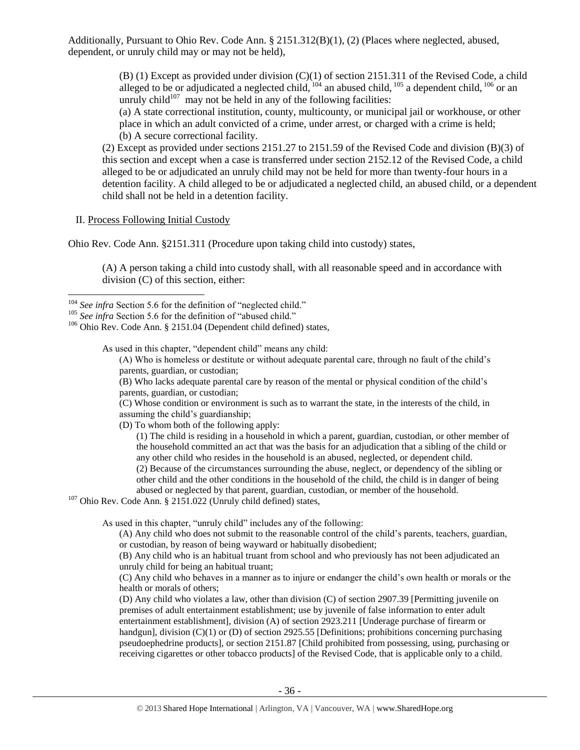Additionally, Pursuant to Ohio Rev. Code Ann. § 2151.312(B)(1), (2) (Places where neglected, abused, dependent, or unruly child may or may not be held),

> (B) (1) Except as provided under division (C)(1) of section 2151.311 of the Revised Code, a child alleged to be or adjudicated a neglected child, [104] an abused child, [105] a dependent child, [106] or an unruly child[107] may not be held in any of the following facilities:
>
> (a) A state correctional institution, county, multicounty, or municipal jail or workhouse, or other place in which an adult convicted of a crime, under arrest, or charged with a crime is held;
>
> (b) A secure correctional facility.
>
> (2) Except as provided under sections 2151.27 to 2151.59 of the Revised Code and division (B)(3) of this section and except when a case is transferred under section 2152.12 of the Revised Code, a child alleged to be or adjudicated an unruly child may not be held for more than twenty-four hours in a detention facility. A child alleged to be or adjudicated a neglected child, an abused child, or a dependent child shall not be held in a detention facility.

II. Process Following Initial Custody

Ohio Rev. Code Ann. §2151.311 (Procedure upon taking child into custody) states,

> (A) A person taking a child into custody shall, with all reasonable speed and in accordance with division (C) of this section, either:

---

[104] *See infra* Section 5.6 for the definition of "neglected child."

[105] *See infra* Section 5.6 for the definition of "abused child."

[106] Ohio Rev. Code Ann. § 2151.04 (Dependent child defined) states,

> As used in this chapter, "dependent child" means any child:
>
> (A) Who is homeless or destitute or without adequate parental care, through no fault of the child's parents, guardian, or custodian;
>
> (B) Who lacks adequate parental care by reason of the mental or physical condition of the child's parents, guardian, or custodian;
>
> (C) Whose condition or environment is such as to warrant the state, in the interests of the child, in assuming the child's guardianship;
>
> (D) To whom both of the following apply:
>
> (1) The child is residing in a household in which a parent, guardian, custodian, or other member of the household committed an act that was the basis for an adjudication that a sibling of the child or any other child who resides in the household is an abused, neglected, or dependent child.
>
> (2) Because of the circumstances surrounding the abuse, neglect, or dependency of the sibling or other child and the other conditions in the household of the child, the child is in danger of being abused or neglected by that parent, guardian, custodian, or member of the household.

[107] Ohio Rev. Code Ann. § 2151.022 (Unruly child defined) states,

> As used in this chapter, "unruly child" includes any of the following:
>
> (A) Any child who does not submit to the reasonable control of the child's parents, teachers, guardian, or custodian, by reason of being wayward or habitually disobedient;
>
> (B) Any child who is an habitual truant from school and who previously has not been adjudicated an unruly child for being an habitual truant;
>
> (C) Any child who behaves in a manner as to injure or endanger the child's own health or morals or the health or morals of others;
>
> (D) Any child who violates a law, other than division (C) of section 2907.39 [Permitting juvenile on premises of adult entertainment establishment; use by juvenile of false information to enter adult entertainment establishment], division (A) of section 2923.211 [Underage purchase of firearm or handgun], division (C)(1) or (D) of section 2925.55 [Definitions; prohibitions concerning purchasing pseudoephedrine products], or section 2151.87 [Child prohibited from possessing, using, purchasing or receiving cigarettes or other tobacco products] of the Revised Code, that is applicable only to a child.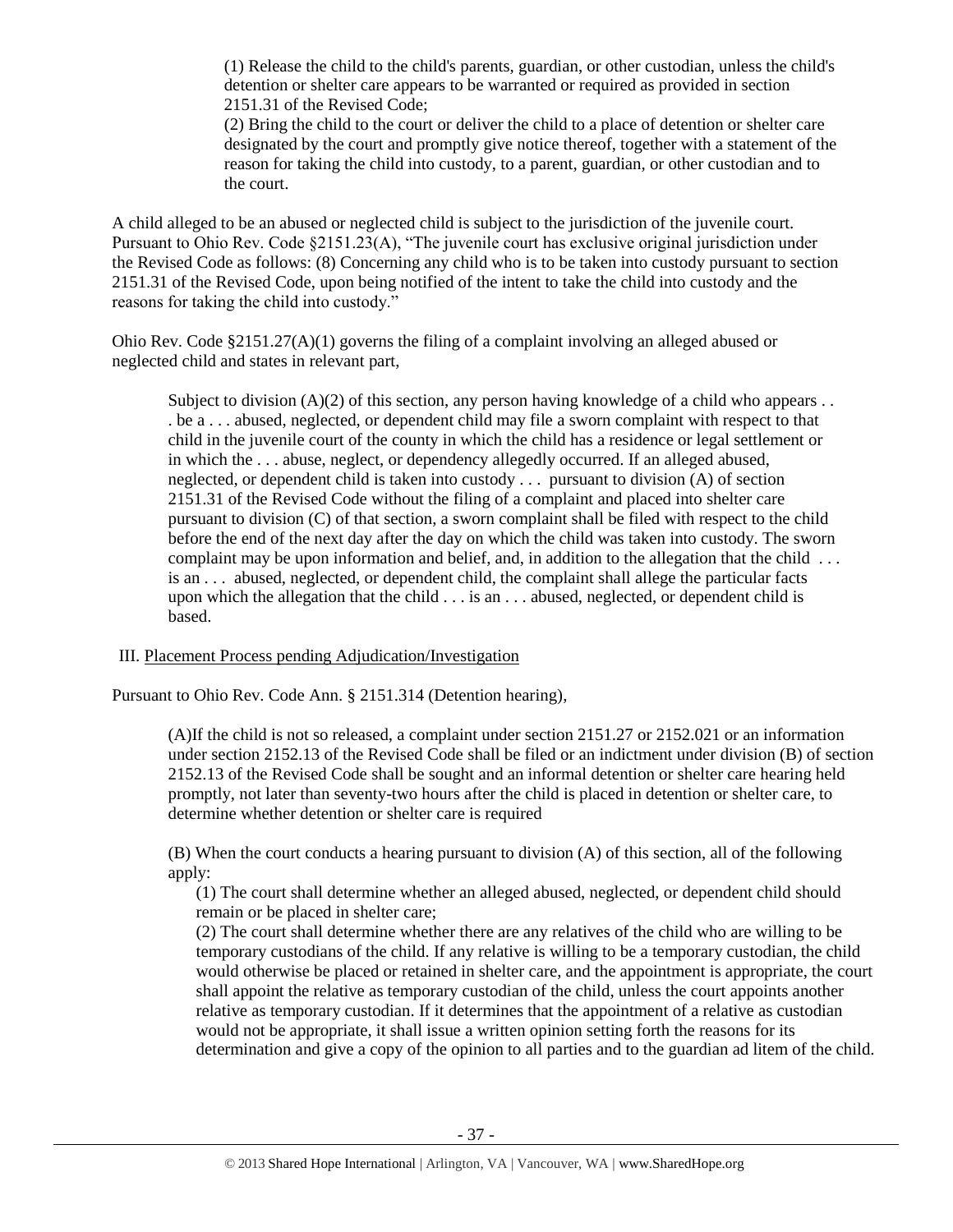> (1) Release the child to the child's parents, guardian, or other custodian, unless the child's detention or shelter care appears to be warranted or required as provided in section 2151.31 of the Revised Code;
>
> (2) Bring the child to the court or deliver the child to a place of detention or shelter care designated by the court and promptly give notice thereof, together with a statement of the reason for taking the child into custody, to a parent, guardian, or other custodian and to the court.

A child alleged to be an abused or neglected child is subject to the jurisdiction of the juvenile court. Pursuant to Ohio Rev. Code §2151.23(A), "The juvenile court has exclusive original jurisdiction under the Revised Code as follows: (8) Concerning any child who is to be taken into custody pursuant to section 2151.31 of the Revised Code, upon being notified of the intent to take the child into custody and the reasons for taking the child into custody."

Ohio Rev. Code §2151.27(A)(1) governs the filing of a complaint involving an alleged abused or neglected child and states in relevant part,

> Subject to division (A)(2) of this section, any person having knowledge of a child who appears . . . be a . . . abused, neglected, or dependent child may file a sworn complaint with respect to that child in the juvenile court of the county in which the child has a residence or legal settlement or in which the . . . abuse, neglect, or dependency allegedly occurred. If an alleged abused, neglected, or dependent child is taken into custody . . . pursuant to division (A) of section 2151.31 of the Revised Code without the filing of a complaint and placed into shelter care pursuant to division (C) of that section, a sworn complaint shall be filed with respect to the child before the end of the next day after the day on which the child was taken into custody. The sworn complaint may be upon information and belief, and, in addition to the allegation that the child . . . is an . . . abused, neglected, or dependent child, the complaint shall allege the particular facts upon which the allegation that the child . . . is an . . . abused, neglected, or dependent child is based.

III. Placement Process pending Adjudication/Investigation

Pursuant to Ohio Rev. Code Ann. § 2151.314 (Detention hearing),

> (A)If the child is not so released, a complaint under section 2151.27 or 2152.021 or an information under section 2152.13 of the Revised Code shall be filed or an indictment under division (B) of section 2152.13 of the Revised Code shall be sought and an informal detention or shelter care hearing held promptly, not later than seventy-two hours after the child is placed in detention or shelter care, to determine whether detention or shelter care is required
>
> (B) When the court conducts a hearing pursuant to division (A) of this section, all of the following apply:
>
> (1) The court shall determine whether an alleged abused, neglected, or dependent child should remain or be placed in shelter care;
>
> (2) The court shall determine whether there are any relatives of the child who are willing to be temporary custodians of the child. If any relative is willing to be a temporary custodian, the child would otherwise be placed or retained in shelter care, and the appointment is appropriate, the court shall appoint the relative as temporary custodian of the child, unless the court appoints another relative as temporary custodian. If it determines that the appointment of a relative as custodian would not be appropriate, it shall issue a written opinion setting forth the reasons for its determination and give a copy of the opinion to all parties and to the guardian ad litem of the child.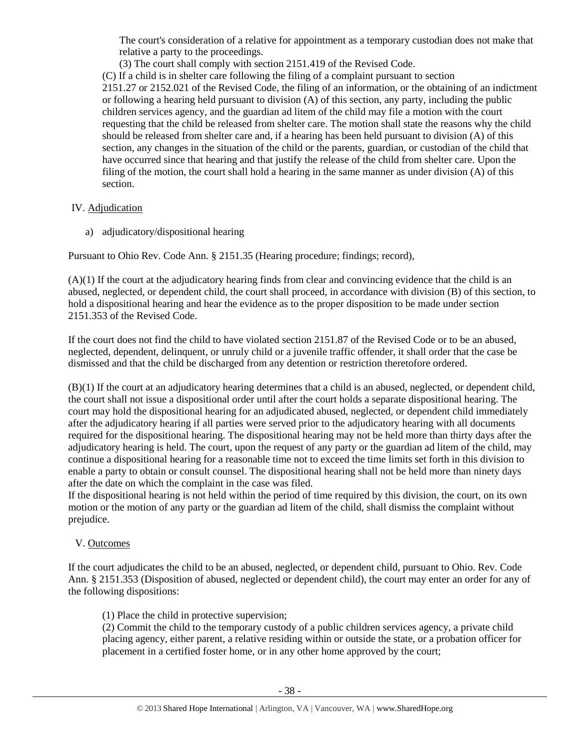The court's consideration of a relative for appointment as a temporary custodian does not make that relative a party to the proceedings.

(3) The court shall comply with section 2151.419 of the Revised Code.

(C) If a child is in shelter care following the filing of a complaint pursuant to section 2151.27 or 2152.021 of the Revised Code, the filing of an information, or the obtaining of an indictment or following a hearing held pursuant to division (A) of this section, any party, including the public children services agency, and the guardian ad litem of the child may file a motion with the court requesting that the child be released from shelter care. The motion shall state the reasons why the child should be released from shelter care and, if a hearing has been held pursuant to division (A) of this section, any changes in the situation of the child or the parents, guardian, or custodian of the child that have occurred since that hearing and that justify the release of the child from shelter care. Upon the filing of the motion, the court shall hold a hearing in the same manner as under division (A) of this section.

IV. Adjudication

a) adjudicatory/dispositional hearing

Pursuant to Ohio Rev. Code Ann. § 2151.35 (Hearing procedure; findings; record),

(A)(1) If the court at the adjudicatory hearing finds from clear and convincing evidence that the child is an abused, neglected, or dependent child, the court shall proceed, in accordance with division (B) of this section, to hold a dispositional hearing and hear the evidence as to the proper disposition to be made under section 2151.353 of the Revised Code.

If the court does not find the child to have violated section 2151.87 of the Revised Code or to be an abused, neglected, dependent, delinquent, or unruly child or a juvenile traffic offender, it shall order that the case be dismissed and that the child be discharged from any detention or restriction theretofore ordered.

(B)(1) If the court at an adjudicatory hearing determines that a child is an abused, neglected, or dependent child, the court shall not issue a dispositional order until after the court holds a separate dispositional hearing. The court may hold the dispositional hearing for an adjudicated abused, neglected, or dependent child immediately after the adjudicatory hearing if all parties were served prior to the adjudicatory hearing with all documents required for the dispositional hearing. The dispositional hearing may not be held more than thirty days after the adjudicatory hearing is held. The court, upon the request of any party or the guardian ad litem of the child, may continue a dispositional hearing for a reasonable time not to exceed the time limits set forth in this division to enable a party to obtain or consult counsel. The dispositional hearing shall not be held more than ninety days after the date on which the complaint in the case was filed.

If the dispositional hearing is not held within the period of time required by this division, the court, on its own motion or the motion of any party or the guardian ad litem of the child, shall dismiss the complaint without prejudice.

V. Outcomes

If the court adjudicates the child to be an abused, neglected, or dependent child, pursuant to Ohio. Rev. Code Ann. § 2151.353 (Disposition of abused, neglected or dependent child), the court may enter an order for any of the following dispositions:

(1) Place the child in protective supervision;

(2) Commit the child to the temporary custody of a public children services agency, a private child placing agency, either parent, a relative residing within or outside the state, or a probation officer for placement in a certified foster home, or in any other home approved by the court;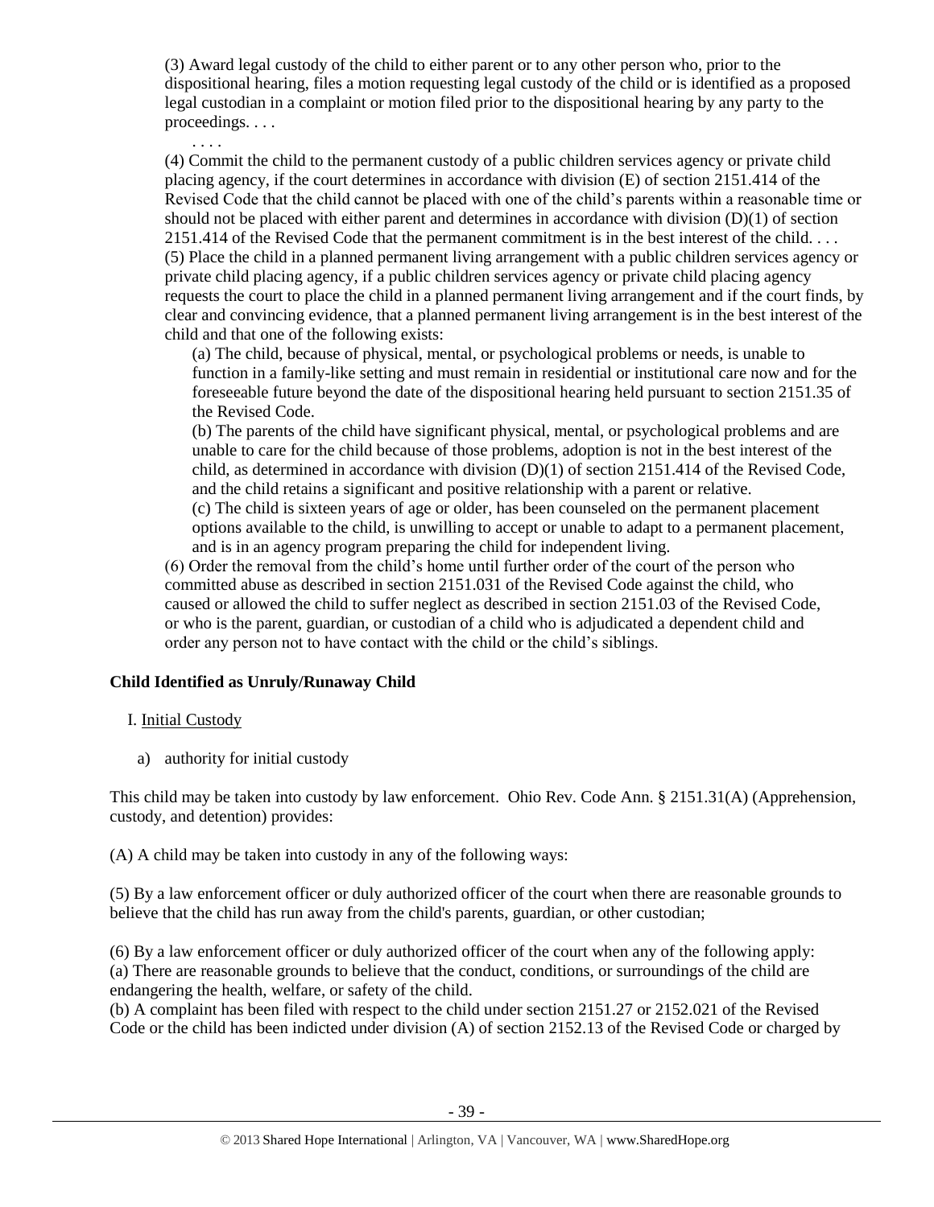(3) Award legal custody of the child to either parent or to any other person who, prior to the dispositional hearing, files a motion requesting legal custody of the child or is identified as a proposed legal custodian in a complaint or motion filed prior to the dispositional hearing by any party to the proceedings. . . .

. . . .

(4) Commit the child to the permanent custody of a public children services agency or private child placing agency, if the court determines in accordance with division (E) of section 2151.414 of the Revised Code that the child cannot be placed with one of the child's parents within a reasonable time or should not be placed with either parent and determines in accordance with division (D)(1) of section 2151.414 of the Revised Code that the permanent commitment is in the best interest of the child. . . .

(5) Place the child in a planned permanent living arrangement with a public children services agency or private child placing agency, if a public children services agency or private child placing agency requests the court to place the child in a planned permanent living arrangement and if the court finds, by clear and convincing evidence, that a planned permanent living arrangement is in the best interest of the child and that one of the following exists:

(a) The child, because of physical, mental, or psychological problems or needs, is unable to function in a family-like setting and must remain in residential or institutional care now and for the foreseeable future beyond the date of the dispositional hearing held pursuant to section 2151.35 of the Revised Code.

(b) The parents of the child have significant physical, mental, or psychological problems and are unable to care for the child because of those problems, adoption is not in the best interest of the child, as determined in accordance with division (D)(1) of section 2151.414 of the Revised Code, and the child retains a significant and positive relationship with a parent or relative.

(c) The child is sixteen years of age or older, has been counseled on the permanent placement options available to the child, is unwilling to accept or unable to adapt to a permanent placement, and is in an agency program preparing the child for independent living.

(6) Order the removal from the child's home until further order of the court of the person who committed abuse as described in section 2151.031 of the Revised Code against the child, who caused or allowed the child to suffer neglect as described in section 2151.03 of the Revised Code, or who is the parent, guardian, or custodian of a child who is adjudicated a dependent child and order any person not to have contact with the child or the child's siblings.

**Child Identified as Unruly/Runaway Child**

I. Initial Custody

a) authority for initial custody

This child may be taken into custody by law enforcement. Ohio Rev. Code Ann. § 2151.31(A) (Apprehension, custody, and detention) provides:

(A) A child may be taken into custody in any of the following ways:

(5) By a law enforcement officer or duly authorized officer of the court when there are reasonable grounds to believe that the child has run away from the child's parents, guardian, or other custodian;

(6) By a law enforcement officer or duly authorized officer of the court when any of the following apply:
(a) There are reasonable grounds to believe that the conduct, conditions, or surroundings of the child are endangering the health, welfare, or safety of the child.
(b) A complaint has been filed with respect to the child under section 2151.27 or 2152.021 of the Revised Code or the child has been indicted under division (A) of section 2152.13 of the Revised Code or charged by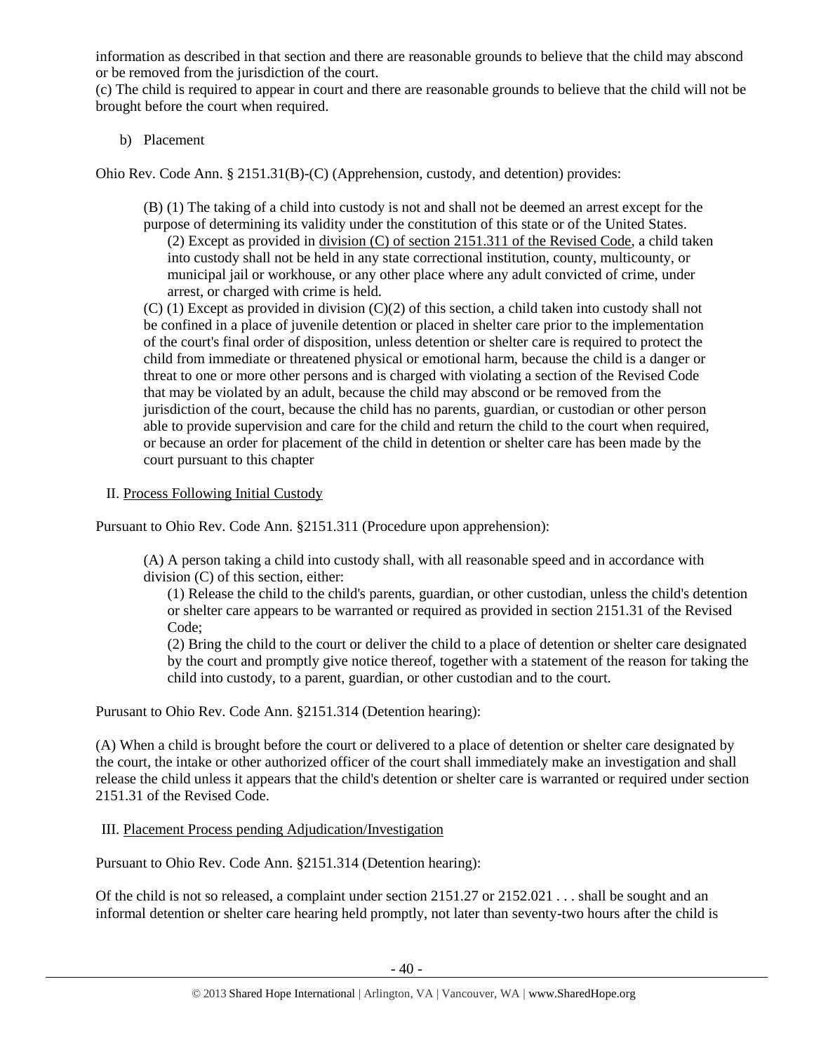information as described in that section and there are reasonable grounds to believe that the child may abscond or be removed from the jurisdiction of the court.

(c) The child is required to appear in court and there are reasonable grounds to believe that the child will not be brought before the court when required.

b) Placement

Ohio Rev. Code Ann. § 2151.31(B)-(C) (Apprehension, custody, and detention) provides:

> (B) (1) The taking of a child into custody is not and shall not be deemed an arrest except for the purpose of determining its validity under the constitution of this state or of the United States.
>
> (2) Except as provided in division (C) of section 2151.311 of the Revised Code, a child taken into custody shall not be held in any state correctional institution, county, multicounty, or municipal jail or workhouse, or any other place where any adult convicted of crime, under arrest, or charged with crime is held.
>
> (C) (1) Except as provided in division (C)(2) of this section, a child taken into custody shall not be confined in a place of juvenile detention or placed in shelter care prior to the implementation of the court's final order of disposition, unless detention or shelter care is required to protect the child from immediate or threatened physical or emotional harm, because the child is a danger or threat to one or more other persons and is charged with violating a section of the Revised Code that may be violated by an adult, because the child may abscond or be removed from the jurisdiction of the court, because the child has no parents, guardian, or custodian or other person able to provide supervision and care for the child and return the child to the court when required, or because an order for placement of the child in detention or shelter care has been made by the court pursuant to this chapter

II. Process Following Initial Custody

Pursuant to Ohio Rev. Code Ann. §2151.311 (Procedure upon apprehension):

> (A) A person taking a child into custody shall, with all reasonable speed and in accordance with division (C) of this section, either:
>
> (1) Release the child to the child's parents, guardian, or other custodian, unless the child's detention or shelter care appears to be warranted or required as provided in section 2151.31 of the Revised Code;
>
> (2) Bring the child to the court or deliver the child to a place of detention or shelter care designated by the court and promptly give notice thereof, together with a statement of the reason for taking the child into custody, to a parent, guardian, or other custodian and to the court.

Purusant to Ohio Rev. Code Ann. §2151.314 (Detention hearing):

(A) When a child is brought before the court or delivered to a place of detention or shelter care designated by the court, the intake or other authorized officer of the court shall immediately make an investigation and shall release the child unless it appears that the child's detention or shelter care is warranted or required under section 2151.31 of the Revised Code.

III. Placement Process pending Adjudication/Investigation

Pursuant to Ohio Rev. Code Ann. §2151.314 (Detention hearing):

Of the child is not so released, a complaint under section 2151.27 or 2152.021 . . . shall be sought and an informal detention or shelter care hearing held promptly, not later than seventy-two hours after the child is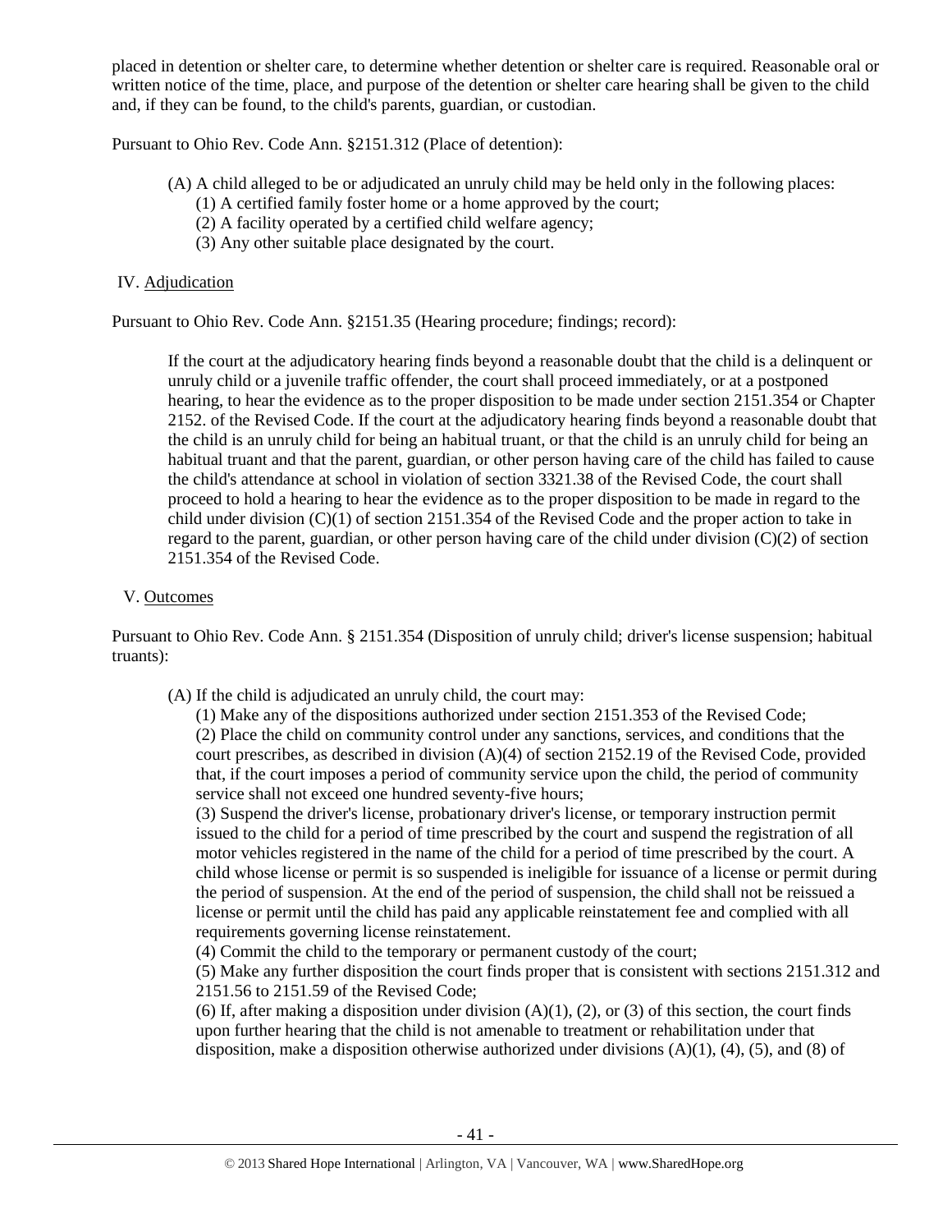placed in detention or shelter care, to determine whether detention or shelter care is required. Reasonable oral or written notice of the time, place, and purpose of the detention or shelter care hearing shall be given to the child and, if they can be found, to the child's parents, guardian, or custodian.

Pursuant to Ohio Rev. Code Ann. §2151.312 (Place of detention):

> (A) A child alleged to be or adjudicated an unruly child may be held only in the following places:
> (1) A certified family foster home or a home approved by the court;
> (2) A facility operated by a certified child welfare agency;
> (3) Any other suitable place designated by the court.

IV. Adjudication

Pursuant to Ohio Rev. Code Ann. §2151.35 (Hearing procedure; findings; record):

> If the court at the adjudicatory hearing finds beyond a reasonable doubt that the child is a delinquent or unruly child or a juvenile traffic offender, the court shall proceed immediately, or at a postponed hearing, to hear the evidence as to the proper disposition to be made under section 2151.354 or Chapter 2152. of the Revised Code. If the court at the adjudicatory hearing finds beyond a reasonable doubt that the child is an unruly child for being an habitual truant, or that the child is an unruly child for being an habitual truant and that the parent, guardian, or other person having care of the child has failed to cause the child's attendance at school in violation of section 3321.38 of the Revised Code, the court shall proceed to hold a hearing to hear the evidence as to the proper disposition to be made in regard to the child under division (C)(1) of section 2151.354 of the Revised Code and the proper action to take in regard to the parent, guardian, or other person having care of the child under division (C)(2) of section 2151.354 of the Revised Code.

V. Outcomes

Pursuant to Ohio Rev. Code Ann. § 2151.354 (Disposition of unruly child; driver's license suspension; habitual truants):

> (A) If the child is adjudicated an unruly child, the court may:
> (1) Make any of the dispositions authorized under section 2151.353 of the Revised Code;
> (2) Place the child on community control under any sanctions, services, and conditions that the court prescribes, as described in division (A)(4) of section 2152.19 of the Revised Code, provided that, if the court imposes a period of community service upon the child, the period of community service shall not exceed one hundred seventy-five hours;
> (3) Suspend the driver's license, probationary driver's license, or temporary instruction permit issued to the child for a period of time prescribed by the court and suspend the registration of all motor vehicles registered in the name of the child for a period of time prescribed by the court. A child whose license or permit is so suspended is ineligible for issuance of a license or permit during the period of suspension. At the end of the period of suspension, the child shall not be reissued a license or permit until the child has paid any applicable reinstatement fee and complied with all requirements governing license reinstatement.
> (4) Commit the child to the temporary or permanent custody of the court;
> (5) Make any further disposition the court finds proper that is consistent with sections 2151.312 and 2151.56 to 2151.59 of the Revised Code;
> (6) If, after making a disposition under division (A)(1), (2), or (3) of this section, the court finds upon further hearing that the child is not amenable to treatment or rehabilitation under that disposition, make a disposition otherwise authorized under divisions (A)(1), (4), (5), and (8) of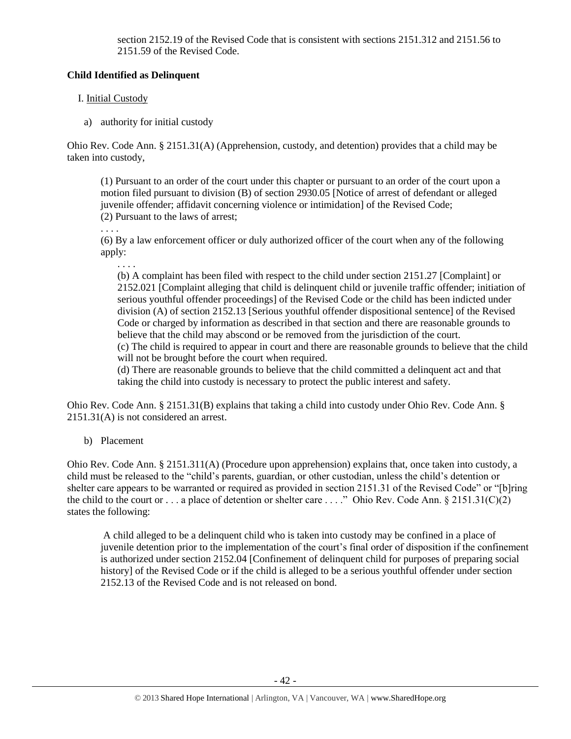section 2152.19 of the Revised Code that is consistent with sections 2151.312 and 2151.56 to 2151.59 of the Revised Code.

**Child Identified as Delinquent**

I. Initial Custody

a) authority for initial custody

Ohio Rev. Code Ann. § 2151.31(A) (Apprehension, custody, and detention) provides that a child may be taken into custody,

> (1) Pursuant to an order of the court under this chapter or pursuant to an order of the court upon a motion filed pursuant to division (B) of section 2930.05 [Notice of arrest of defendant or alleged juvenile offender; affidavit concerning violence or intimidation] of the Revised Code;
> (2) Pursuant to the laws of arrest;
> . . . .
> (6) By a law enforcement officer or duly authorized officer of the court when any of the following apply:
> . . . .
> (b) A complaint has been filed with respect to the child under section 2151.27 [Complaint] or 2152.021 [Complaint alleging that child is delinquent child or juvenile traffic offender; initiation of serious youthful offender proceedings] of the Revised Code or the child has been indicted under division (A) of section 2152.13 [Serious youthful offender dispositional sentence] of the Revised Code or charged by information as described in that section and there are reasonable grounds to believe that the child may abscond or be removed from the jurisdiction of the court.
> (c) The child is required to appear in court and there are reasonable grounds to believe that the child will not be brought before the court when required.
> (d) There are reasonable grounds to believe that the child committed a delinquent act and that taking the child into custody is necessary to protect the public interest and safety.

Ohio Rev. Code Ann. § 2151.31(B) explains that taking a child into custody under Ohio Rev. Code Ann. § 2151.31(A) is not considered an arrest.

b) Placement

Ohio Rev. Code Ann. § 2151.311(A) (Procedure upon apprehension) explains that, once taken into custody, a child must be released to the "child's parents, guardian, or other custodian, unless the child's detention or shelter care appears to be warranted or required as provided in section 2151.31 of the Revised Code" or "[b]ring the child to the court or . . . a place of detention or shelter care . . . ." Ohio Rev. Code Ann. § 2151.31(C)(2) states the following:

> A child alleged to be a delinquent child who is taken into custody may be confined in a place of juvenile detention prior to the implementation of the court's final order of disposition if the confinement is authorized under section 2152.04 [Confinement of delinquent child for purposes of preparing social history] of the Revised Code or if the child is alleged to be a serious youthful offender under section 2152.13 of the Revised Code and is not released on bond.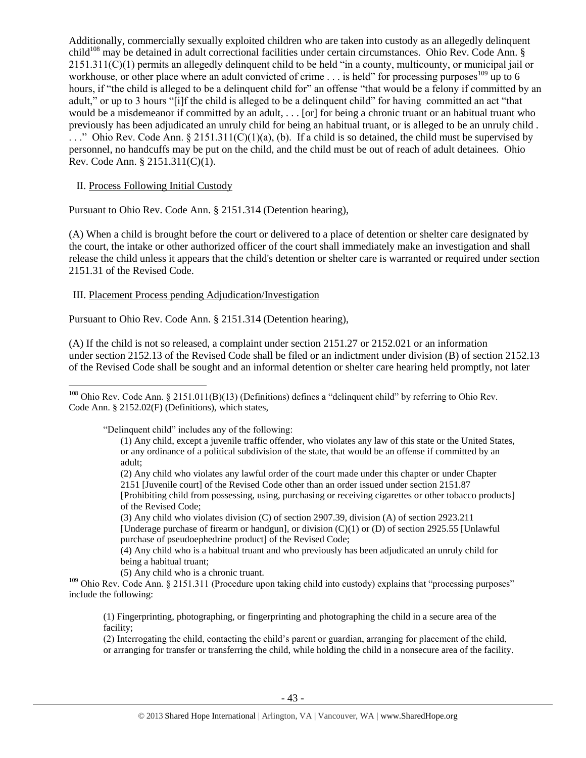Additionally, commercially sexually exploited children who are taken into custody as an allegedly delinquent child[108] may be detained in adult correctional facilities under certain circumstances. Ohio Rev. Code Ann. § 2151.311(C)(1) permits an allegedly delinquent child to be held "in a county, multicounty, or municipal jail or workhouse, or other place where an adult convicted of crime . . . is held" for processing purposes[109] up to 6 hours, if "the child is alleged to be a delinquent child for" an offense "that would be a felony if committed by an adult," or up to 3 hours "[i]f the child is alleged to be a delinquent child" for having committed an act "that would be a misdemeanor if committed by an adult, . . . [or] for being a chronic truant or an habitual truant who previously has been adjudicated an unruly child for being an habitual truant, or is alleged to be an unruly child . . . ." Ohio Rev. Code Ann. § 2151.311(C)(1)(a), (b). If a child is so detained, the child must be supervised by personnel, no handcuffs may be put on the child, and the child must be out of reach of adult detainees. Ohio Rev. Code Ann. § 2151.311(C)(1).

II. Process Following Initial Custody

Pursuant to Ohio Rev. Code Ann. § 2151.314 (Detention hearing),

(A) When a child is brought before the court or delivered to a place of detention or shelter care designated by the court, the intake or other authorized officer of the court shall immediately make an investigation and shall release the child unless it appears that the child's detention or shelter care is warranted or required under section 2151.31 of the Revised Code.

III. Placement Process pending Adjudication/Investigation

Pursuant to Ohio Rev. Code Ann. § 2151.314 (Detention hearing),

(A) If the child is not so released, a complaint under section 2151.27 or 2152.021 or an information under section 2152.13 of the Revised Code shall be filed or an indictment under division (B) of section 2152.13 of the Revised Code shall be sought and an informal detention or shelter care hearing held promptly, not later

---

[108] Ohio Rev. Code Ann. § 2151.011(B)(13) (Definitions) defines a "delinquent child" by referring to Ohio Rev. Code Ann. § 2152.02(F) (Definitions), which states,

> "Delinquent child" includes any of the following:
>
> (1) Any child, except a juvenile traffic offender, who violates any law of this state or the United States, or any ordinance of a political subdivision of the state, that would be an offense if committed by an adult;
>
> (2) Any child who violates any lawful order of the court made under this chapter or under Chapter 2151 [Juvenile court] of the Revised Code other than an order issued under section 2151.87 [Prohibiting child from possessing, using, purchasing or receiving cigarettes or other tobacco products] of the Revised Code;
>
> (3) Any child who violates division (C) of section 2907.39, division (A) of section 2923.211 [Underage purchase of firearm or handgun], or division (C)(1) or (D) of section 2925.55 [Unlawful purchase of pseudoephedrine product] of the Revised Code;
>
> (4) Any child who is a habitual truant and who previously has been adjudicated an unruly child for being a habitual truant;
>
> (5) Any child who is a chronic truant.

[109] Ohio Rev. Code Ann. § 2151.311 (Procedure upon taking child into custody) explains that "processing purposes" include the following:

> (1) Fingerprinting, photographing, or fingerprinting and photographing the child in a secure area of the facility;
>
> (2) Interrogating the child, contacting the child's parent or guardian, arranging for placement of the child, or arranging for transfer or transferring the child, while holding the child in a nonsecure area of the facility.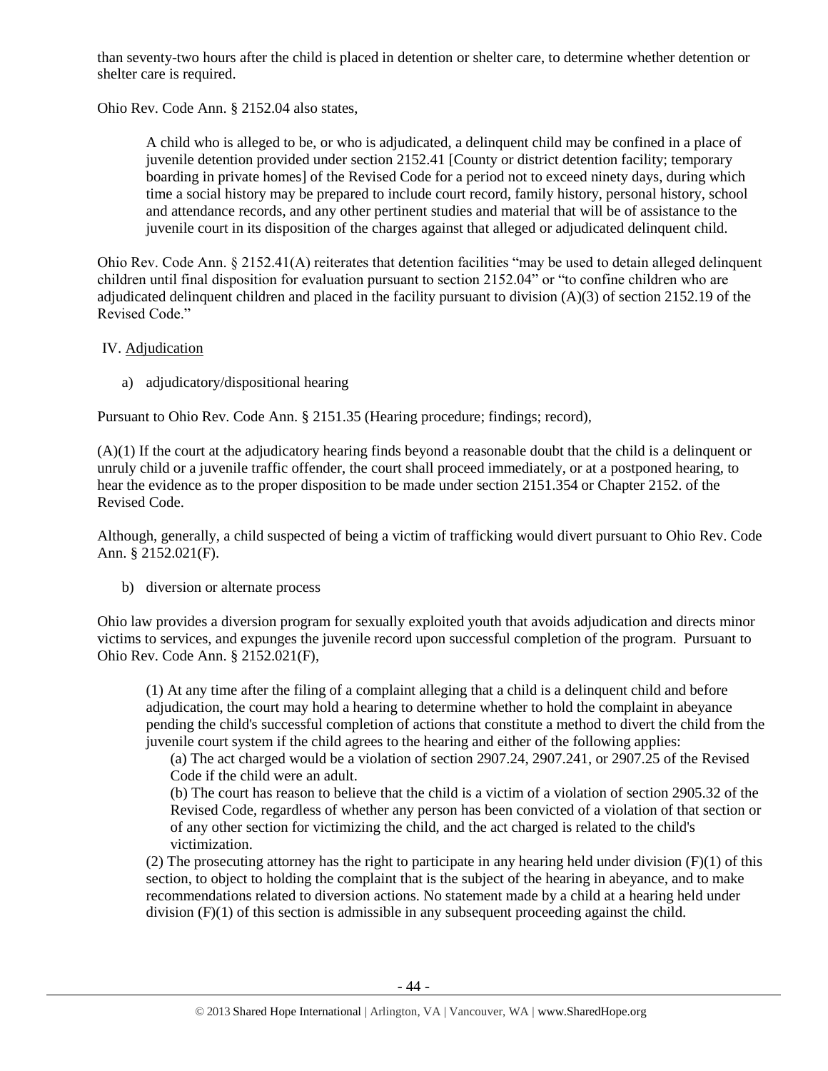than seventy-two hours after the child is placed in detention or shelter care, to determine whether detention or shelter care is required.

Ohio Rev. Code Ann. § 2152.04 also states,

> A child who is alleged to be, or who is adjudicated, a delinquent child may be confined in a place of juvenile detention provided under section 2152.41 [County or district detention facility; temporary boarding in private homes] of the Revised Code for a period not to exceed ninety days, during which time a social history may be prepared to include court record, family history, personal history, school and attendance records, and any other pertinent studies and material that will be of assistance to the juvenile court in its disposition of the charges against that alleged or adjudicated delinquent child.

Ohio Rev. Code Ann. § 2152.41(A) reiterates that detention facilities "may be used to detain alleged delinquent children until final disposition for evaluation pursuant to section 2152.04" or "to confine children who are adjudicated delinquent children and placed in the facility pursuant to division (A)(3) of section 2152.19 of the Revised Code."

## IV. Adjudication

a) adjudicatory/dispositional hearing

Pursuant to Ohio Rev. Code Ann. § 2151.35 (Hearing procedure; findings; record),

(A)(1) If the court at the adjudicatory hearing finds beyond a reasonable doubt that the child is a delinquent or unruly child or a juvenile traffic offender, the court shall proceed immediately, or at a postponed hearing, to hear the evidence as to the proper disposition to be made under section 2151.354 or Chapter 2152. of the Revised Code.

Although, generally, a child suspected of being a victim of trafficking would divert pursuant to Ohio Rev. Code Ann. § 2152.021(F).

b) diversion or alternate process

Ohio law provides a diversion program for sexually exploited youth that avoids adjudication and directs minor victims to services, and expunges the juvenile record upon successful completion of the program. Pursuant to Ohio Rev. Code Ann. § 2152.021(F),

> (1) At any time after the filing of a complaint alleging that a child is a delinquent child and before adjudication, the court may hold a hearing to determine whether to hold the complaint in abeyance pending the child's successful completion of actions that constitute a method to divert the child from the juvenile court system if the child agrees to the hearing and either of the following applies:
>
> > (a) The act charged would be a violation of section 2907.24, 2907.241, or 2907.25 of the Revised Code if the child were an adult.
> >
> > (b) The court has reason to believe that the child is a victim of a violation of section 2905.32 of the Revised Code, regardless of whether any person has been convicted of a violation of that section or of any other section for victimizing the child, and the act charged is related to the child's victimization.
>
> (2) The prosecuting attorney has the right to participate in any hearing held under division (F)(1) of this section, to object to holding the complaint that is the subject of the hearing in abeyance, and to make recommendations related to diversion actions. No statement made by a child at a hearing held under division (F)(1) of this section is admissible in any subsequent proceeding against the child.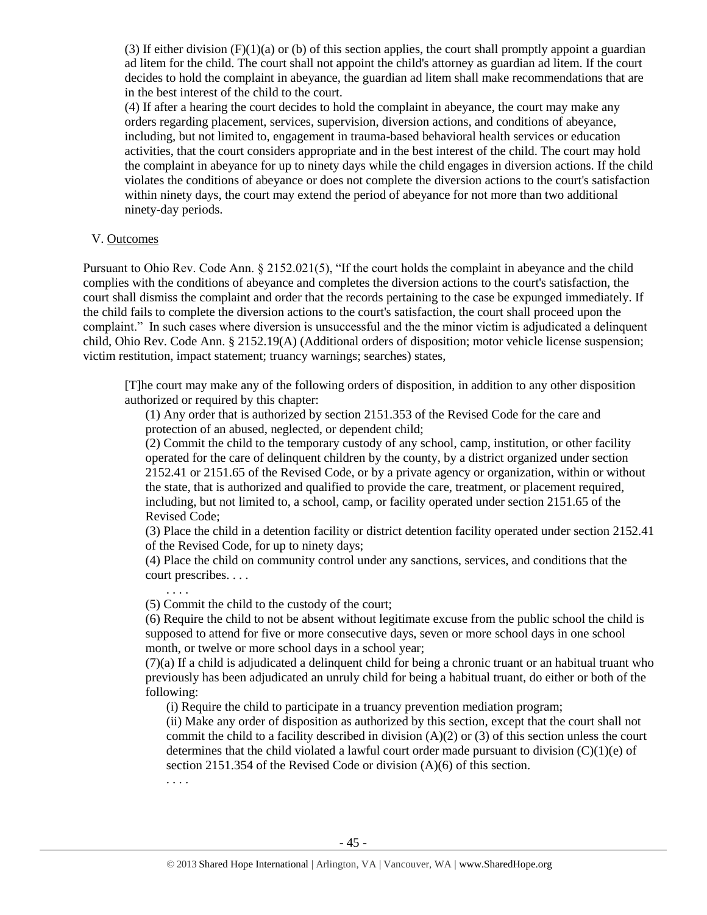(3) If either division (F)(1)(a) or (b) of this section applies, the court shall promptly appoint a guardian ad litem for the child. The court shall not appoint the child's attorney as guardian ad litem. If the court decides to hold the complaint in abeyance, the guardian ad litem shall make recommendations that are in the best interest of the child to the court.

(4) If after a hearing the court decides to hold the complaint in abeyance, the court may make any orders regarding placement, services, supervision, diversion actions, and conditions of abeyance, including, but not limited to, engagement in trauma-based behavioral health services or education activities, that the court considers appropriate and in the best interest of the child. The court may hold the complaint in abeyance for up to ninety days while the child engages in diversion actions. If the child violates the conditions of abeyance or does not complete the diversion actions to the court's satisfaction within ninety days, the court may extend the period of abeyance for not more than two additional ninety-day periods.

V. Outcomes

Pursuant to Ohio Rev. Code Ann. § 2152.021(5), "If the court holds the complaint in abeyance and the child complies with the conditions of abeyance and completes the diversion actions to the court's satisfaction, the court shall dismiss the complaint and order that the records pertaining to the case be expunged immediately. If the child fails to complete the diversion actions to the court's satisfaction, the court shall proceed upon the complaint." In such cases where diversion is unsuccessful and the the minor victim is adjudicated a delinquent child, Ohio Rev. Code Ann. § 2152.19(A) (Additional orders of disposition; motor vehicle license suspension; victim restitution, impact statement; truancy warnings; searches) states,

> [T]he court may make any of the following orders of disposition, in addition to any other disposition authorized or required by this chapter:
>
> (1) Any order that is authorized by section 2151.353 of the Revised Code for the care and protection of an abused, neglected, or dependent child;
>
> (2) Commit the child to the temporary custody of any school, camp, institution, or other facility operated for the care of delinquent children by the county, by a district organized under section 2152.41 or 2151.65 of the Revised Code, or by a private agency or organization, within or without the state, that is authorized and qualified to provide the care, treatment, or placement required, including, but not limited to, a school, camp, or facility operated under section 2151.65 of the Revised Code;
>
> (3) Place the child in a detention facility or district detention facility operated under section 2152.41 of the Revised Code, for up to ninety days;
>
> (4) Place the child on community control under any sanctions, services, and conditions that the court prescribes. . . .
>
> . . . .
>
> (5) Commit the child to the custody of the court;
>
> (6) Require the child to not be absent without legitimate excuse from the public school the child is supposed to attend for five or more consecutive days, seven or more school days in one school month, or twelve or more school days in a school year;
>
> (7)(a) If a child is adjudicated a delinquent child for being a chronic truant or an habitual truant who previously has been adjudicated an unruly child for being a habitual truant, do either or both of the following:
>
> (i) Require the child to participate in a truancy prevention mediation program;
>
> (ii) Make any order of disposition as authorized by this section, except that the court shall not commit the child to a facility described in division (A)(2) or (3) of this section unless the court determines that the child violated a lawful court order made pursuant to division (C)(1)(e) of section 2151.354 of the Revised Code or division (A)(6) of this section.
>
> . . . .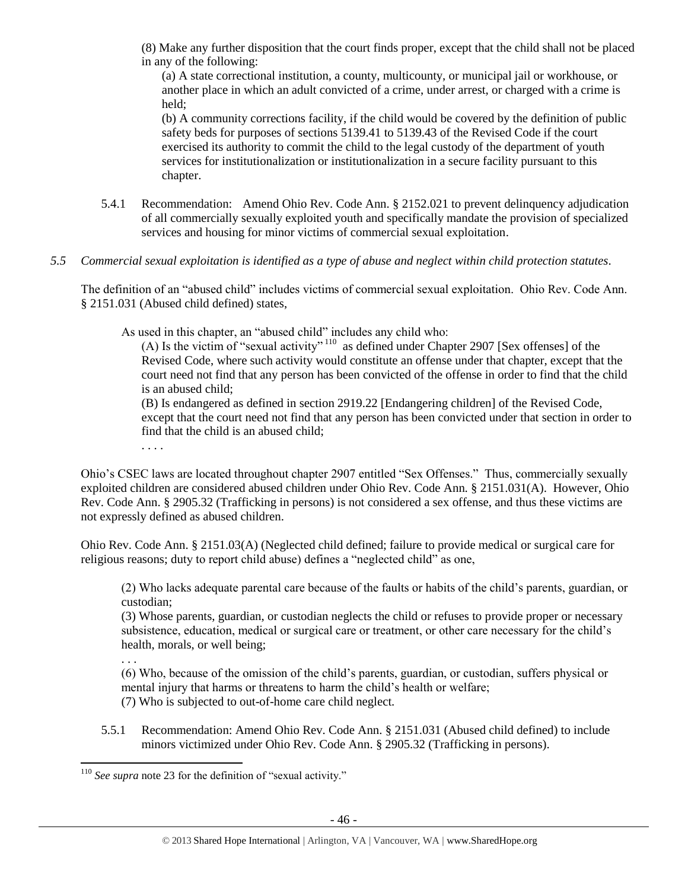(8) Make any further disposition that the court finds proper, except that the child shall not be placed in any of the following:

(a) A state correctional institution, a county, multicounty, or municipal jail or workhouse, or another place in which an adult convicted of a crime, under arrest, or charged with a crime is held;

(b) A community corrections facility, if the child would be covered by the definition of public safety beds for purposes of sections 5139.41 to 5139.43 of the Revised Code if the court exercised its authority to commit the child to the legal custody of the department of youth services for institutionalization or institutionalization in a secure facility pursuant to this chapter.

5.4.1 Recommendation: Amend Ohio Rev. Code Ann. § 2152.021 to prevent delinquency adjudication of all commercially sexually exploited youth and specifically mandate the provision of specialized services and housing for minor victims of commercial sexual exploitation.

*5.5 Commercial sexual exploitation is identified as a type of abuse and neglect within child protection statutes.*

The definition of an "abused child" includes victims of commercial sexual exploitation. Ohio Rev. Code Ann. § 2151.031 (Abused child defined) states,

As used in this chapter, an "abused child" includes any child who:

(A) Is the victim of "sexual activity"[110] as defined under Chapter 2907 [Sex offenses] of the Revised Code, where such activity would constitute an offense under that chapter, except that the court need not find that any person has been convicted of the offense in order to find that the child is an abused child;

(B) Is endangered as defined in section 2919.22 [Endangering children] of the Revised Code, except that the court need not find that any person has been convicted under that section in order to find that the child is an abused child;

. . . .

Ohio's CSEC laws are located throughout chapter 2907 entitled "Sex Offenses." Thus, commercially sexually exploited children are considered abused children under Ohio Rev. Code Ann. § 2151.031(A). However, Ohio Rev. Code Ann. § 2905.32 (Trafficking in persons) is not considered a sex offense, and thus these victims are not expressly defined as abused children.

Ohio Rev. Code Ann. § 2151.03(A) (Neglected child defined; failure to provide medical or surgical care for religious reasons; duty to report child abuse) defines a "neglected child" as one,

(2) Who lacks adequate parental care because of the faults or habits of the child's parents, guardian, or custodian;

(3) Whose parents, guardian, or custodian neglects the child or refuses to provide proper or necessary subsistence, education, medical or surgical care or treatment, or other care necessary for the child's health, morals, or well being;

. . .

(6) Who, because of the omission of the child's parents, guardian, or custodian, suffers physical or mental injury that harms or threatens to harm the child's health or welfare;

(7) Who is subjected to out-of-home care child neglect.

5.5.1 Recommendation: Amend Ohio Rev. Code Ann. § 2151.031 (Abused child defined) to include minors victimized under Ohio Rev. Code Ann. § 2905.32 (Trafficking in persons).

---

[110] *See supra* note 23 for the definition of "sexual activity."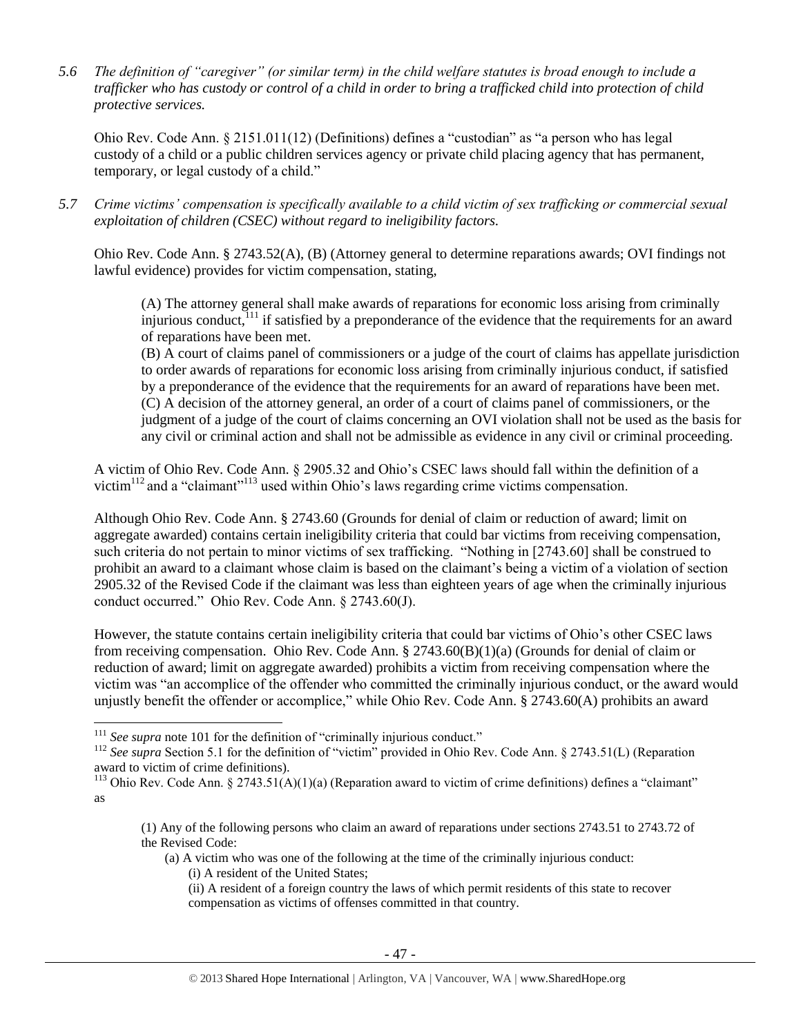*5.6 The definition of "caregiver" (or similar term) in the child welfare statutes is broad enough to include a trafficker who has custody or control of a child in order to bring a trafficked child into protection of child protective services.*

Ohio Rev. Code Ann. § 2151.011(12) (Definitions) defines a "custodian" as "a person who has legal custody of a child or a public children services agency or private child placing agency that has permanent, temporary, or legal custody of a child."

*5.7 Crime victims' compensation is specifically available to a child victim of sex trafficking or commercial sexual exploitation of children (CSEC) without regard to ineligibility factors.*

Ohio Rev. Code Ann. § 2743.52(A), (B) (Attorney general to determine reparations awards; OVI findings not lawful evidence) provides for victim compensation, stating,

> (A) The attorney general shall make awards of reparations for economic loss arising from criminally injurious conduct,[111] if satisfied by a preponderance of the evidence that the requirements for an award of reparations have been met.
>
> (B) A court of claims panel of commissioners or a judge of the court of claims has appellate jurisdiction to order awards of reparations for economic loss arising from criminally injurious conduct, if satisfied by a preponderance of the evidence that the requirements for an award of reparations have been met.
>
> (C) A decision of the attorney general, an order of a court of claims panel of commissioners, or the judgment of a judge of the court of claims concerning an OVI violation shall not be used as the basis for any civil or criminal action and shall not be admissible as evidence in any civil or criminal proceeding.

A victim of Ohio Rev. Code Ann. § 2905.32 and Ohio's CSEC laws should fall within the definition of a victim[112] and a "claimant"[113] used within Ohio's laws regarding crime victims compensation.

Although Ohio Rev. Code Ann. § 2743.60 (Grounds for denial of claim or reduction of award; limit on aggregate awarded) contains certain ineligibility criteria that could bar victims from receiving compensation, such criteria do not pertain to minor victims of sex trafficking. "Nothing in [2743.60] shall be construed to prohibit an award to a claimant whose claim is based on the claimant's being a victim of a violation of section 2905.32 of the Revised Code if the claimant was less than eighteen years of age when the criminally injurious conduct occurred." Ohio Rev. Code Ann. § 2743.60(J).

However, the statute contains certain ineligibility criteria that could bar victims of Ohio's other CSEC laws from receiving compensation. Ohio Rev. Code Ann. § 2743.60(B)(1)(a) (Grounds for denial of claim or reduction of award; limit on aggregate awarded) prohibits a victim from receiving compensation where the victim was "an accomplice of the offender who committed the criminally injurious conduct, or the award would unjustly benefit the offender or accomplice," while Ohio Rev. Code Ann. § 2743.60(A) prohibits an award

---

[111] *See supra* note 101 for the definition of "criminally injurious conduct."

[112] *See supra* Section 5.1 for the definition of "victim" provided in Ohio Rev. Code Ann. § 2743.51(L) (Reparation award to victim of crime definitions).

[113] Ohio Rev. Code Ann. § 2743.51(A)(1)(a) (Reparation award to victim of crime definitions) defines a "claimant" as

> (1) Any of the following persons who claim an award of reparations under sections 2743.51 to 2743.72 of the Revised Code:
>
> (a) A victim who was one of the following at the time of the criminally injurious conduct:
>
> (i) A resident of the United States;
>
> (ii) A resident of a foreign country the laws of which permit residents of this state to recover compensation as victims of offenses committed in that country.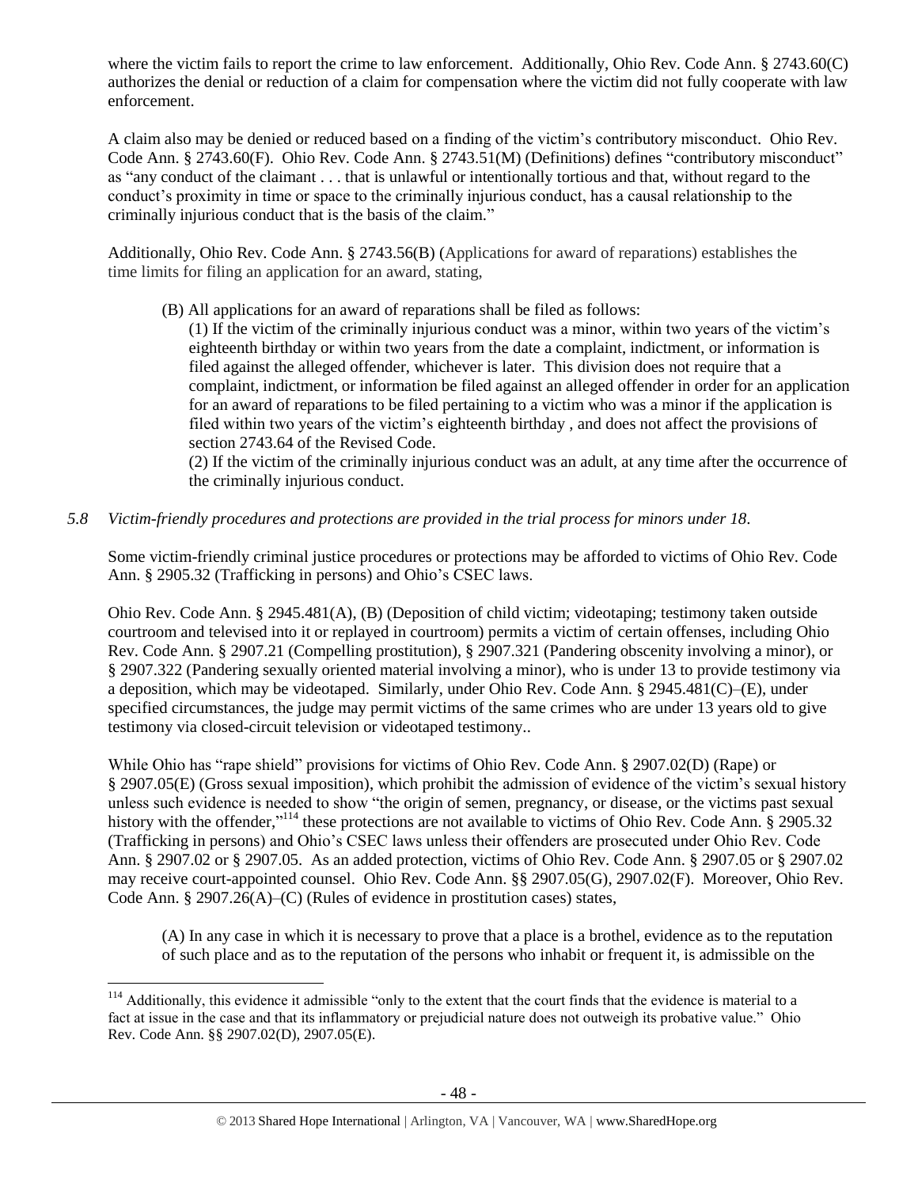where the victim fails to report the crime to law enforcement. Additionally, Ohio Rev. Code Ann. § 2743.60(C) authorizes the denial or reduction of a claim for compensation where the victim did not fully cooperate with law enforcement.

A claim also may be denied or reduced based on a finding of the victim's contributory misconduct. Ohio Rev. Code Ann. § 2743.60(F). Ohio Rev. Code Ann. § 2743.51(M) (Definitions) defines "contributory misconduct" as "any conduct of the claimant . . . that is unlawful or intentionally tortious and that, without regard to the conduct's proximity in time or space to the criminally injurious conduct, has a causal relationship to the criminally injurious conduct that is the basis of the claim."

Additionally, Ohio Rev. Code Ann. § 2743.56(B) (Applications for award of reparations) establishes the time limits for filing an application for an award, stating,

> (B) All applications for an award of reparations shall be filed as follows:
>
> (1) If the victim of the criminally injurious conduct was a minor, within two years of the victim's eighteenth birthday or within two years from the date a complaint, indictment, or information is filed against the alleged offender, whichever is later. This division does not require that a complaint, indictment, or information be filed against an alleged offender in order for an application for an award of reparations to be filed pertaining to a victim who was a minor if the application is filed within two years of the victim's eighteenth birthday , and does not affect the provisions of section 2743.64 of the Revised Code.
>
> (2) If the victim of the criminally injurious conduct was an adult, at any time after the occurrence of the criminally injurious conduct.

*5.8 Victim-friendly procedures and protections are provided in the trial process for minors under 18.*

Some victim-friendly criminal justice procedures or protections may be afforded to victims of Ohio Rev. Code Ann. § 2905.32 (Trafficking in persons) and Ohio's CSEC laws.

Ohio Rev. Code Ann. § 2945.481(A), (B) (Deposition of child victim; videotaping; testimony taken outside courtroom and televised into it or replayed in courtroom) permits a victim of certain offenses, including Ohio Rev. Code Ann. § 2907.21 (Compelling prostitution), § 2907.321 (Pandering obscenity involving a minor), or § 2907.322 (Pandering sexually oriented material involving a minor), who is under 13 to provide testimony via a deposition, which may be videotaped. Similarly, under Ohio Rev. Code Ann. § 2945.481(C)–(E), under specified circumstances, the judge may permit victims of the same crimes who are under 13 years old to give testimony via closed-circuit television or videotaped testimony..

While Ohio has "rape shield" provisions for victims of Ohio Rev. Code Ann. § 2907.02(D) (Rape) or § 2907.05(E) (Gross sexual imposition), which prohibit the admission of evidence of the victim's sexual history unless such evidence is needed to show "the origin of semen, pregnancy, or disease, or the victims past sexual history with the offender,"[114] these protections are not available to victims of Ohio Rev. Code Ann. § 2905.32 (Trafficking in persons) and Ohio's CSEC laws unless their offenders are prosecuted under Ohio Rev. Code Ann. § 2907.02 or § 2907.05. As an added protection, victims of Ohio Rev. Code Ann. § 2907.05 or § 2907.02 may receive court-appointed counsel. Ohio Rev. Code Ann. §§ 2907.05(G), 2907.02(F). Moreover, Ohio Rev. Code Ann. § 2907.26(A)–(C) (Rules of evidence in prostitution cases) states,

> (A) In any case in which it is necessary to prove that a place is a brothel, evidence as to the reputation of such place and as to the reputation of the persons who inhabit or frequent it, is admissible on the

[114] Additionally, this evidence it admissible "only to the extent that the court finds that the evidence is material to a fact at issue in the case and that its inflammatory or prejudicial nature does not outweigh its probative value." Ohio Rev. Code Ann. §§ 2907.02(D), 2907.05(E).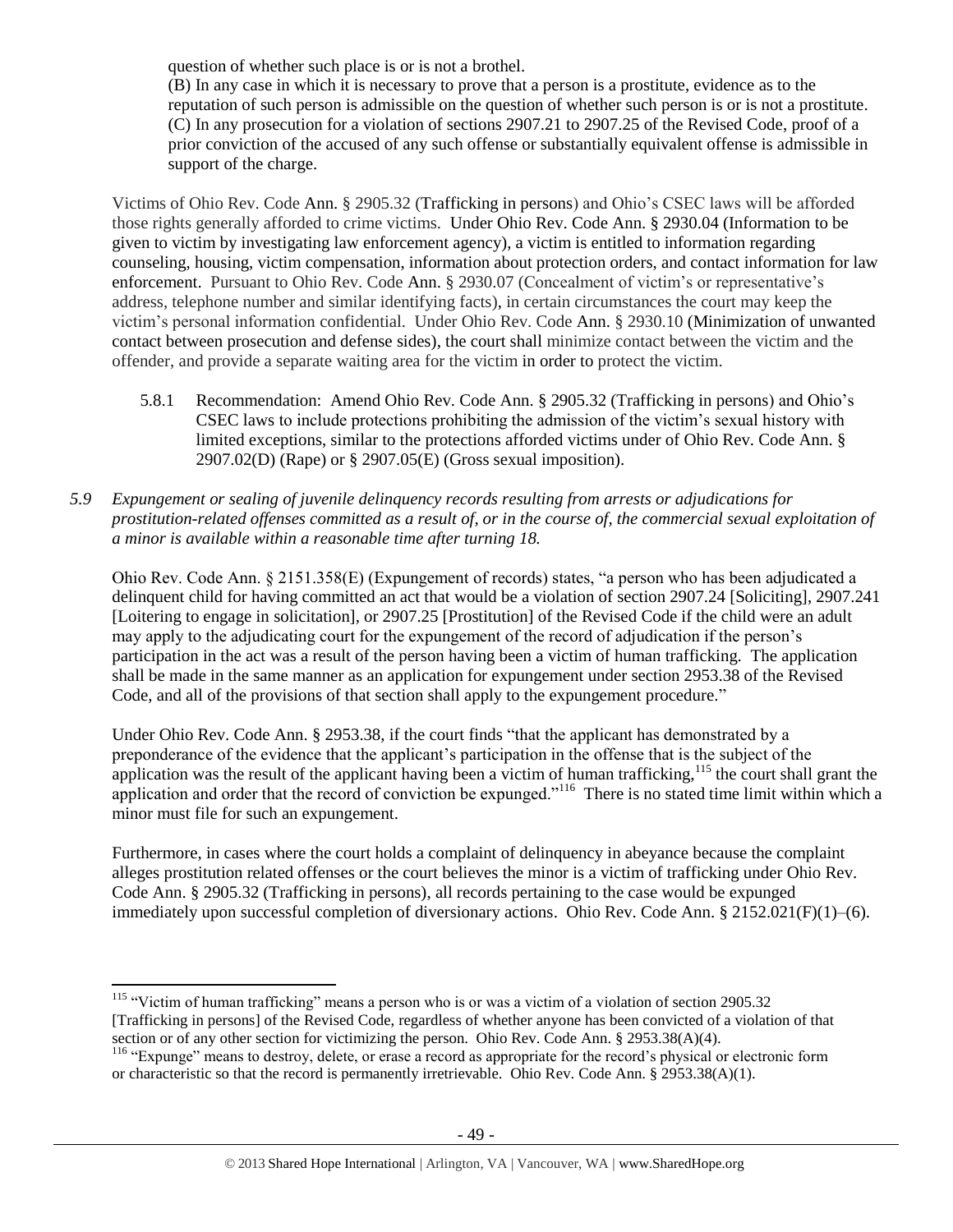question of whether such place is or is not a brothel.

(B) In any case in which it is necessary to prove that a person is a prostitute, evidence as to the reputation of such person is admissible on the question of whether such person is or is not a prostitute.

(C) In any prosecution for a violation of sections 2907.21 to 2907.25 of the Revised Code, proof of a prior conviction of the accused of any such offense or substantially equivalent offense is admissible in support of the charge.

Victims of Ohio Rev. Code Ann. § 2905.32 (Trafficking in persons) and Ohio's CSEC laws will be afforded those rights generally afforded to crime victims. Under Ohio Rev. Code Ann. § 2930.04 (Information to be given to victim by investigating law enforcement agency), a victim is entitled to information regarding counseling, housing, victim compensation, information about protection orders, and contact information for law enforcement. Pursuant to Ohio Rev. Code Ann. § 2930.07 (Concealment of victim's or representative's address, telephone number and similar identifying facts), in certain circumstances the court may keep the victim's personal information confidential. Under Ohio Rev. Code Ann. § 2930.10 (Minimization of unwanted contact between prosecution and defense sides), the court shall minimize contact between the victim and the offender, and provide a separate waiting area for the victim in order to protect the victim.

5.8.1 Recommendation: Amend Ohio Rev. Code Ann. § 2905.32 (Trafficking in persons) and Ohio's CSEC laws to include protections prohibiting the admission of the victim's sexual history with limited exceptions, similar to the protections afforded victims under of Ohio Rev. Code Ann. § 2907.02(D) (Rape) or § 2907.05(E) (Gross sexual imposition).

*5.9 Expungement or sealing of juvenile delinquency records resulting from arrests or adjudications for prostitution-related offenses committed as a result of, or in the course of, the commercial sexual exploitation of a minor is available within a reasonable time after turning 18.*

Ohio Rev. Code Ann. § 2151.358(E) (Expungement of records) states, "a person who has been adjudicated a delinquent child for having committed an act that would be a violation of section 2907.24 [Soliciting], 2907.241 [Loitering to engage in solicitation], or 2907.25 [Prostitution] of the Revised Code if the child were an adult may apply to the adjudicating court for the expungement of the record of adjudication if the person's participation in the act was a result of the person having been a victim of human trafficking. The application shall be made in the same manner as an application for expungement under section 2953.38 of the Revised Code, and all of the provisions of that section shall apply to the expungement procedure."

Under Ohio Rev. Code Ann. § 2953.38, if the court finds "that the applicant has demonstrated by a preponderance of the evidence that the applicant's participation in the offense that is the subject of the application was the result of the applicant having been a victim of human trafficking,[115] the court shall grant the application and order that the record of conviction be expunged."[116] There is no stated time limit within which a minor must file for such an expungement.

Furthermore, in cases where the court holds a complaint of delinquency in abeyance because the complaint alleges prostitution related offenses or the court believes the minor is a victim of trafficking under Ohio Rev. Code Ann. § 2905.32 (Trafficking in persons), all records pertaining to the case would be expunged immediately upon successful completion of diversionary actions. Ohio Rev. Code Ann. § 2152.021(F)(1)–(6).

---

[115] "Victim of human trafficking" means a person who is or was a victim of a violation of section 2905.32 [Trafficking in persons] of the Revised Code, regardless of whether anyone has been convicted of a violation of that section or of any other section for victimizing the person. Ohio Rev. Code Ann. § 2953.38(A)(4).

[116] "Expunge" means to destroy, delete, or erase a record as appropriate for the record's physical or electronic form or characteristic so that the record is permanently irretrievable. Ohio Rev. Code Ann. § 2953.38(A)(1).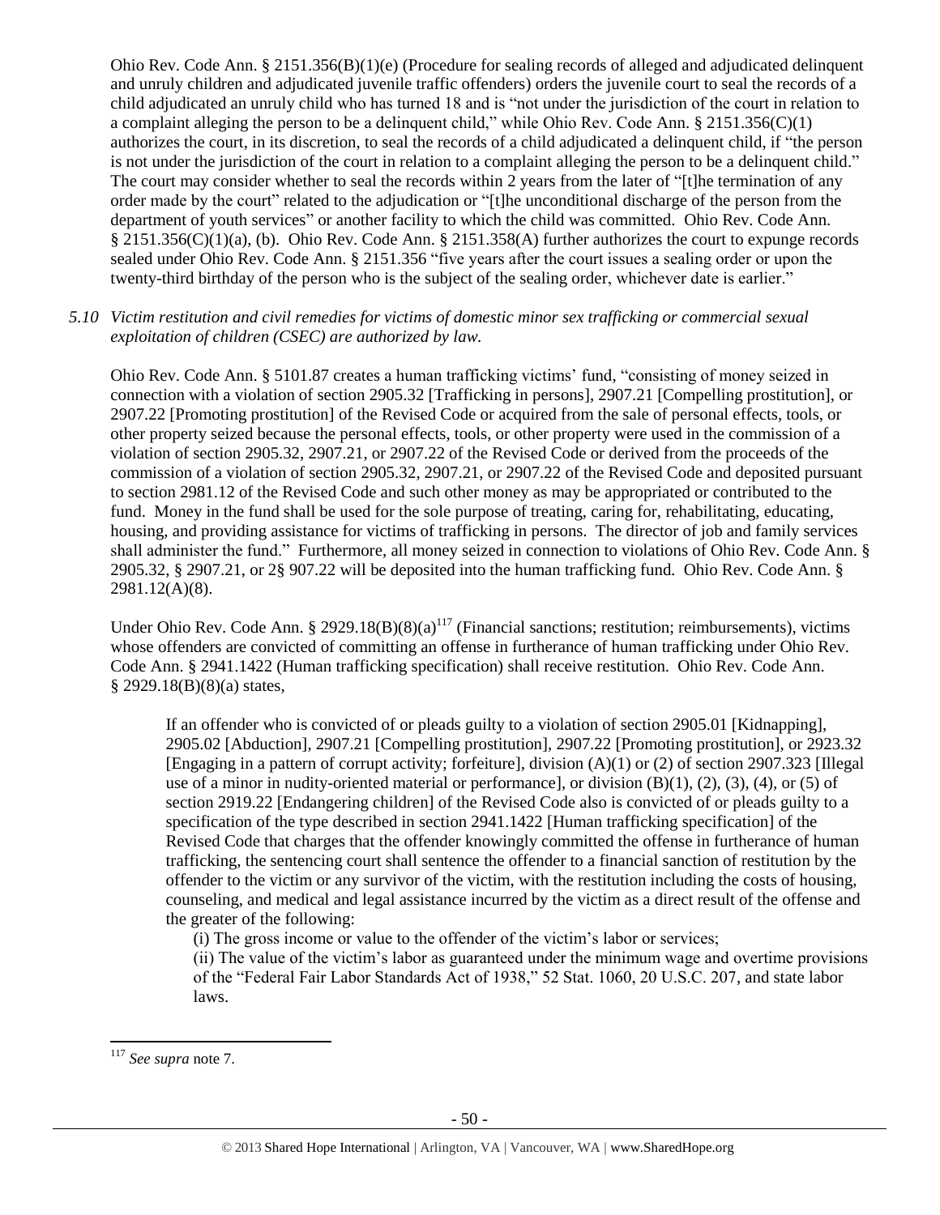Ohio Rev. Code Ann. § 2151.356(B)(1)(e) (Procedure for sealing records of alleged and adjudicated delinquent and unruly children and adjudicated juvenile traffic offenders) orders the juvenile court to seal the records of a child adjudicated an unruly child who has turned 18 and is "not under the jurisdiction of the court in relation to a complaint alleging the person to be a delinquent child," while Ohio Rev. Code Ann. § 2151.356(C)(1) authorizes the court, in its discretion, to seal the records of a child adjudicated a delinquent child, if "the person is not under the jurisdiction of the court in relation to a complaint alleging the person to be a delinquent child." The court may consider whether to seal the records within 2 years from the later of "[t]he termination of any order made by the court" related to the adjudication or "[t]he unconditional discharge of the person from the department of youth services" or another facility to which the child was committed. Ohio Rev. Code Ann. § 2151.356(C)(1)(a), (b). Ohio Rev. Code Ann. § 2151.358(A) further authorizes the court to expunge records sealed under Ohio Rev. Code Ann. § 2151.356 "five years after the court issues a sealing order or upon the twenty-third birthday of the person who is the subject of the sealing order, whichever date is earlier."

*5.10 Victim restitution and civil remedies for victims of domestic minor sex trafficking or commercial sexual exploitation of children (CSEC) are authorized by law.*

Ohio Rev. Code Ann. § 5101.87 creates a human trafficking victims' fund, "consisting of money seized in connection with a violation of section 2905.32 [Trafficking in persons], 2907.21 [Compelling prostitution], or 2907.22 [Promoting prostitution] of the Revised Code or acquired from the sale of personal effects, tools, or other property seized because the personal effects, tools, or other property were used in the commission of a violation of section 2905.32, 2907.21, or 2907.22 of the Revised Code or derived from the proceeds of the commission of a violation of section 2905.32, 2907.21, or 2907.22 of the Revised Code and deposited pursuant to section 2981.12 of the Revised Code and such other money as may be appropriated or contributed to the fund. Money in the fund shall be used for the sole purpose of treating, caring for, rehabilitating, educating, housing, and providing assistance for victims of trafficking in persons. The director of job and family services shall administer the fund." Furthermore, all money seized in connection to violations of Ohio Rev. Code Ann. § 2905.32, § 2907.21, or 2§ 907.22 will be deposited into the human trafficking fund. Ohio Rev. Code Ann. § 2981.12(A)(8).

Under Ohio Rev. Code Ann. § 2929.18(B)(8)(a)[117] (Financial sanctions; restitution; reimbursements), victims whose offenders are convicted of committing an offense in furtherance of human trafficking under Ohio Rev. Code Ann. § 2941.1422 (Human trafficking specification) shall receive restitution. Ohio Rev. Code Ann. § 2929.18(B)(8)(a) states,

> If an offender who is convicted of or pleads guilty to a violation of section 2905.01 [Kidnapping], 2905.02 [Abduction], 2907.21 [Compelling prostitution], 2907.22 [Promoting prostitution], or 2923.32 [Engaging in a pattern of corrupt activity; forfeiture], division (A)(1) or (2) of section 2907.323 [Illegal use of a minor in nudity-oriented material or performance], or division (B)(1), (2), (3), (4), or (5) of section 2919.22 [Endangering children] of the Revised Code also is convicted of or pleads guilty to a specification of the type described in section 2941.1422 [Human trafficking specification] of the Revised Code that charges that the offender knowingly committed the offense in furtherance of human trafficking, the sentencing court shall sentence the offender to a financial sanction of restitution by the offender to the victim or any survivor of the victim, with the restitution including the costs of housing, counseling, and medical and legal assistance incurred by the victim as a direct result of the offense and the greater of the following:
>
> (i) The gross income or value to the offender of the victim's labor or services;
>
> (ii) The value of the victim's labor as guaranteed under the minimum wage and overtime provisions of the "Federal Fair Labor Standards Act of 1938," 52 Stat. 1060, 20 U.S.C. 207, and state labor laws.

---

[117] *See supra* note 7.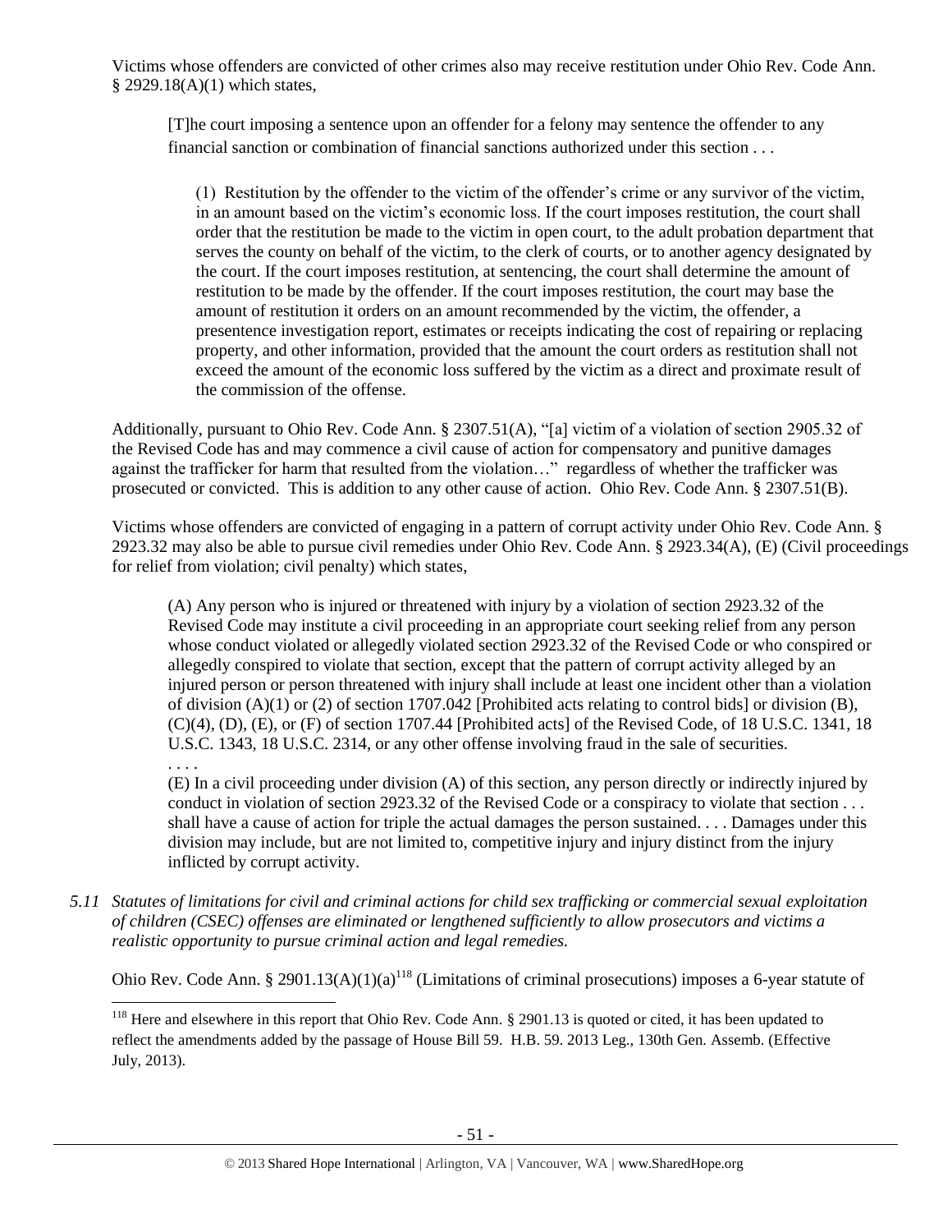Victims whose offenders are convicted of other crimes also may receive restitution under Ohio Rev. Code Ann. § 2929.18(A)(1) which states,

> [T]he court imposing a sentence upon an offender for a felony may sentence the offender to any financial sanction or combination of financial sanctions authorized under this section . . .
>
> > (1) Restitution by the offender to the victim of the offender's crime or any survivor of the victim, in an amount based on the victim's economic loss. If the court imposes restitution, the court shall order that the restitution be made to the victim in open court, to the adult probation department that serves the county on behalf of the victim, to the clerk of courts, or to another agency designated by the court. If the court imposes restitution, at sentencing, the court shall determine the amount of restitution to be made by the offender. If the court imposes restitution, the court may base the amount of restitution it orders on an amount recommended by the victim, the offender, a presentence investigation report, estimates or receipts indicating the cost of repairing or replacing property, and other information, provided that the amount the court orders as restitution shall not exceed the amount of the economic loss suffered by the victim as a direct and proximate result of the commission of the offense.

Additionally, pursuant to Ohio Rev. Code Ann. § 2307.51(A), "[a] victim of a violation of section 2905.32 of the Revised Code has and may commence a civil cause of action for compensatory and punitive damages against the trafficker for harm that resulted from the violation…" regardless of whether the trafficker was prosecuted or convicted. This is addition to any other cause of action. Ohio Rev. Code Ann. § 2307.51(B).

Victims whose offenders are convicted of engaging in a pattern of corrupt activity under Ohio Rev. Code Ann. § 2923.32 may also be able to pursue civil remedies under Ohio Rev. Code Ann. § 2923.34(A), (E) (Civil proceedings for relief from violation; civil penalty) which states,

> (A) Any person who is injured or threatened with injury by a violation of section 2923.32 of the Revised Code may institute a civil proceeding in an appropriate court seeking relief from any person whose conduct violated or allegedly violated section 2923.32 of the Revised Code or who conspired or allegedly conspired to violate that section, except that the pattern of corrupt activity alleged by an injured person or person threatened with injury shall include at least one incident other than a violation of division (A)(1) or (2) of section 1707.042 [Prohibited acts relating to control bids] or division (B), (C)(4), (D), (E), or (F) of section 1707.44 [Prohibited acts] of the Revised Code, of 18 U.S.C. 1341, 18 U.S.C. 1343, 18 U.S.C. 2314, or any other offense involving fraud in the sale of securities.
>
> . . . .
>
> (E) In a civil proceeding under division (A) of this section, any person directly or indirectly injured by conduct in violation of section 2923.32 of the Revised Code or a conspiracy to violate that section . . . shall have a cause of action for triple the actual damages the person sustained. . . . Damages under this division may include, but are not limited to, competitive injury and injury distinct from the injury inflicted by corrupt activity.

*5.11 Statutes of limitations for civil and criminal actions for child sex trafficking or commercial sexual exploitation of children (CSEC) offenses are eliminated or lengthened sufficiently to allow prosecutors and victims a realistic opportunity to pursue criminal action and legal remedies.*

Ohio Rev. Code Ann. § 2901.13(A)(1)(a)[118] (Limitations of criminal prosecutions) imposes a 6-year statute of

[118] Here and elsewhere in this report that Ohio Rev. Code Ann. § 2901.13 is quoted or cited, it has been updated to reflect the amendments added by the passage of House Bill 59. H.B. 59. 2013 Leg., 130th Gen. Assemb. (Effective July, 2013).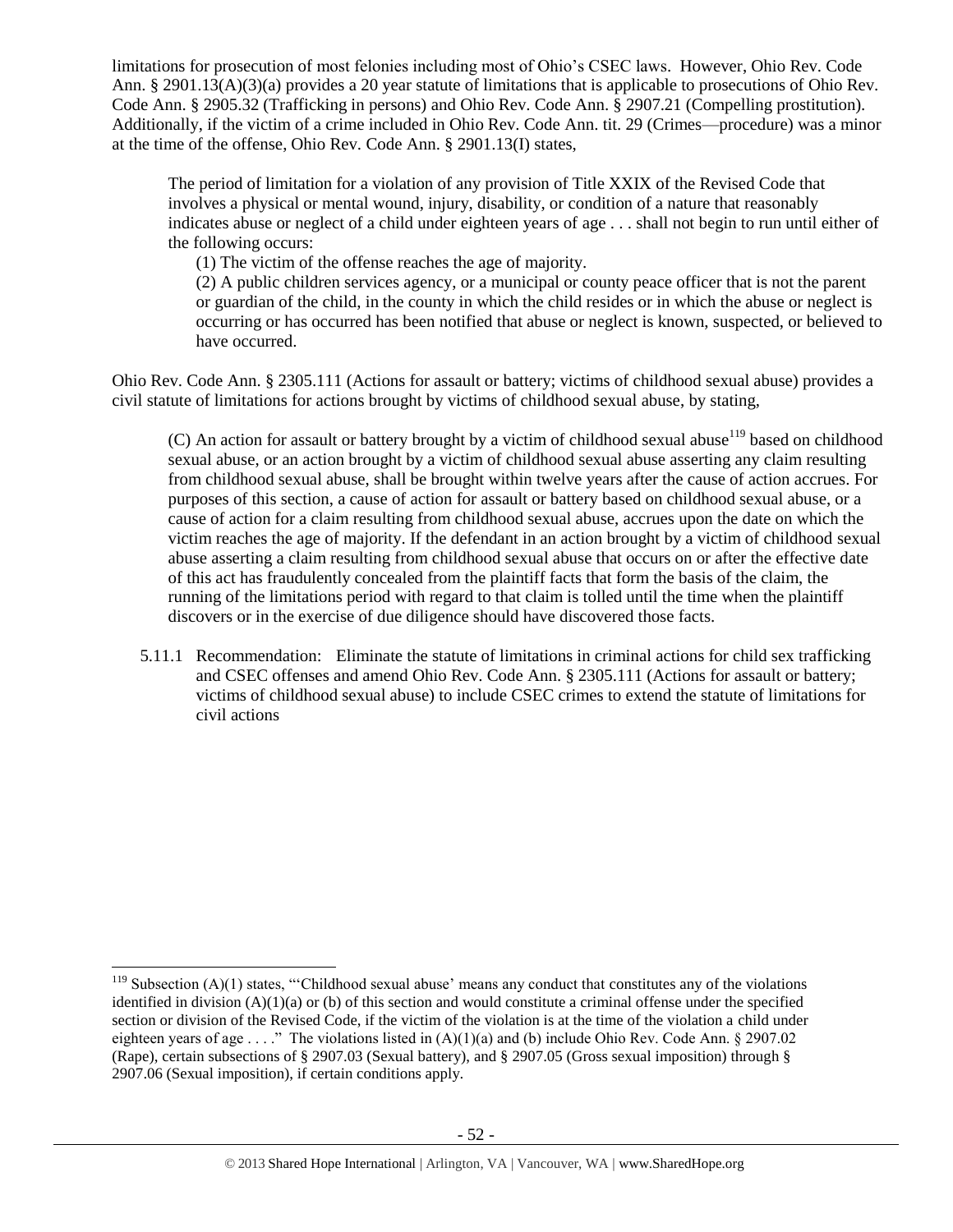limitations for prosecution of most felonies including most of Ohio's CSEC laws. However, Ohio Rev. Code Ann. § 2901.13(A)(3)(a) provides a 20 year statute of limitations that is applicable to prosecutions of Ohio Rev. Code Ann. § 2905.32 (Trafficking in persons) and Ohio Rev. Code Ann. § 2907.21 (Compelling prostitution). Additionally, if the victim of a crime included in Ohio Rev. Code Ann. tit. 29 (Crimes—procedure) was a minor at the time of the offense, Ohio Rev. Code Ann. § 2901.13(I) states,

> The period of limitation for a violation of any provision of Title XXIX of the Revised Code that involves a physical or mental wound, injury, disability, or condition of a nature that reasonably indicates abuse or neglect of a child under eighteen years of age . . . shall not begin to run until either of the following occurs:
>
> (1) The victim of the offense reaches the age of majority.
>
> (2) A public children services agency, or a municipal or county peace officer that is not the parent or guardian of the child, in the county in which the child resides or in which the abuse or neglect is occurring or has occurred has been notified that abuse or neglect is known, suspected, or believed to have occurred.

Ohio Rev. Code Ann. § 2305.111 (Actions for assault or battery; victims of childhood sexual abuse) provides a civil statute of limitations for actions brought by victims of childhood sexual abuse, by stating,

> (C) An action for assault or battery brought by a victim of childhood sexual abuse[119] based on childhood sexual abuse, or an action brought by a victim of childhood sexual abuse asserting any claim resulting from childhood sexual abuse, shall be brought within twelve years after the cause of action accrues. For purposes of this section, a cause of action for assault or battery based on childhood sexual abuse, or a cause of action for a claim resulting from childhood sexual abuse, accrues upon the date on which the victim reaches the age of majority. If the defendant in an action brought by a victim of childhood sexual abuse asserting a claim resulting from childhood sexual abuse that occurs on or after the effective date of this act has fraudulently concealed from the plaintiff facts that form the basis of the claim, the running of the limitations period with regard to that claim is tolled until the time when the plaintiff discovers or in the exercise of due diligence should have discovered those facts.

5.11.1 Recommendation: Eliminate the statute of limitations in criminal actions for child sex trafficking and CSEC offenses and amend Ohio Rev. Code Ann. § 2305.111 (Actions for assault or battery; victims of childhood sexual abuse) to include CSEC crimes to extend the statute of limitations for civil actions

---

[119] Subsection (A)(1) states, "'Childhood sexual abuse' means any conduct that constitutes any of the violations identified in division (A)(1)(a) or (b) of this section and would constitute a criminal offense under the specified section or division of the Revised Code, if the victim of the violation is at the time of the violation a child under eighteen years of age . . . ." The violations listed in (A)(1)(a) and (b) include Ohio Rev. Code Ann. § 2907.02 (Rape), certain subsections of § 2907.03 (Sexual battery), and § 2907.05 (Gross sexual imposition) through § 2907.06 (Sexual imposition), if certain conditions apply.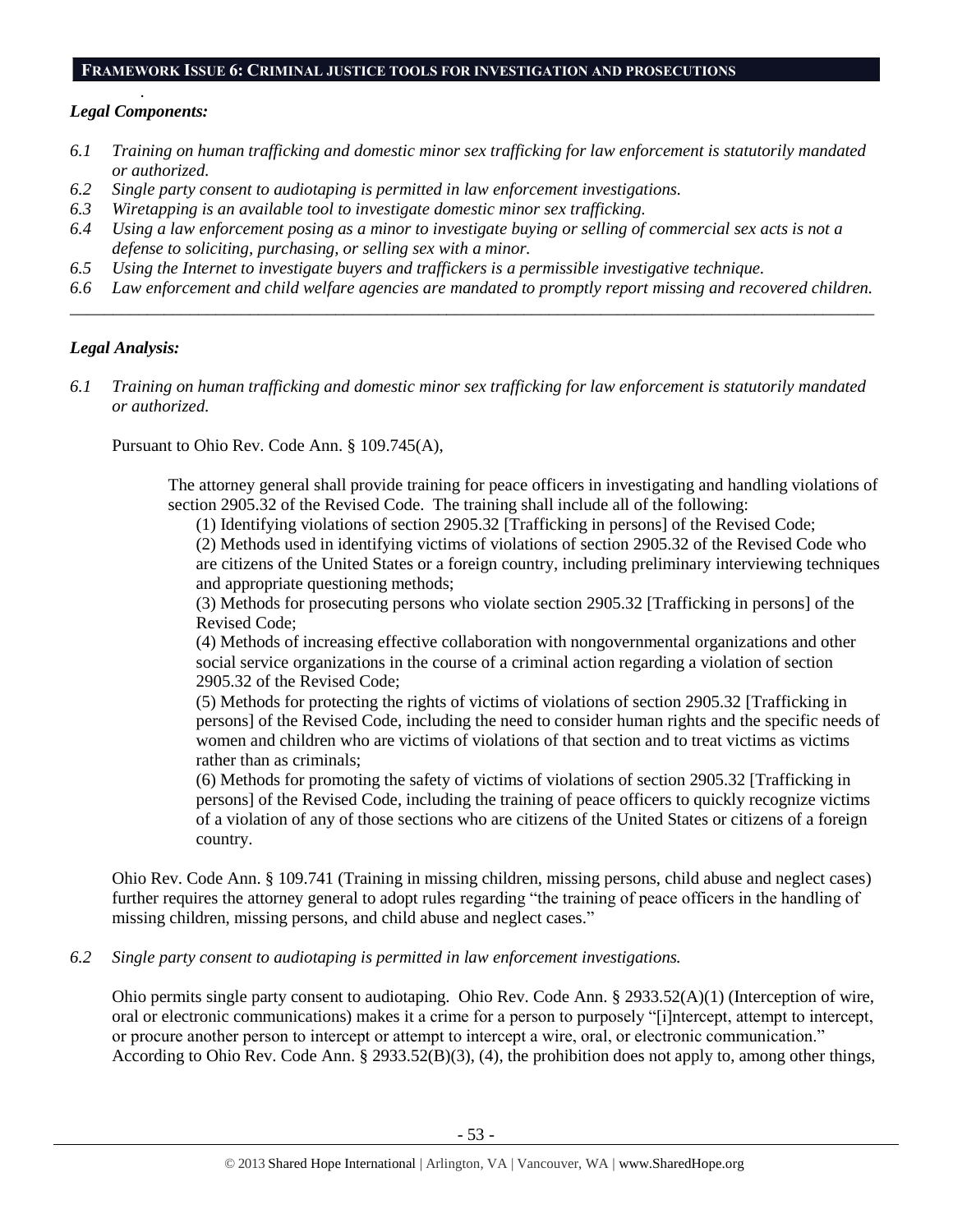## FRAMEWORK ISSUE 6: CRIMINAL JUSTICE TOOLS FOR INVESTIGATION AND PROSECUTIONS

*Legal Components:*

*6.1 Training on human trafficking and domestic minor sex trafficking for law enforcement is statutorily mandated or authorized.*

*6.2 Single party consent to audiotaping is permitted in law enforcement investigations.*

*6.3 Wiretapping is an available tool to investigate domestic minor sex trafficking.*

*6.4 Using a law enforcement posing as a minor to investigate buying or selling of commercial sex acts is not a defense to soliciting, purchasing, or selling sex with a minor.*

*6.5 Using the Internet to investigate buyers and traffickers is a permissible investigative technique.*

*6.6 Law enforcement and child welfare agencies are mandated to promptly report missing and recovered children.*

---

*Legal Analysis:*

*6.1 Training on human trafficking and domestic minor sex trafficking for law enforcement is statutorily mandated or authorized.*

Pursuant to Ohio Rev. Code Ann. § 109.745(A),

> The attorney general shall provide training for peace officers in investigating and handling violations of section 2905.32 of the Revised Code. The training shall include all of the following:
>
> (1) Identifying violations of section 2905.32 [Trafficking in persons] of the Revised Code;
>
> (2) Methods used in identifying victims of violations of section 2905.32 of the Revised Code who are citizens of the United States or a foreign country, including preliminary interviewing techniques and appropriate questioning methods;
>
> (3) Methods for prosecuting persons who violate section 2905.32 [Trafficking in persons] of the Revised Code;
>
> (4) Methods of increasing effective collaboration with nongovernmental organizations and other social service organizations in the course of a criminal action regarding a violation of section 2905.32 of the Revised Code;
>
> (5) Methods for protecting the rights of victims of violations of section 2905.32 [Trafficking in persons] of the Revised Code, including the need to consider human rights and the specific needs of women and children who are victims of violations of that section and to treat victims as victims rather than as criminals;
>
> (6) Methods for promoting the safety of victims of violations of section 2905.32 [Trafficking in persons] of the Revised Code, including the training of peace officers to quickly recognize victims of a violation of any of those sections who are citizens of the United States or citizens of a foreign country.

Ohio Rev. Code Ann. § 109.741 (Training in missing children, missing persons, child abuse and neglect cases) further requires the attorney general to adopt rules regarding "the training of peace officers in the handling of missing children, missing persons, and child abuse and neglect cases."

*6.2 Single party consent to audiotaping is permitted in law enforcement investigations.*

Ohio permits single party consent to audiotaping. Ohio Rev. Code Ann. § 2933.52(A)(1) (Interception of wire, oral or electronic communications) makes it a crime for a person to purposely "[i]ntercept, attempt to intercept, or procure another person to intercept or attempt to intercept a wire, oral, or electronic communication." According to Ohio Rev. Code Ann. § 2933.52(B)(3), (4), the prohibition does not apply to, among other things,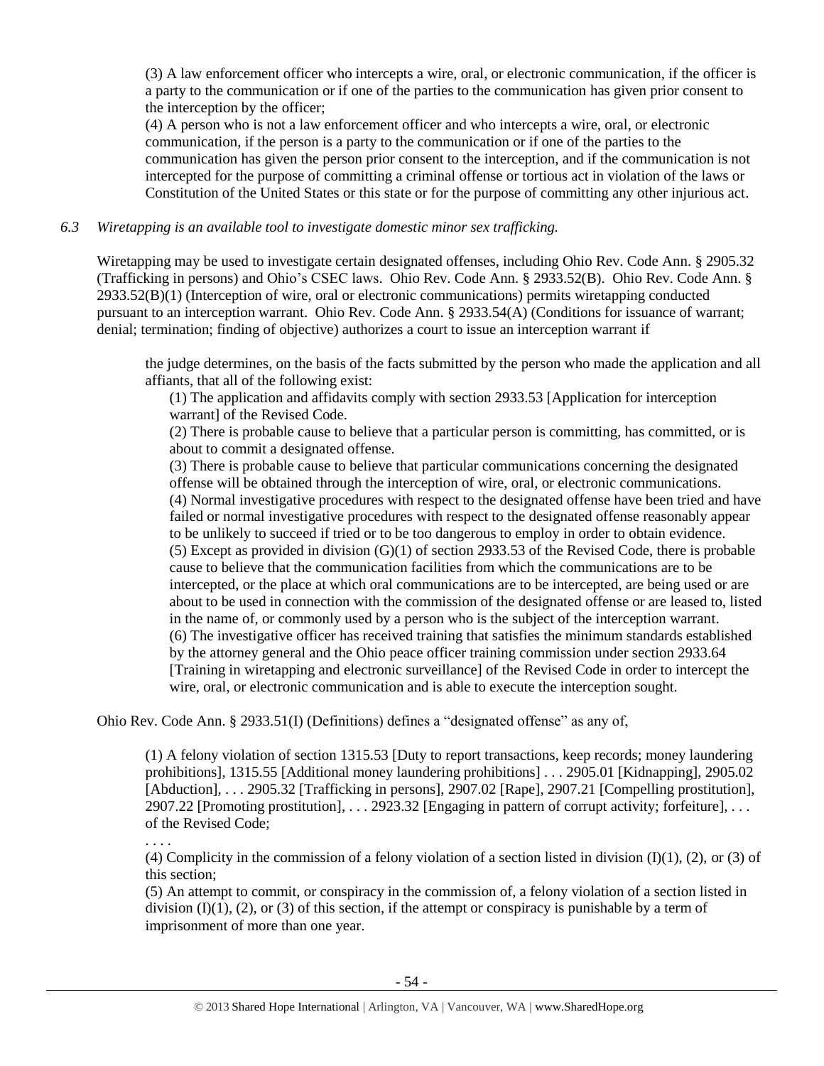> (3) A law enforcement officer who intercepts a wire, oral, or electronic communication, if the officer is a party to the communication or if one of the parties to the communication has given prior consent to the interception by the officer;
>
> (4) A person who is not a law enforcement officer and who intercepts a wire, oral, or electronic communication, if the person is a party to the communication or if one of the parties to the communication has given the person prior consent to the interception, and if the communication is not intercepted for the purpose of committing a criminal offense or tortious act in violation of the laws or Constitution of the United States or this state or for the purpose of committing any other injurious act.

*6.3 Wiretapping is an available tool to investigate domestic minor sex trafficking.*

Wiretapping may be used to investigate certain designated offenses, including Ohio Rev. Code Ann. § 2905.32 (Trafficking in persons) and Ohio's CSEC laws. Ohio Rev. Code Ann. § 2933.52(B). Ohio Rev. Code Ann. § 2933.52(B)(1) (Interception of wire, oral or electronic communications) permits wiretapping conducted pursuant to an interception warrant. Ohio Rev. Code Ann. § 2933.54(A) (Conditions for issuance of warrant; denial; termination; finding of objective) authorizes a court to issue an interception warrant if

> the judge determines, on the basis of the facts submitted by the person who made the application and all affiants, that all of the following exist:
>
> (1) The application and affidavits comply with section 2933.53 [Application for interception warrant] of the Revised Code.
>
> (2) There is probable cause to believe that a particular person is committing, has committed, or is about to commit a designated offense.
>
> (3) There is probable cause to believe that particular communications concerning the designated offense will be obtained through the interception of wire, oral, or electronic communications.
>
> (4) Normal investigative procedures with respect to the designated offense have been tried and have failed or normal investigative procedures with respect to the designated offense reasonably appear to be unlikely to succeed if tried or to be too dangerous to employ in order to obtain evidence.
>
> (5) Except as provided in division (G)(1) of section 2933.53 of the Revised Code, there is probable cause to believe that the communication facilities from which the communications are to be intercepted, or the place at which oral communications are to be intercepted, are being used or are about to be used in connection with the commission of the designated offense or are leased to, listed in the name of, or commonly used by a person who is the subject of the interception warrant.
>
> (6) The investigative officer has received training that satisfies the minimum standards established by the attorney general and the Ohio peace officer training commission under section 2933.64 [Training in wiretapping and electronic surveillance] of the Revised Code in order to intercept the wire, oral, or electronic communication and is able to execute the interception sought.

Ohio Rev. Code Ann. § 2933.51(I) (Definitions) defines a "designated offense" as any of,

> (1) A felony violation of section 1315.53 [Duty to report transactions, keep records; money laundering prohibitions], 1315.55 [Additional money laundering prohibitions] . . . 2905.01 [Kidnapping], 2905.02 [Abduction], . . . 2905.32 [Trafficking in persons], 2907.02 [Rape], 2907.21 [Compelling prostitution], 2907.22 [Promoting prostitution], . . . 2923.32 [Engaging in pattern of corrupt activity; forfeiture], . . . of the Revised Code;
>
> . . . .
>
> (4) Complicity in the commission of a felony violation of a section listed in division (I)(1), (2), or (3) of this section;
>
> (5) An attempt to commit, or conspiracy in the commission of, a felony violation of a section listed in division (I)(1), (2), or (3) of this section, if the attempt or conspiracy is punishable by a term of imprisonment of more than one year.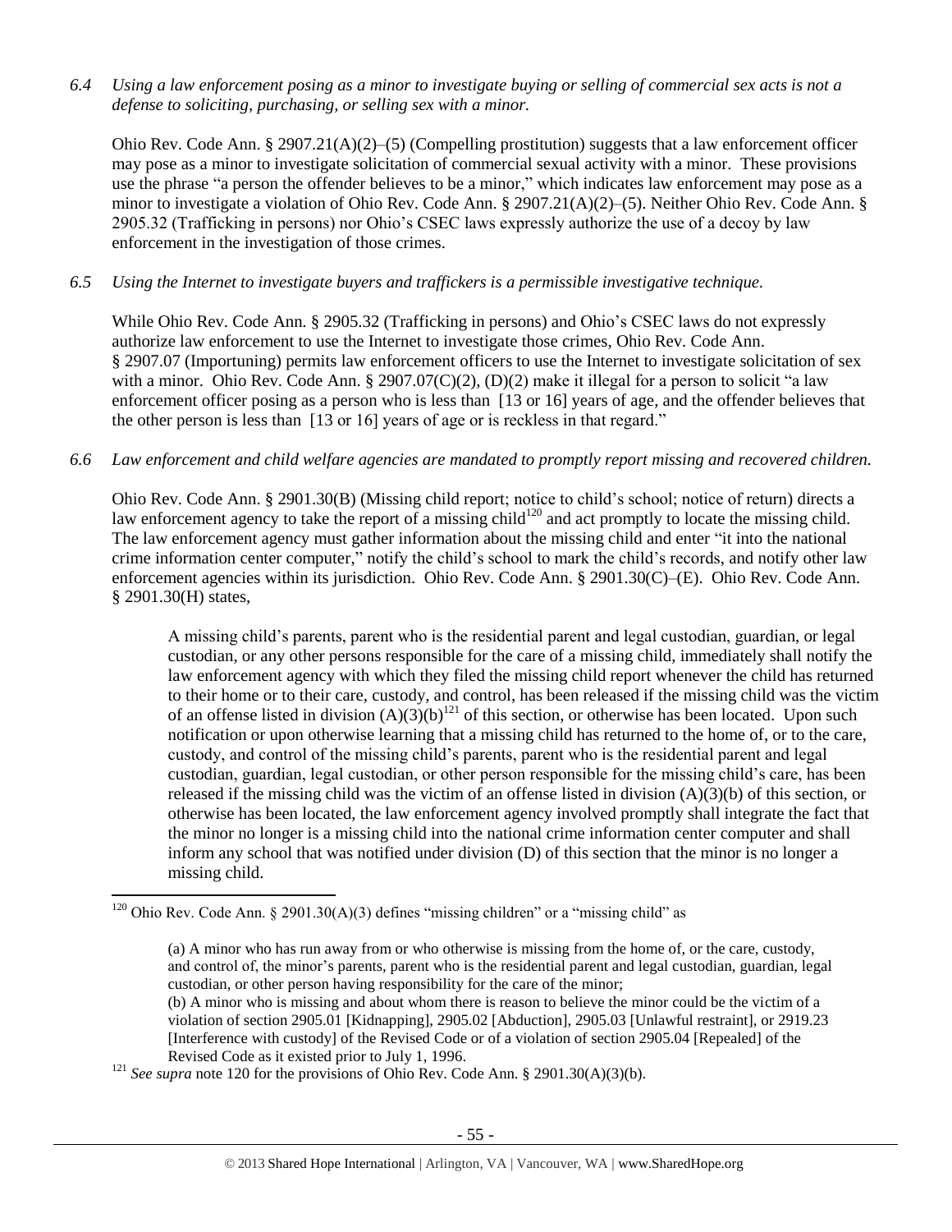*6.4 Using a law enforcement posing as a minor to investigate buying or selling of commercial sex acts is not a defense to soliciting, purchasing, or selling sex with a minor.*

Ohio Rev. Code Ann. § 2907.21(A)(2)–(5) (Compelling prostitution) suggests that a law enforcement officer may pose as a minor to investigate solicitation of commercial sexual activity with a minor. These provisions use the phrase "a person the offender believes to be a minor," which indicates law enforcement may pose as a minor to investigate a violation of Ohio Rev. Code Ann. § 2907.21(A)(2)–(5). Neither Ohio Rev. Code Ann. § 2905.32 (Trafficking in persons) nor Ohio's CSEC laws expressly authorize the use of a decoy by law enforcement in the investigation of those crimes.

*6.5 Using the Internet to investigate buyers and traffickers is a permissible investigative technique.*

While Ohio Rev. Code Ann. § 2905.32 (Trafficking in persons) and Ohio's CSEC laws do not expressly authorize law enforcement to use the Internet to investigate those crimes, Ohio Rev. Code Ann. § 2907.07 (Importuning) permits law enforcement officers to use the Internet to investigate solicitation of sex with a minor. Ohio Rev. Code Ann. § 2907.07(C)(2), (D)(2) make it illegal for a person to solicit "a law enforcement officer posing as a person who is less than [13 or 16] years of age, and the offender believes that the other person is less than [13 or 16] years of age or is reckless in that regard."

*6.6 Law enforcement and child welfare agencies are mandated to promptly report missing and recovered children.*

Ohio Rev. Code Ann. § 2901.30(B) (Missing child report; notice to child's school; notice of return) directs a law enforcement agency to take the report of a missing child[120] and act promptly to locate the missing child. The law enforcement agency must gather information about the missing child and enter "it into the national crime information center computer," notify the child's school to mark the child's records, and notify other law enforcement agencies within its jurisdiction. Ohio Rev. Code Ann. § 2901.30(C)–(E). Ohio Rev. Code Ann. § 2901.30(H) states,

> A missing child's parents, parent who is the residential parent and legal custodian, guardian, or legal custodian, or any other persons responsible for the care of a missing child, immediately shall notify the law enforcement agency with which they filed the missing child report whenever the child has returned to their home or to their care, custody, and control, has been released if the missing child was the victim of an offense listed in division (A)(3)(b)[121] of this section, or otherwise has been located. Upon such notification or upon otherwise learning that a missing child has returned to the home of, or to the care, custody, and control of the missing child's parents, parent who is the residential parent and legal custodian, guardian, legal custodian, or other person responsible for the missing child's care, has been released if the missing child was the victim of an offense listed in division (A)(3)(b) of this section, or otherwise has been located, the law enforcement agency involved promptly shall integrate the fact that the minor no longer is a missing child into the national crime information center computer and shall inform any school that was notified under division (D) of this section that the minor is no longer a missing child.

---

[120] Ohio Rev. Code Ann. § 2901.30(A)(3) defines "missing children" or a "missing child" as

> (a) A minor who has run away from or who otherwise is missing from the home of, or the care, custody, and control of, the minor's parents, parent who is the residential parent and legal custodian, guardian, legal custodian, or other person having responsibility for the care of the minor;
> (b) A minor who is missing and about whom there is reason to believe the minor could be the victim of a violation of section 2905.01 [Kidnapping], 2905.02 [Abduction], 2905.03 [Unlawful restraint], or 2919.23 [Interference with custody] of the Revised Code or of a violation of section 2905.04 [Repealed] of the Revised Code as it existed prior to July 1, 1996.

[121] *See supra* note 120 for the provisions of Ohio Rev. Code Ann. § 2901.30(A)(3)(b).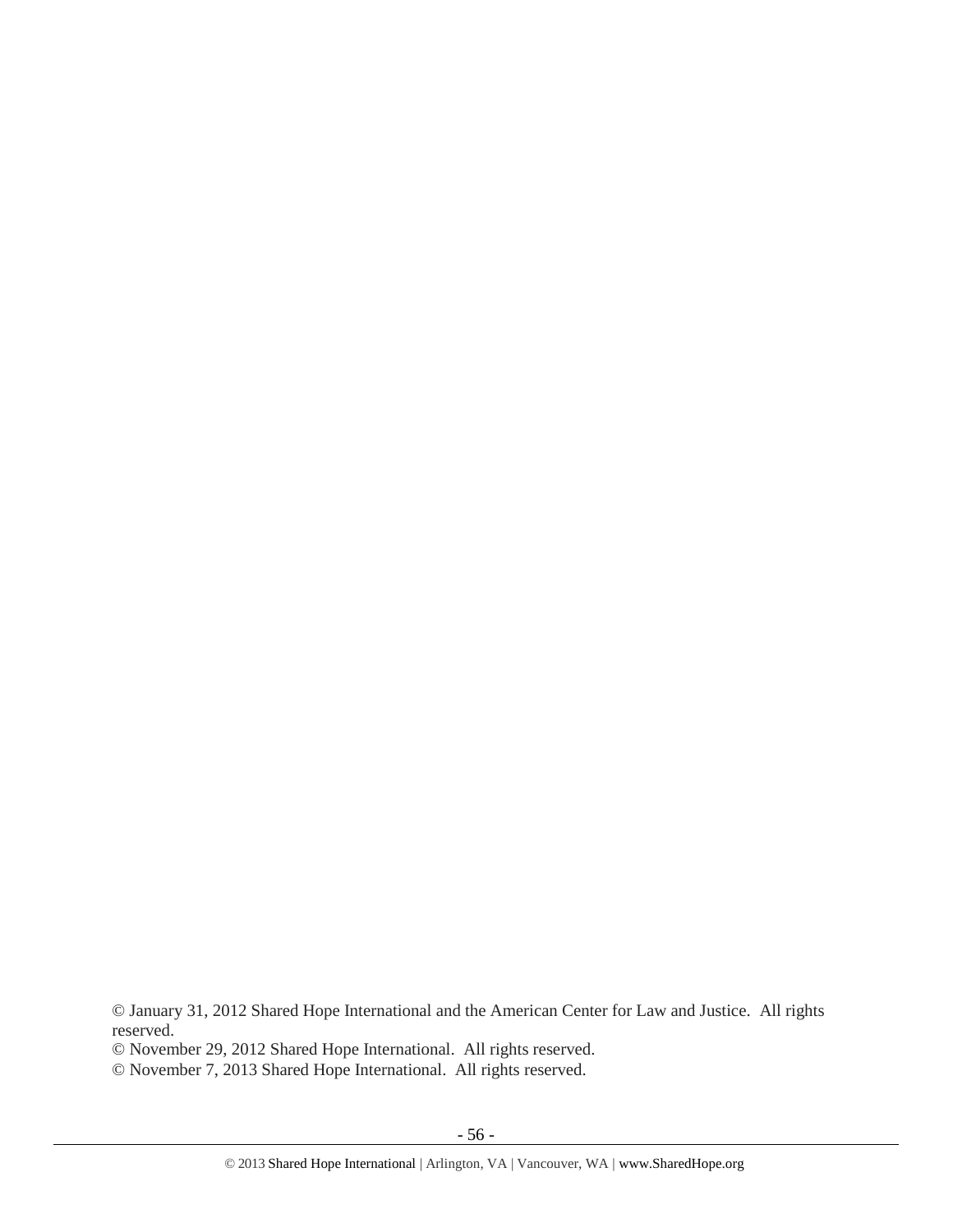© January 31, 2012 Shared Hope International and the American Center for Law and Justice. All rights reserved.
© November 29, 2012 Shared Hope International. All rights reserved.
© November 7, 2013 Shared Hope International. All rights reserved.